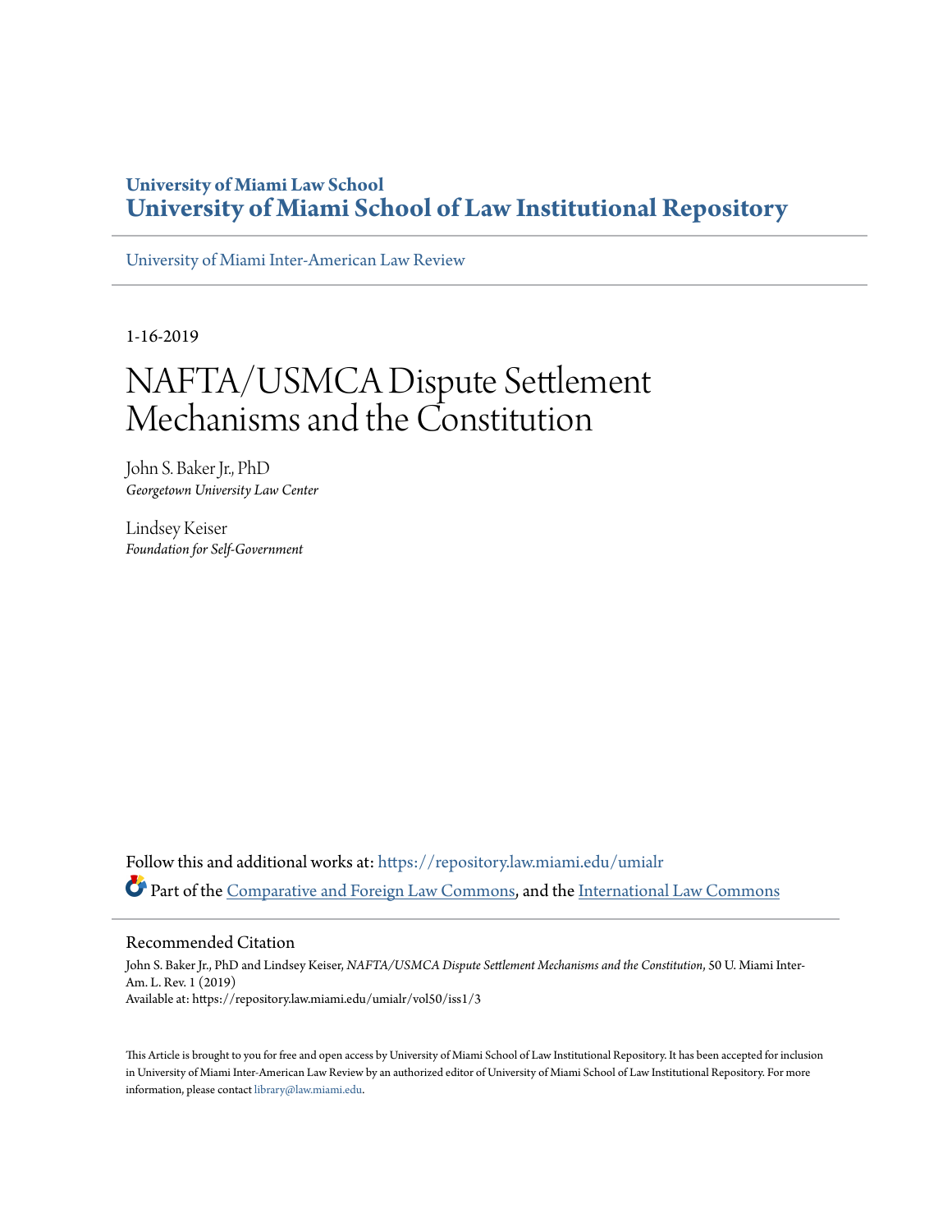University of Miami Law School
# University of Miami School of Law Institutional Repository

University of Miami Inter-American Law Review

1-16-2019

# NAFTA/USMCA Dispute Settlement Mechanisms and the Constitution

John S. Baker Jr., PhD
*Georgetown University Law Center*

Lindsey Keiser
*Foundation for Self-Government*

Follow this and additional works at: https://repository.law.miami.edu/umialr

Part of the Comparative and Foreign Law Commons, and the International Law Commons

## Recommended Citation

John S. Baker Jr., PhD and Lindsey Keiser, *NAFTA/USMCA Dispute Settlement Mechanisms and the Constitution*, 50 U. Miami Inter-Am. L. Rev. 1 (2019)
Available at: https://repository.law.miami.edu/umialr/vol50/iss1/3

This Article is brought to you for free and open access by University of Miami School of Law Institutional Repository. It has been accepted for inclusion in University of Miami Inter-American Law Review by an authorized editor of University of Miami School of Law Institutional Repository. For more information, please contact library@law.miami.edu.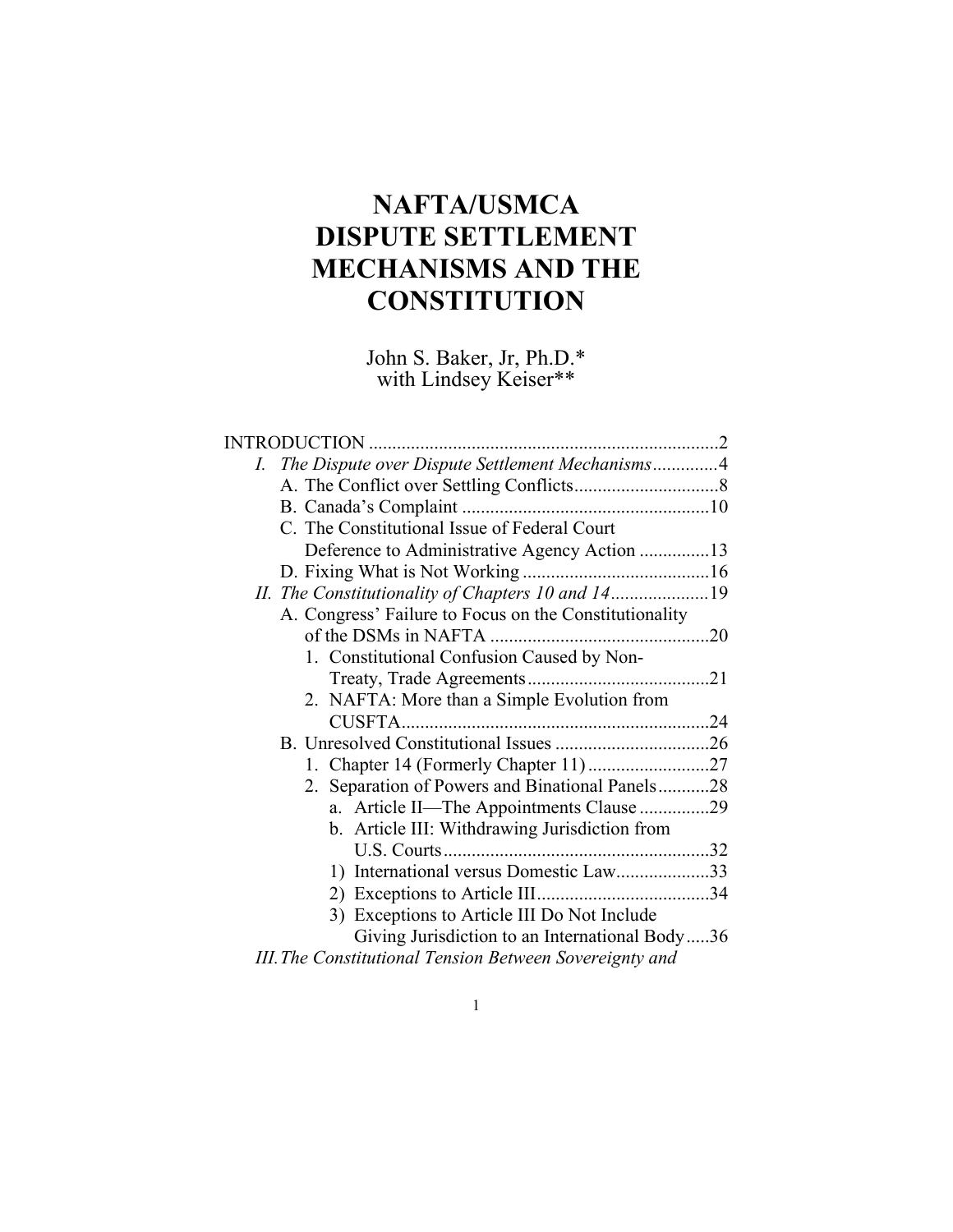# NAFTA/USMCA DISPUTE SETTLEMENT MECHANISMS AND THE CONSTITUTION

John S. Baker, Jr, Ph.D.*
with Lindsey Keiser**

INTRODUCTION .......................................................................... 2

*I. The Dispute over Dispute Settlement Mechanisms* ............. 4

- A. The Conflict over Settling Conflicts ............................... 8
- B. Canada's Complaint ..................................................... 10
- C. The Constitutional Issue of Federal Court Deference to Administrative Agency Action ............... 13
- D. Fixing What is Not Working ........................................ 16

*II. The Constitutionality of Chapters 10 and 14* ..................... 19

- A. Congress' Failure to Focus on the Constitutionality of the DSMs in NAFTA ............................................... 20
  1. Constitutional Confusion Caused by Non-Treaty, Trade Agreements ....................................... 21
  2. NAFTA: More than a Simple Evolution from CUSFTA .................................................................. 24
- B. Unresolved Constitutional Issues ................................. 26
  1. Chapter 14 (Formerly Chapter 11) .......................... 27
  2. Separation of Powers and Binational Panels ........... 28
     - a. Article II—The Appointments Clause ............... 29
     - b. Article III: Withdrawing Jurisdiction from U.S. Courts ......................................................... 32
       - 1) International versus Domestic Law .................... 33
       - 2) Exceptions to Article III ..................................... 34
       - 3) Exceptions to Article III Do Not Include Giving Jurisdiction to an International Body ..... 36

*III. The Constitutional Tension Between Sovereignty and*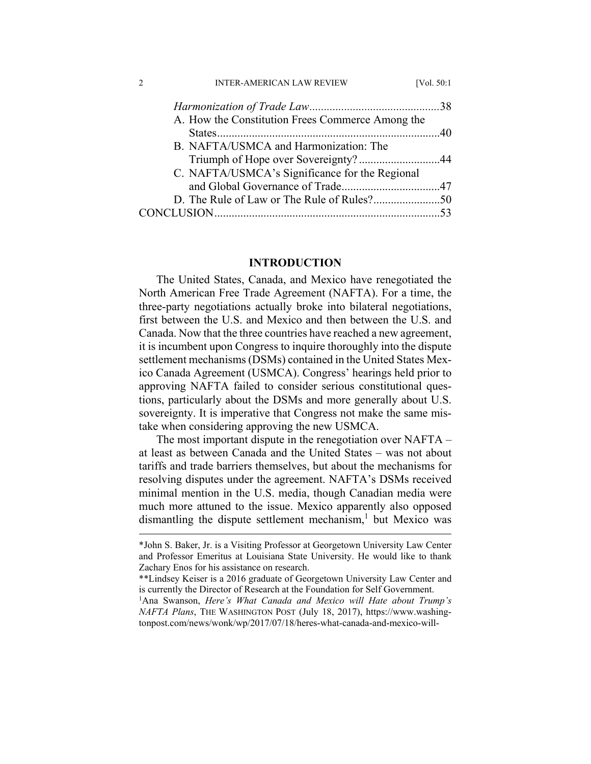*Harmonization of Trade Law*............................................38

A. How the Constitution Frees Commerce Among the States............................................................................40

B. NAFTA/USMCA and Harmonization: The Triumph of Hope over Sovereignty?............................44

C. NAFTA/USMCA's Significance for the Regional and Global Governance of Trade..................................47

D. The Rule of Law or The Rule of Rules?.......................50

CONCLUSION.............................................................................53

## INTRODUCTION

The United States, Canada, and Mexico have renegotiated the North American Free Trade Agreement (NAFTA). For a time, the three-party negotiations actually broke into bilateral negotiations, first between the U.S. and Mexico and then between the U.S. and Canada. Now that the three countries have reached a new agreement, it is incumbent upon Congress to inquire thoroughly into the dispute settlement mechanisms (DSMs) contained in the United States Mexico Canada Agreement (USMCA). Congress' hearings held prior to approving NAFTA failed to consider serious constitutional questions, particularly about the DSMs and more generally about U.S. sovereignty. It is imperative that Congress not make the same mistake when considering approving the new USMCA.

The most important dispute in the renegotiation over NAFTA – at least as between Canada and the United States – was not about tariffs and trade barriers themselves, but about the mechanisms for resolving disputes under the agreement. NAFTA's DSMs received minimal mention in the U.S. media, though Canadian media were much more attuned to the issue. Mexico apparently also opposed dismantling the dispute settlement mechanism,[1] but Mexico was

---

\*John S. Baker, Jr. is a Visiting Professor at Georgetown University Law Center and Professor Emeritus at Louisiana State University. He would like to thank Zachary Enos for his assistance on research.

\*\*Lindsey Keiser is a 2016 graduate of Georgetown University Law Center and is currently the Director of Research at the Foundation for Self Government.

[1] Ana Swanson, *Here's What Canada and Mexico will Hate about Trump's NAFTA Plans*, THE WASHINGTON POST (July 18, 2017), https://www.washingtonpost.com/news/wonk/wp/2017/07/18/heres-what-canada-and-mexico-will-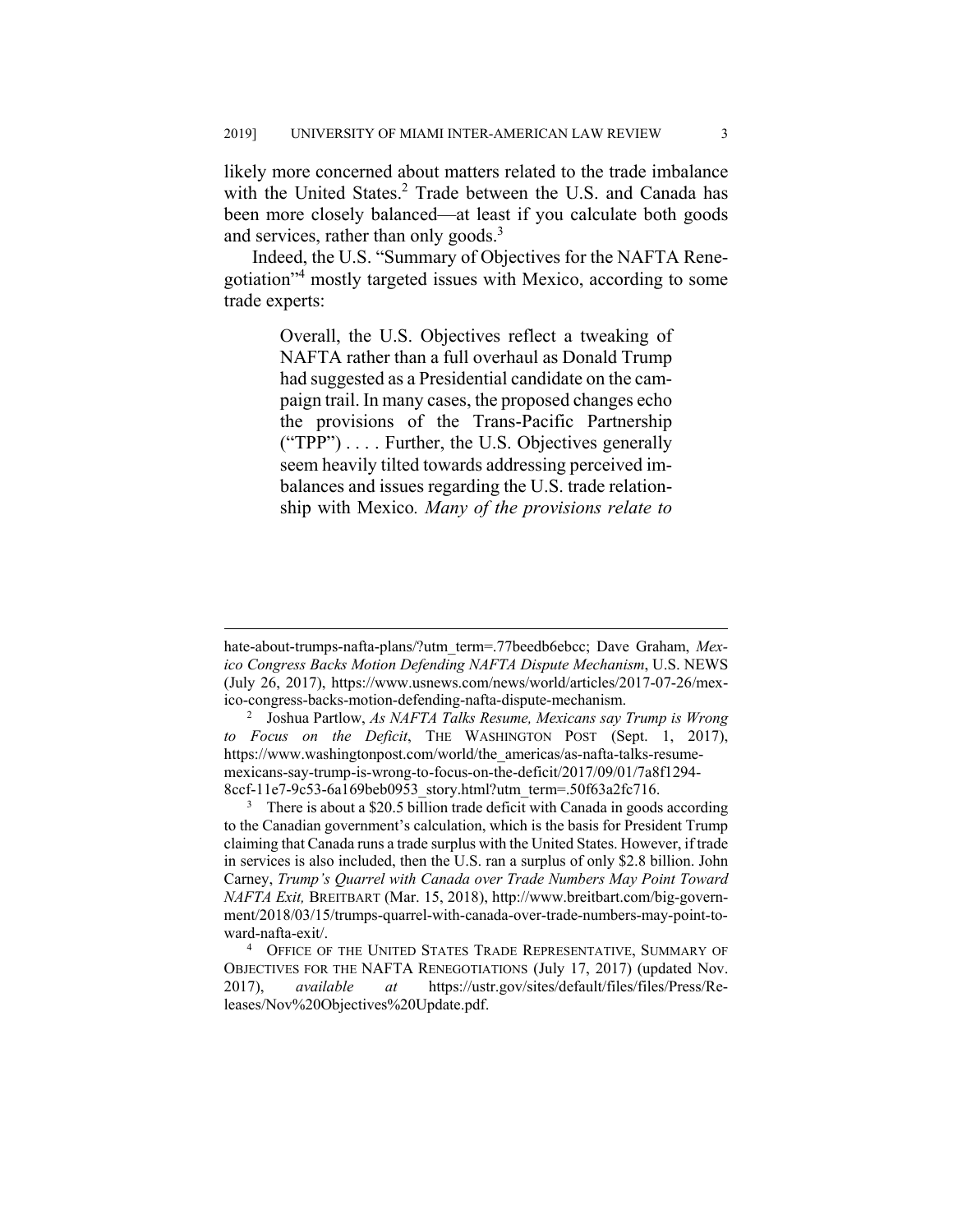likely more concerned about matters related to the trade imbalance with the United States.[2] Trade between the U.S. and Canada has been more closely balanced—at least if you calculate both goods and services, rather than only goods.[3]

Indeed, the U.S. "Summary of Objectives for the NAFTA Renegotiation"[4] mostly targeted issues with Mexico, according to some trade experts:

> Overall, the U.S. Objectives reflect a tweaking of NAFTA rather than a full overhaul as Donald Trump had suggested as a Presidential candidate on the campaign trail. In many cases, the proposed changes echo the provisions of the Trans-Pacific Partnership ("TPP") . . . . Further, the U.S. Objectives generally seem heavily tilted towards addressing perceived imbalances and issues regarding the U.S. trade relationship with Mexico. *Many of the provisions relate to*

---

hate-about-trumps-nafta-plans/?utm_term=.77beedb6ebcc; Dave Graham, *Mexico Congress Backs Motion Defending NAFTA Dispute Mechanism*, U.S. NEWS (July 26, 2017), https://www.usnews.com/news/world/articles/2017-07-26/mexico-congress-backs-motion-defending-nafta-dispute-mechanism.

[2] Joshua Partlow, *As NAFTA Talks Resume, Mexicans say Trump is Wrong to Focus on the Deficit*, THE WASHINGTON POST (Sept. 1, 2017), https://www.washingtonpost.com/world/the_americas/as-nafta-talks-resume-mexicans-say-trump-is-wrong-to-focus-on-the-deficit/2017/09/01/7a8f1294-8ccf-11e7-9c53-6a169beb0953_story.html?utm_term=.50f63a2fc716.

[3] There is about a $20.5 billion trade deficit with Canada in goods according to the Canadian government's calculation, which is the basis for President Trump claiming that Canada runs a trade surplus with the United States. However, if trade in services is also included, then the U.S. ran a surplus of only $2.8 billion. John Carney, *Trump's Quarrel with Canada over Trade Numbers May Point Toward NAFTA Exit,* BREITBART (Mar. 15, 2018), http://www.breitbart.com/big-government/2018/03/15/trumps-quarrel-with-canada-over-trade-numbers-may-point-toward-nafta-exit/.

[4] OFFICE OF THE UNITED STATES TRADE REPRESENTATIVE, SUMMARY OF OBJECTIVES FOR THE NAFTA RENEGOTIATIONS (July 17, 2017) (updated Nov. 2017), *available at* https://ustr.gov/sites/default/files/files/Press/Releases/Nov%20Objectives%20Update.pdf.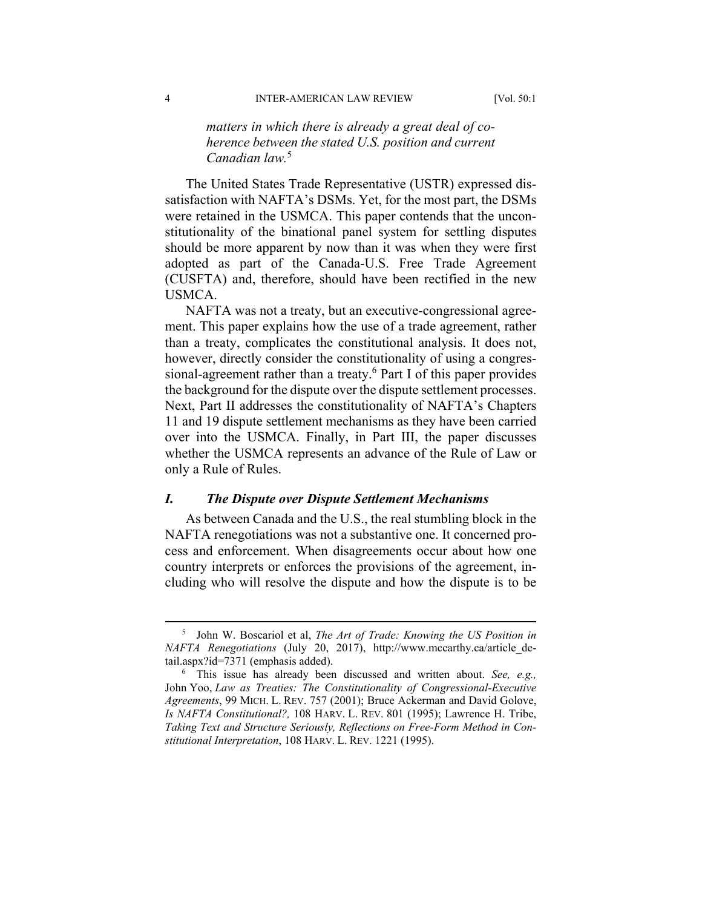*matters in which there is already a great deal of coherence between the stated U.S. position and current Canadian law.*[5]

The United States Trade Representative (USTR) expressed dissatisfaction with NAFTA's DSMs. Yet, for the most part, the DSMs were retained in the USMCA. This paper contends that the unconstitutionality of the binational panel system for settling disputes should be more apparent by now than it was when they were first adopted as part of the Canada-U.S. Free Trade Agreement (CUSFTA) and, therefore, should have been rectified in the new USMCA.

NAFTA was not a treaty, but an executive-congressional agreement. This paper explains how the use of a trade agreement, rather than a treaty, complicates the constitutional analysis. It does not, however, directly consider the constitutionality of using a congressional-agreement rather than a treaty.[6] Part I of this paper provides the background for the dispute over the dispute settlement processes. Next, Part II addresses the constitutionality of NAFTA's Chapters 11 and 19 dispute settlement mechanisms as they have been carried over into the USMCA. Finally, in Part III, the paper discusses whether the USMCA represents an advance of the Rule of Law or only a Rule of Rules.

## *I. The Dispute over Dispute Settlement Mechanisms*

As between Canada and the U.S., the real stumbling block in the NAFTA renegotiations was not a substantive one. It concerned process and enforcement. When disagreements occur about how one country interprets or enforces the provisions of the agreement, including who will resolve the dispute and how the dispute is to be

---

[5] John W. Boscariol et al, *The Art of Trade: Knowing the US Position in NAFTA Renegotiations* (July 20, 2017), http://www.mccarthy.ca/article_detail.aspx?id=7371 (emphasis added).

[6] This issue has already been discussed and written about. *See, e.g.,* John Yoo, *Law as Treaties: The Constitutionality of Congressional-Executive Agreements*, 99 MICH. L. REV. 757 (2001); Bruce Ackerman and David Golove, *Is NAFTA Constitutional?,* 108 HARV. L. REV. 801 (1995); Lawrence H. Tribe, *Taking Text and Structure Seriously, Reflections on Free-Form Method in Constitutional Interpretation*, 108 HARV. L. REV. 1221 (1995).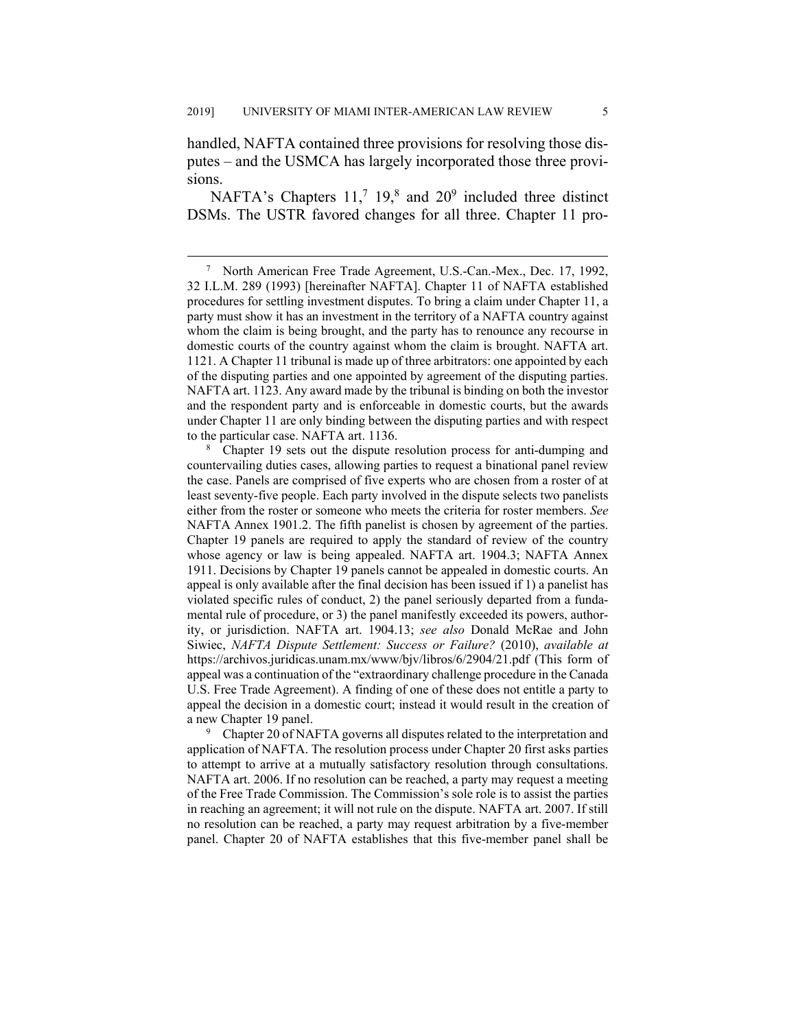handled, NAFTA contained three provisions for resolving those disputes – and the USMCA has largely incorporated those three provisions.

NAFTA's Chapters 11,[7] 19,[8] and 20[9] included three distinct DSMs. The USTR favored changes for all three. Chapter 11 pro-

---

[7] North American Free Trade Agreement, U.S.-Can.-Mex., Dec. 17, 1992, 32 I.L.M. 289 (1993) [hereinafter NAFTA]. Chapter 11 of NAFTA established procedures for settling investment disputes. To bring a claim under Chapter 11, a party must show it has an investment in the territory of a NAFTA country against whom the claim is being brought, and the party has to renounce any recourse in domestic courts of the country against whom the claim is brought. NAFTA art. 1121. A Chapter 11 tribunal is made up of three arbitrators: one appointed by each of the disputing parties and one appointed by agreement of the disputing parties. NAFTA art. 1123. Any award made by the tribunal is binding on both the investor and the respondent party and is enforceable in domestic courts, but the awards under Chapter 11 are only binding between the disputing parties and with respect to the particular case. NAFTA art. 1136.

[8] Chapter 19 sets out the dispute resolution process for anti-dumping and countervailing duties cases, allowing parties to request a binational panel review the case. Panels are comprised of five experts who are chosen from a roster of at least seventy-five people. Each party involved in the dispute selects two panelists either from the roster or someone who meets the criteria for roster members. *See* NAFTA Annex 1901.2. The fifth panelist is chosen by agreement of the parties. Chapter 19 panels are required to apply the standard of review of the country whose agency or law is being appealed. NAFTA art. 1904.3; NAFTA Annex 1911. Decisions by Chapter 19 panels cannot be appealed in domestic courts. An appeal is only available after the final decision has been issued if 1) a panelist has violated specific rules of conduct, 2) the panel seriously departed from a fundamental rule of procedure, or 3) the panel manifestly exceeded its powers, authority, or jurisdiction. NAFTA art. 1904.13; *see also* Donald McRae and John Siwiec, *NAFTA Dispute Settlement: Success or Failure?* (2010), *available at* https://archivos.juridicas.unam.mx/www/bjv/libros/6/2904/21.pdf (This form of appeal was a continuation of the "extraordinary challenge procedure in the Canada U.S. Free Trade Agreement). A finding of one of these does not entitle a party to appeal the decision in a domestic court; instead it would result in the creation of a new Chapter 19 panel.

[9] Chapter 20 of NAFTA governs all disputes related to the interpretation and application of NAFTA. The resolution process under Chapter 20 first asks parties to attempt to arrive at a mutually satisfactory resolution through consultations. NAFTA art. 2006. If no resolution can be reached, a party may request a meeting of the Free Trade Commission. The Commission's sole role is to assist the parties in reaching an agreement; it will not rule on the dispute. NAFTA art. 2007. If still no resolution can be reached, a party may request arbitration by a five-member panel. Chapter 20 of NAFTA establishes that this five-member panel shall be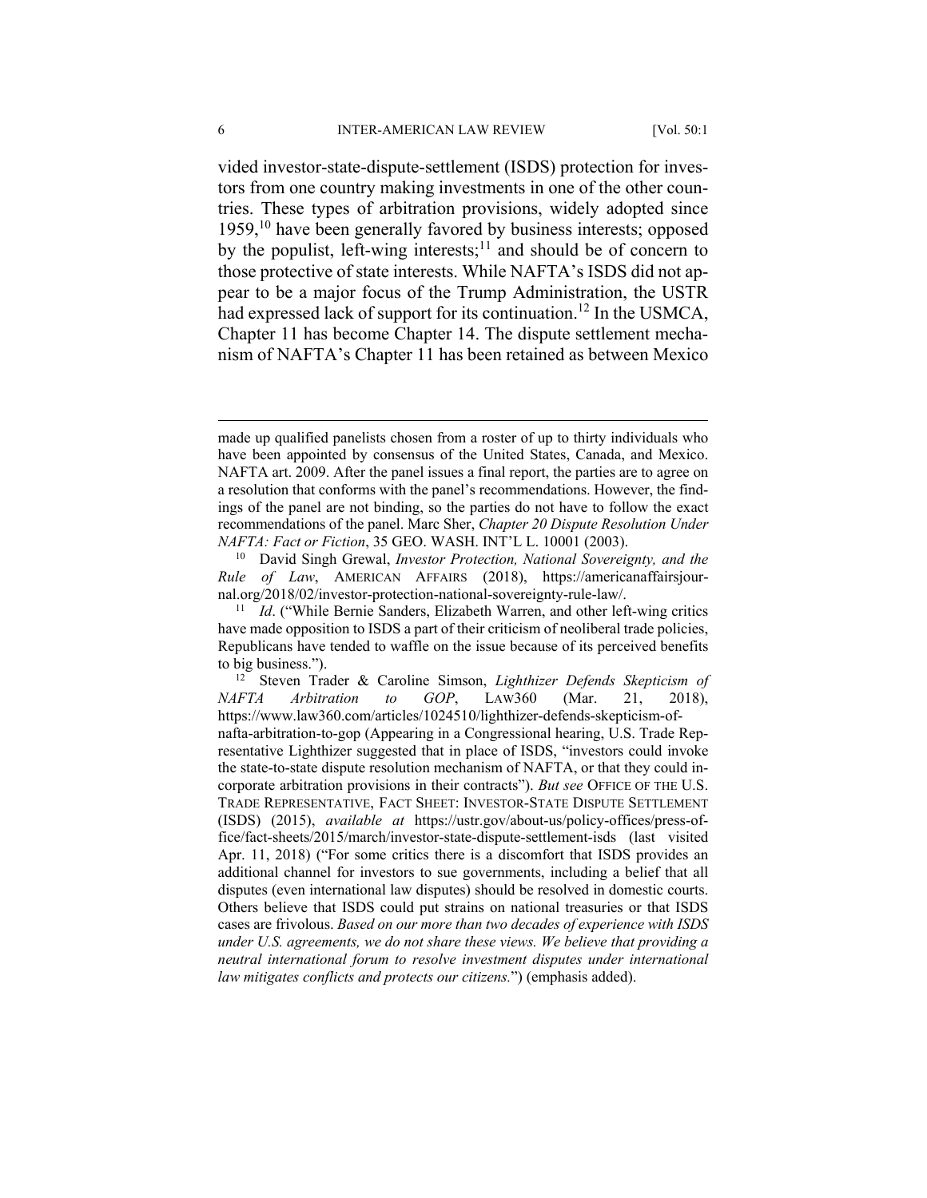vided investor-state-dispute-settlement (ISDS) protection for investors from one country making investments in one of the other countries. These types of arbitration provisions, widely adopted since 1959,[10] have been generally favored by business interests; opposed by the populist, left-wing interests;[11] and should be of concern to those protective of state interests. While NAFTA's ISDS did not appear to be a major focus of the Trump Administration, the USTR had expressed lack of support for its continuation.[12] In the USMCA, Chapter 11 has become Chapter 14. The dispute settlement mechanism of NAFTA's Chapter 11 has been retained as between Mexico

---

made up qualified panelists chosen from a roster of up to thirty individuals who have been appointed by consensus of the United States, Canada, and Mexico. NAFTA art. 2009. After the panel issues a final report, the parties are to agree on a resolution that conforms with the panel's recommendations. However, the findings of the panel are not binding, so the parties do not have to follow the exact recommendations of the panel. Marc Sher, *Chapter 20 Dispute Resolution Under NAFTA: Fact or Fiction*, 35 GEO. WASH. INT'L L. 10001 (2003).

[10] David Singh Grewal, *Investor Protection, National Sovereignty, and the Rule of Law*, AMERICAN AFFAIRS (2018), https://americanaffairsjournal.org/2018/02/investor-protection-national-sovereignty-rule-law/.

[11] *Id*. ("While Bernie Sanders, Elizabeth Warren, and other left-wing critics have made opposition to ISDS a part of their criticism of neoliberal trade policies, Republicans have tended to waffle on the issue because of its perceived benefits to big business.").

[12] Steven Trader & Caroline Simson, *Lighthizer Defends Skepticism of NAFTA Arbitration to GOP*, LAW360 (Mar. 21, 2018), https://www.law360.com/articles/1024510/lighthizer-defends-skepticism-of-nafta-arbitration-to-gop (Appearing in a Congressional hearing, U.S. Trade Representative Lighthizer suggested that in place of ISDS, "investors could invoke the state-to-state dispute resolution mechanism of NAFTA, or that they could incorporate arbitration provisions in their contracts"). *But see* OFFICE OF THE U.S. TRADE REPRESENTATIVE, FACT SHEET: INVESTOR-STATE DISPUTE SETTLEMENT (ISDS) (2015), *available at* https://ustr.gov/about-us/policy-offices/press-office/fact-sheets/2015/march/investor-state-dispute-settlement-isds (last visited Apr. 11, 2018) ("For some critics there is a discomfort that ISDS provides an additional channel for investors to sue governments, including a belief that all disputes (even international law disputes) should be resolved in domestic courts. Others believe that ISDS could put strains on national treasuries or that ISDS cases are frivolous. *Based on our more than two decades of experience with ISDS under U.S. agreements, we do not share these views. We believe that providing a neutral international forum to resolve investment disputes under international law mitigates conflicts and protects our citizens.*") (emphasis added).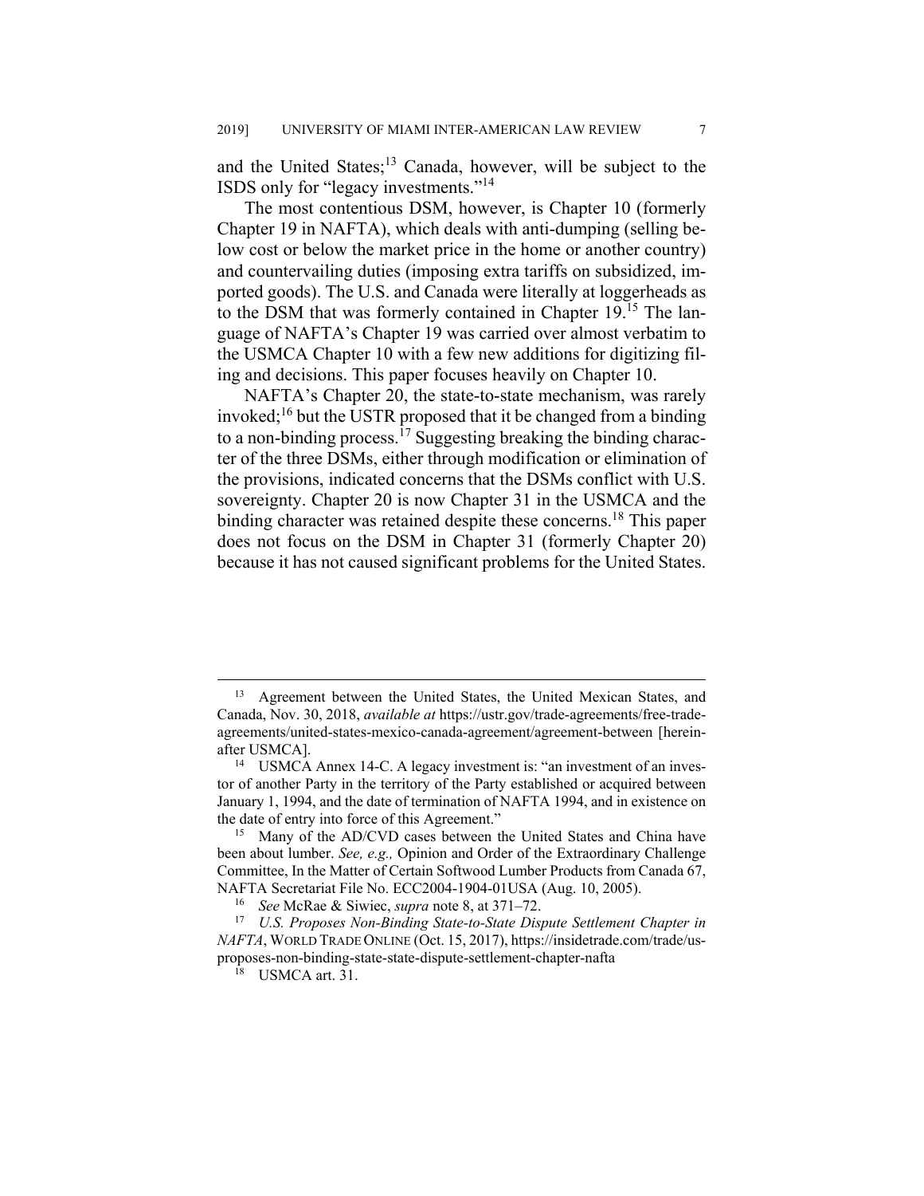and the United States;[13] Canada, however, will be subject to the ISDS only for "legacy investments."[14]

The most contentious DSM, however, is Chapter 10 (formerly Chapter 19 in NAFTA), which deals with anti-dumping (selling below cost or below the market price in the home or another country) and countervailing duties (imposing extra tariffs on subsidized, imported goods). The U.S. and Canada were literally at loggerheads as to the DSM that was formerly contained in Chapter 19.[15] The language of NAFTA's Chapter 19 was carried over almost verbatim to the USMCA Chapter 10 with a few new additions for digitizing filing and decisions. This paper focuses heavily on Chapter 10.

NAFTA's Chapter 20, the state-to-state mechanism, was rarely invoked;[16] but the USTR proposed that it be changed from a binding to a non-binding process.[17] Suggesting breaking the binding character of the three DSMs, either through modification or elimination of the provisions, indicated concerns that the DSMs conflict with U.S. sovereignty. Chapter 20 is now Chapter 31 in the USMCA and the binding character was retained despite these concerns.[18] This paper does not focus on the DSM in Chapter 31 (formerly Chapter 20) because it has not caused significant problems for the United States.

---

[13] Agreement between the United States, the United Mexican States, and Canada, Nov. 30, 2018, *available at* https://ustr.gov/trade-agreements/free-trade-agreements/united-states-mexico-canada-agreement/agreement-between [hereinafter USMCA].

[14] USMCA Annex 14-C. A legacy investment is: "an investment of an investor of another Party in the territory of the Party established or acquired between January 1, 1994, and the date of termination of NAFTA 1994, and in existence on the date of entry into force of this Agreement."

[15] Many of the AD/CVD cases between the United States and China have been about lumber. *See, e.g.,* Opinion and Order of the Extraordinary Challenge Committee, In the Matter of Certain Softwood Lumber Products from Canada 67, NAFTA Secretariat File No. ECC2004-1904-01USA (Aug. 10, 2005).

[16] *See* McRae & Siwiec, *supra* note 8, at 371–72.

[17] *U.S. Proposes Non-Binding State-to-State Dispute Settlement Chapter in NAFTA*, WORLD TRADE ONLINE (Oct. 15, 2017), https://insidetrade.com/trade/us-proposes-non-binding-state-state-dispute-settlement-chapter-nafta

[18] USMCA art. 31.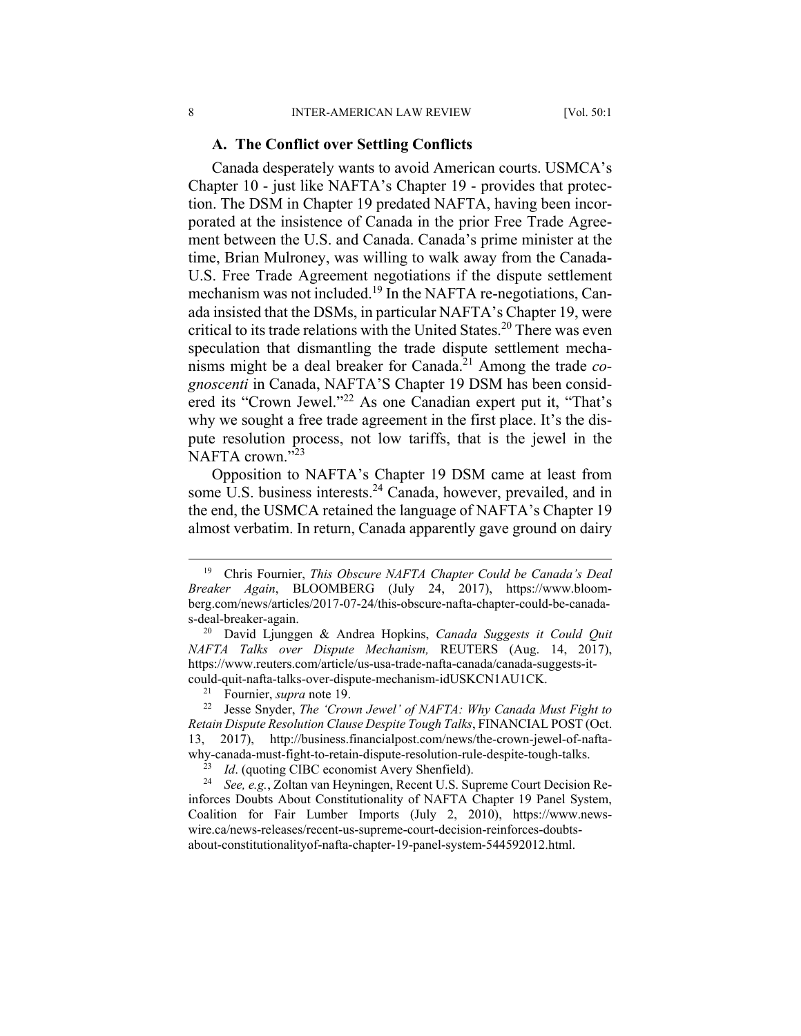### A. The Conflict over Settling Conflicts

Canada desperately wants to avoid American courts. USMCA's Chapter 10 - just like NAFTA's Chapter 19 - provides that protection. The DSM in Chapter 19 predated NAFTA, having been incorporated at the insistence of Canada in the prior Free Trade Agreement between the U.S. and Canada. Canada's prime minister at the time, Brian Mulroney, was willing to walk away from the Canada-U.S. Free Trade Agreement negotiations if the dispute settlement mechanism was not included.[19] In the NAFTA re-negotiations, Canada insisted that the DSMs, in particular NAFTA's Chapter 19, were critical to its trade relations with the United States.[20] There was even speculation that dismantling the trade dispute settlement mechanisms might be a deal breaker for Canada.[21] Among the trade *cognoscenti* in Canada, NAFTA'S Chapter 19 DSM has been considered its "Crown Jewel."[22] As one Canadian expert put it, "That's why we sought a free trade agreement in the first place. It's the dispute resolution process, not low tariffs, that is the jewel in the NAFTA crown."[23]

Opposition to NAFTA's Chapter 19 DSM came at least from some U.S. business interests.[24] Canada, however, prevailed, and in the end, the USMCA retained the language of NAFTA's Chapter 19 almost verbatim. In return, Canada apparently gave ground on dairy

---

[19] Chris Fournier, *This Obscure NAFTA Chapter Could be Canada's Deal Breaker Again*, BLOOMBERG (July 24, 2017), https://www.bloomberg.com/news/articles/2017-07-24/this-obscure-nafta-chapter-could-be-canadas-deal-breaker-again.

[20] David Ljunggen & Andrea Hopkins, *Canada Suggests it Could Quit NAFTA Talks over Dispute Mechanism,* REUTERS (Aug. 14, 2017), https://www.reuters.com/article/us-usa-trade-nafta-canada/canada-suggests-it-could-quit-nafta-talks-over-dispute-mechanism-idUSKCN1AU1CK.

[21] Fournier, *supra* note 19.

[22] Jesse Snyder, *The 'Crown Jewel' of NAFTA: Why Canada Must Fight to Retain Dispute Resolution Clause Despite Tough Talks*, FINANCIAL POST (Oct. 13, 2017), http://business.financialpost.com/news/the-crown-jewel-of-nafta-why-canada-must-fight-to-retain-dispute-resolution-rule-despite-tough-talks.

[23] *Id*. (quoting CIBC economist Avery Shenfield).

[24] *See, e.g.*, Zoltan van Heyningen, Recent U.S. Supreme Court Decision Reinforces Doubts About Constitutionality of NAFTA Chapter 19 Panel System, Coalition for Fair Lumber Imports (July 2, 2010), https://www.newswire.ca/news-releases/recent-us-supreme-court-decision-reinforces-doubts-about-constitutionalityof-nafta-chapter-19-panel-system-544592012.html.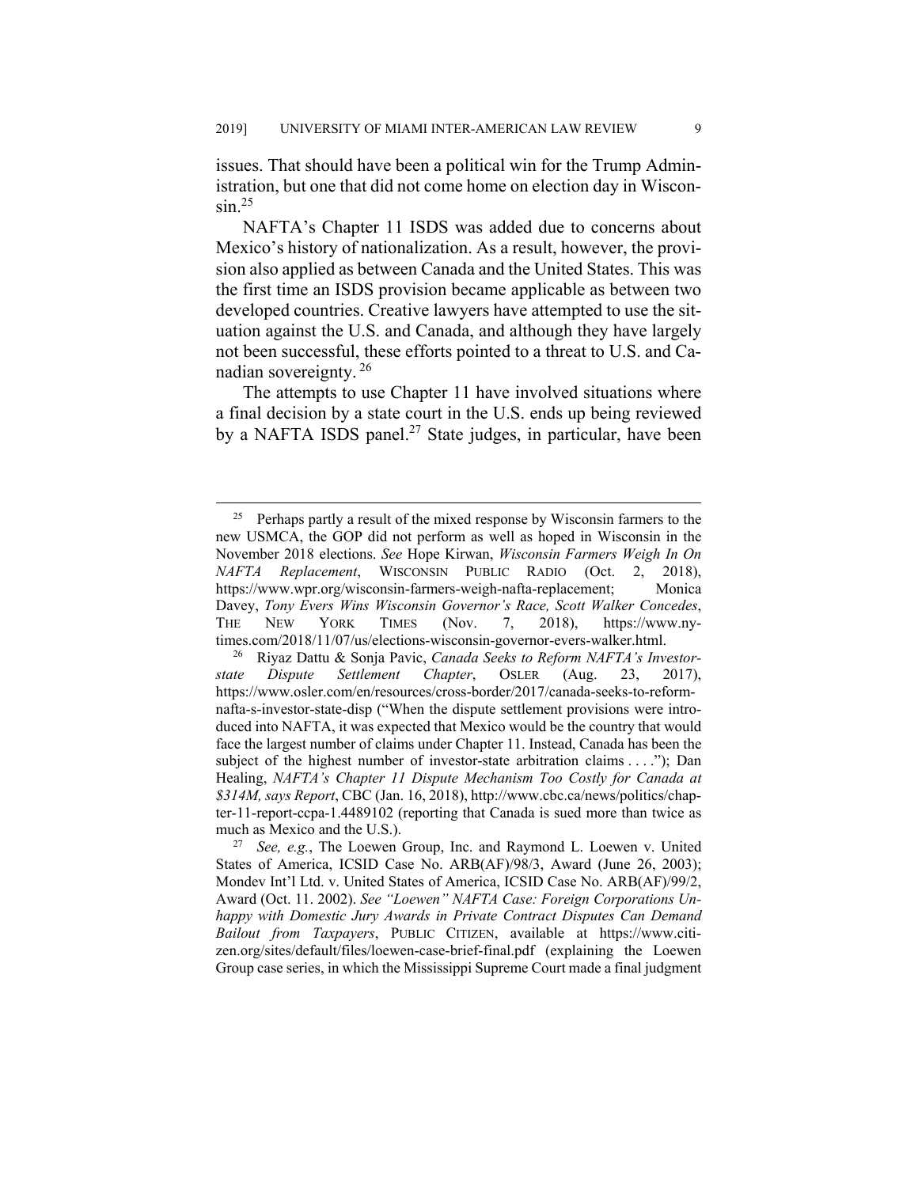issues. That should have been a political win for the Trump Administration, but one that did not come home on election day in Wisconsin.[25]

NAFTA's Chapter 11 ISDS was added due to concerns about Mexico's history of nationalization. As a result, however, the provision also applied as between Canada and the United States. This was the first time an ISDS provision became applicable as between two developed countries. Creative lawyers have attempted to use the situation against the U.S. and Canada, and although they have largely not been successful, these efforts pointed to a threat to U.S. and Canadian sovereignty.[26]

The attempts to use Chapter 11 have involved situations where a final decision by a state court in the U.S. ends up being reviewed by a NAFTA ISDS panel.[27] State judges, in particular, have been

---

[25] Perhaps partly a result of the mixed response by Wisconsin farmers to the new USMCA, the GOP did not perform as well as hoped in Wisconsin in the November 2018 elections. *See* Hope Kirwan, *Wisconsin Farmers Weigh In On NAFTA Replacement*, WISCONSIN PUBLIC RADIO (Oct. 2, 2018), https://www.wpr.org/wisconsin-farmers-weigh-nafta-replacement; Monica Davey, *Tony Evers Wins Wisconsin Governor's Race, Scott Walker Concedes*, THE NEW YORK TIMES (Nov. 7, 2018), https://www.nytimes.com/2018/11/07/us/elections-wisconsin-governor-evers-walker.html.

[26] Riyaz Dattu & Sonja Pavic, *Canada Seeks to Reform NAFTA's Investor-state Dispute Settlement Chapter*, OSLER (Aug. 23, 2017), https://www.osler.com/en/resources/cross-border/2017/canada-seeks-to-reform-nafta-s-investor-state-disp ("When the dispute settlement provisions were introduced into NAFTA, it was expected that Mexico would be the country that would face the largest number of claims under Chapter 11. Instead, Canada has been the subject of the highest number of investor-state arbitration claims . . . ."); Dan Healing, *NAFTA's Chapter 11 Dispute Mechanism Too Costly for Canada at $314M, says Report*, CBC (Jan. 16, 2018), http://www.cbc.ca/news/politics/chapter-11-report-ccpa-1.4489102 (reporting that Canada is sued more than twice as much as Mexico and the U.S.).

[27] *See, e.g.*, The Loewen Group, Inc. and Raymond L. Loewen v. United States of America, ICSID Case No. ARB(AF)/98/3, Award (June 26, 2003); Mondev Int'l Ltd. v. United States of America, ICSID Case No. ARB(AF)/99/2, Award (Oct. 11. 2002). *See "Loewen" NAFTA Case: Foreign Corporations Unhappy with Domestic Jury Awards in Private Contract Disputes Can Demand Bailout from Taxpayers*, PUBLIC CITIZEN, available at https://www.citizen.org/sites/default/files/loewen-case-brief-final.pdf (explaining the Loewen Group case series, in which the Mississippi Supreme Court made a final judgment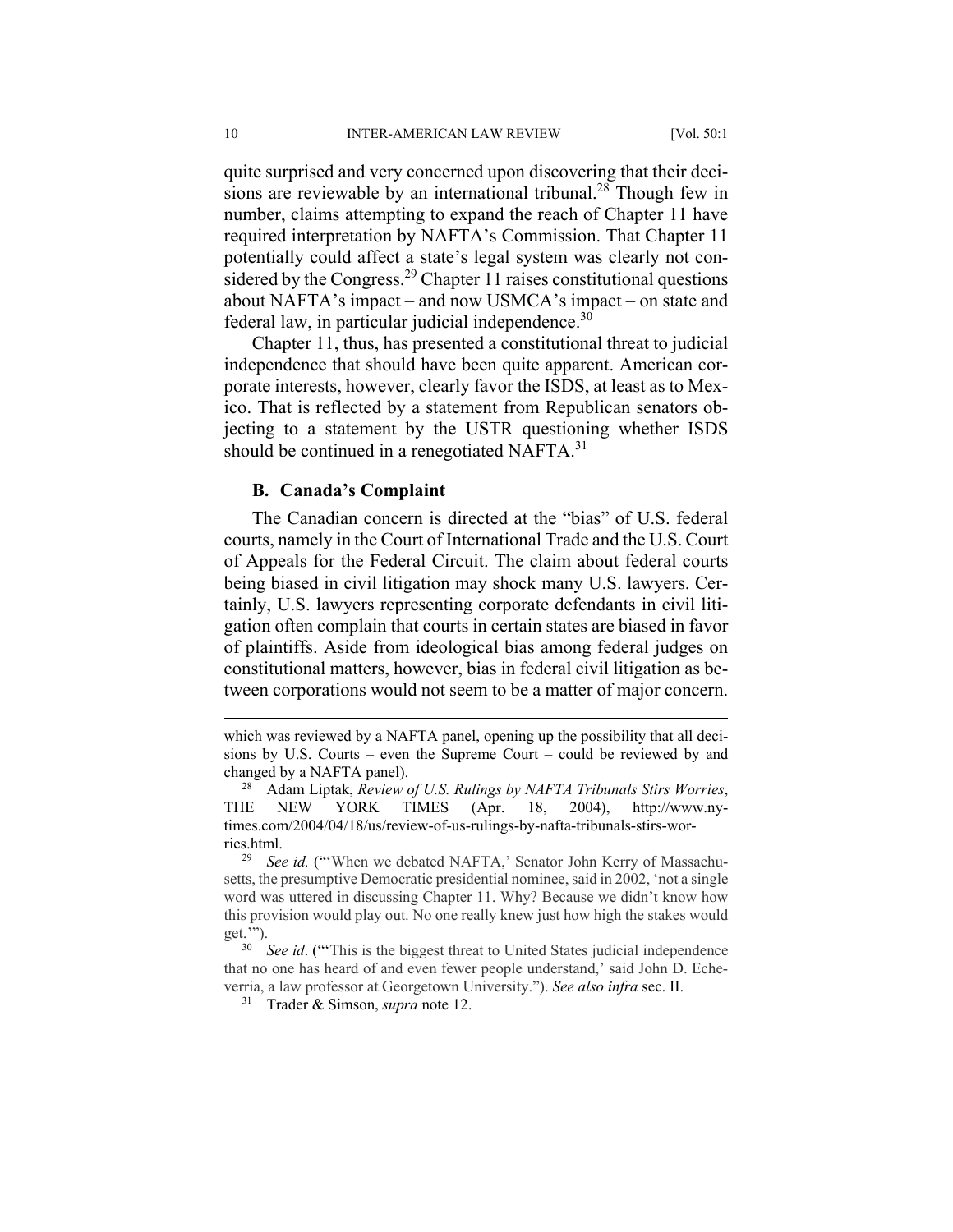quite surprised and very concerned upon discovering that their decisions are reviewable by an international tribunal.[28] Though few in number, claims attempting to expand the reach of Chapter 11 have required interpretation by NAFTA's Commission. That Chapter 11 potentially could affect a state's legal system was clearly not considered by the Congress.[29] Chapter 11 raises constitutional questions about NAFTA's impact – and now USMCA's impact – on state and federal law, in particular judicial independence.[30]

Chapter 11, thus, has presented a constitutional threat to judicial independence that should have been quite apparent. American corporate interests, however, clearly favor the ISDS, at least as to Mexico. That is reflected by a statement from Republican senators objecting to a statement by the USTR questioning whether ISDS should be continued in a renegotiated NAFTA.[31]

### B. Canada's Complaint

The Canadian concern is directed at the "bias" of U.S. federal courts, namely in the Court of International Trade and the U.S. Court of Appeals for the Federal Circuit. The claim about federal courts being biased in civil litigation may shock many U.S. lawyers. Certainly, U.S. lawyers representing corporate defendants in civil litigation often complain that courts in certain states are biased in favor of plaintiffs. Aside from ideological bias among federal judges on constitutional matters, however, bias in federal civil litigation as between corporations would not seem to be a matter of major concern.

---

which was reviewed by a NAFTA panel, opening up the possibility that all decisions by U.S. Courts – even the Supreme Court – could be reviewed by and changed by a NAFTA panel).

[28] Adam Liptak, *Review of U.S. Rulings by NAFTA Tribunals Stirs Worries*, THE NEW YORK TIMES (Apr. 18, 2004), http://www.nytimes.com/2004/04/18/us/review-of-us-rulings-by-nafta-tribunals-stirs-worries.html.

[29] *See id.* ("'When we debated NAFTA,' Senator John Kerry of Massachusetts, the presumptive Democratic presidential nominee, said in 2002, 'not a single word was uttered in discussing Chapter 11. Why? Because we didn't know how this provision would play out. No one really knew just how high the stakes would get.'").

[30] *See id*. ("'This is the biggest threat to United States judicial independence that no one has heard of and even fewer people understand,' said John D. Echeverria, a law professor at Georgetown University."). *See also infra* sec. II.

[31] Trader & Simson, *supra* note 12.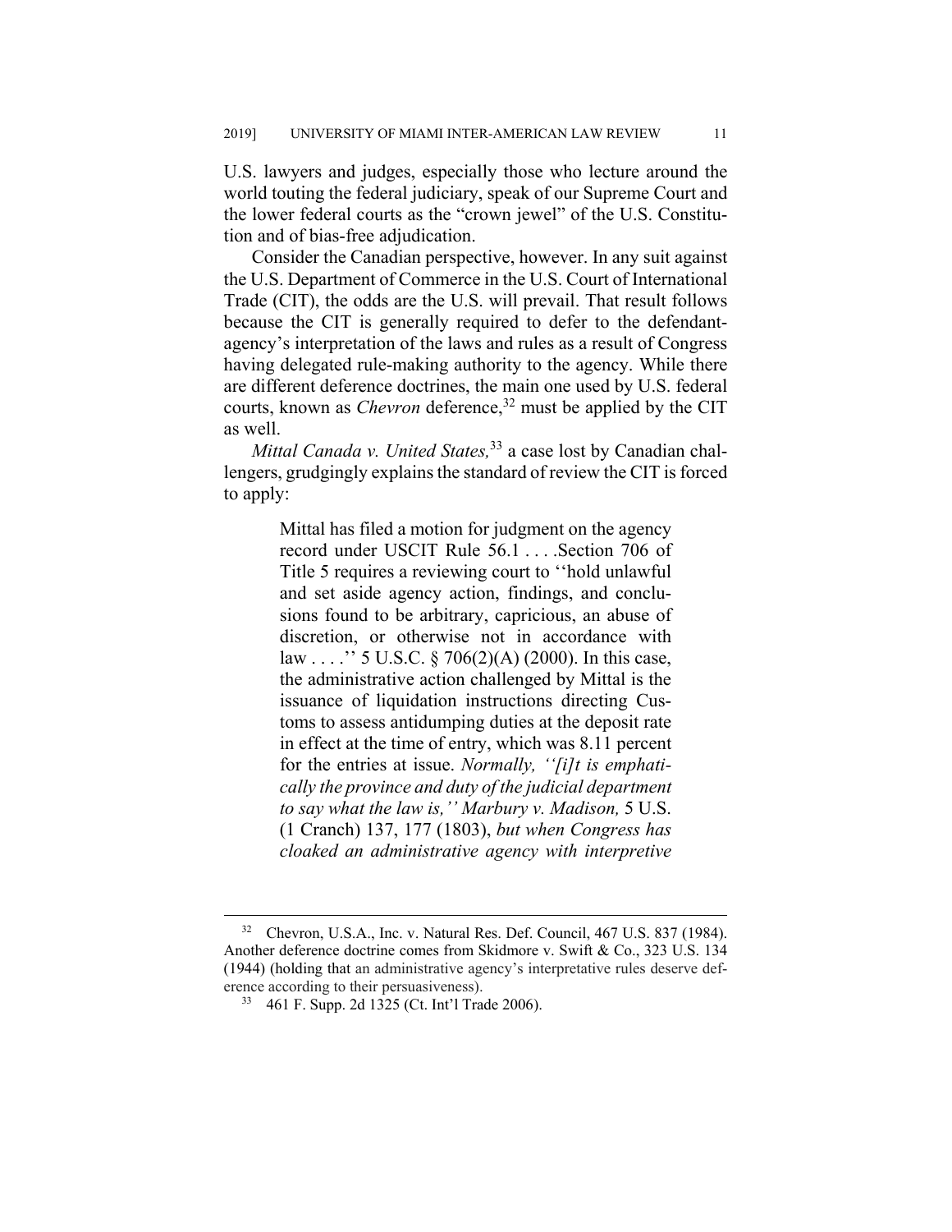U.S. lawyers and judges, especially those who lecture around the world touting the federal judiciary, speak of our Supreme Court and the lower federal courts as the "crown jewel" of the U.S. Constitution and of bias-free adjudication.

Consider the Canadian perspective, however. In any suit against the U.S. Department of Commerce in the U.S. Court of International Trade (CIT), the odds are the U.S. will prevail. That result follows because the CIT is generally required to defer to the defendant-agency's interpretation of the laws and rules as a result of Congress having delegated rule-making authority to the agency. While there are different deference doctrines, the main one used by U.S. federal courts, known as *Chevron* deference,[32] must be applied by the CIT as well.

*Mittal Canada v. United States,*[33] a case lost by Canadian challengers, grudgingly explains the standard of review the CIT is forced to apply:

> Mittal has filed a motion for judgment on the agency record under USCIT Rule 56.1 . . . .Section 706 of Title 5 requires a reviewing court to ''hold unlawful and set aside agency action, findings, and conclusions found to be arbitrary, capricious, an abuse of discretion, or otherwise not in accordance with law . . . .'' 5 U.S.C. § 706(2)(A) (2000). In this case, the administrative action challenged by Mittal is the issuance of liquidation instructions directing Customs to assess antidumping duties at the deposit rate in effect at the time of entry, which was 8.11 percent for the entries at issue. *Normally, ''[i]t is emphatically the province and duty of the judicial department to say what the law is,'' Marbury v. Madison,* 5 U.S. (1 Cranch) 137, 177 (1803), *but when Congress has cloaked an administrative agency with interpretive*

---

[32] Chevron, U.S.A., Inc. v. Natural Res. Def. Council, 467 U.S. 837 (1984). Another deference doctrine comes from Skidmore v. Swift & Co., 323 U.S. 134 (1944) (holding that an administrative agency's interpretative rules deserve deference according to their persuasiveness).

[33] 461 F. Supp. 2d 1325 (Ct. Int'l Trade 2006).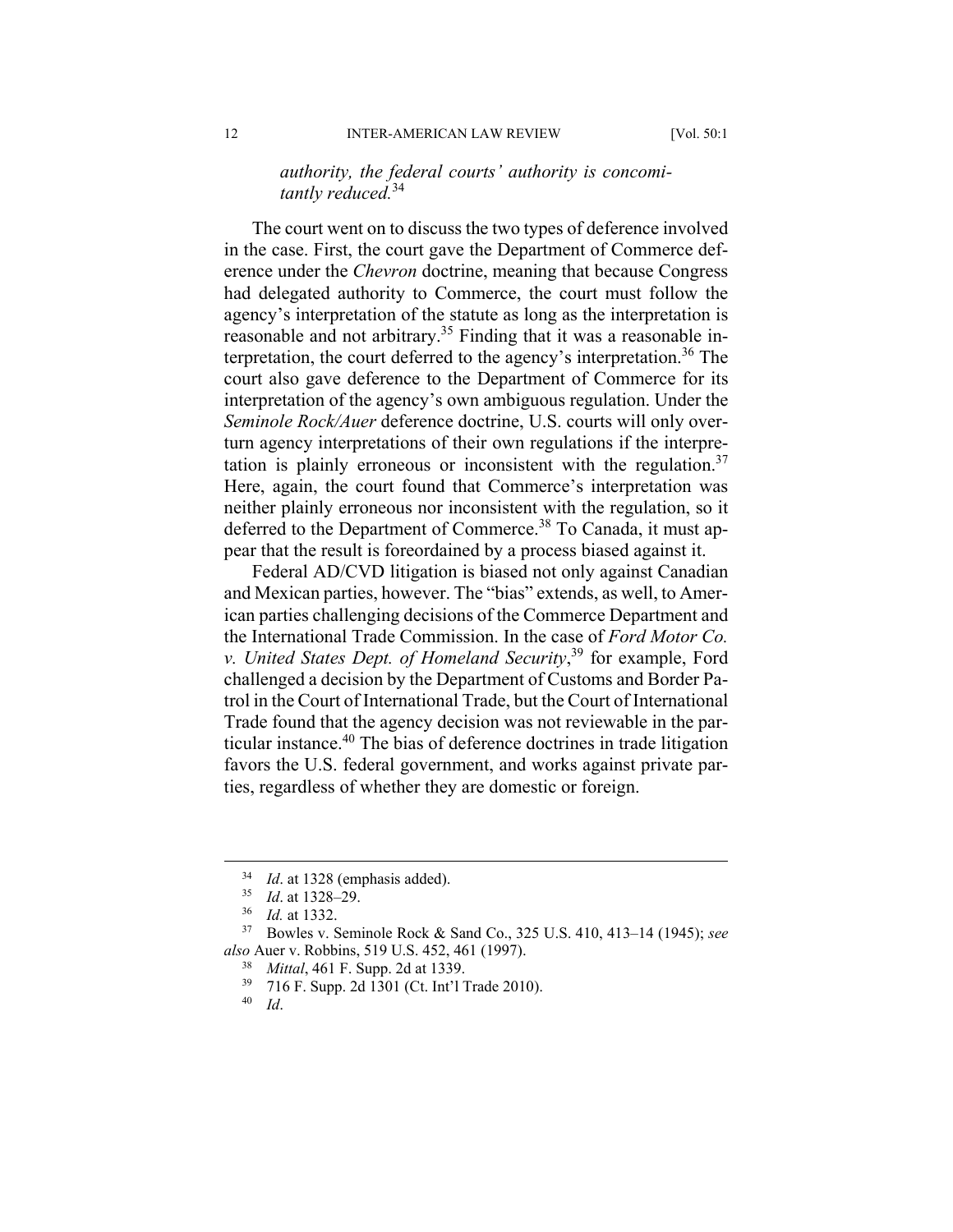*authority, the federal courts' authority is concomitantly reduced.*[34]

The court went on to discuss the two types of deference involved in the case. First, the court gave the Department of Commerce deference under the *Chevron* doctrine, meaning that because Congress had delegated authority to Commerce, the court must follow the agency's interpretation of the statute as long as the interpretation is reasonable and not arbitrary.[35] Finding that it was a reasonable interpretation, the court deferred to the agency's interpretation.[36] The court also gave deference to the Department of Commerce for its interpretation of the agency's own ambiguous regulation. Under the *Seminole Rock/Auer* deference doctrine, U.S. courts will only overturn agency interpretations of their own regulations if the interpretation is plainly erroneous or inconsistent with the regulation.[37] Here, again, the court found that Commerce's interpretation was neither plainly erroneous nor inconsistent with the regulation, so it deferred to the Department of Commerce.[38] To Canada, it must appear that the result is foreordained by a process biased against it.

Federal AD/CVD litigation is biased not only against Canadian and Mexican parties, however. The "bias" extends, as well, to American parties challenging decisions of the Commerce Department and the International Trade Commission. In the case of *Ford Motor Co. v. United States Dept. of Homeland Security*,[39] for example, Ford challenged a decision by the Department of Customs and Border Patrol in the Court of International Trade, but the Court of International Trade found that the agency decision was not reviewable in the particular instance.[40] The bias of deference doctrines in trade litigation favors the U.S. federal government, and works against private parties, regardless of whether they are domestic or foreign.

---

[34] *Id*. at 1328 (emphasis added).

[35] *Id*. at 1328–29.

[36] *Id.* at 1332.

[37] Bowles v. Seminole Rock & Sand Co., 325 U.S. 410, 413–14 (1945); *see also* Auer v. Robbins, 519 U.S. 452, 461 (1997).

[38] *Mittal*, 461 F. Supp. 2d at 1339.

[39] 716 F. Supp. 2d 1301 (Ct. Int'l Trade 2010).

[40] *Id*.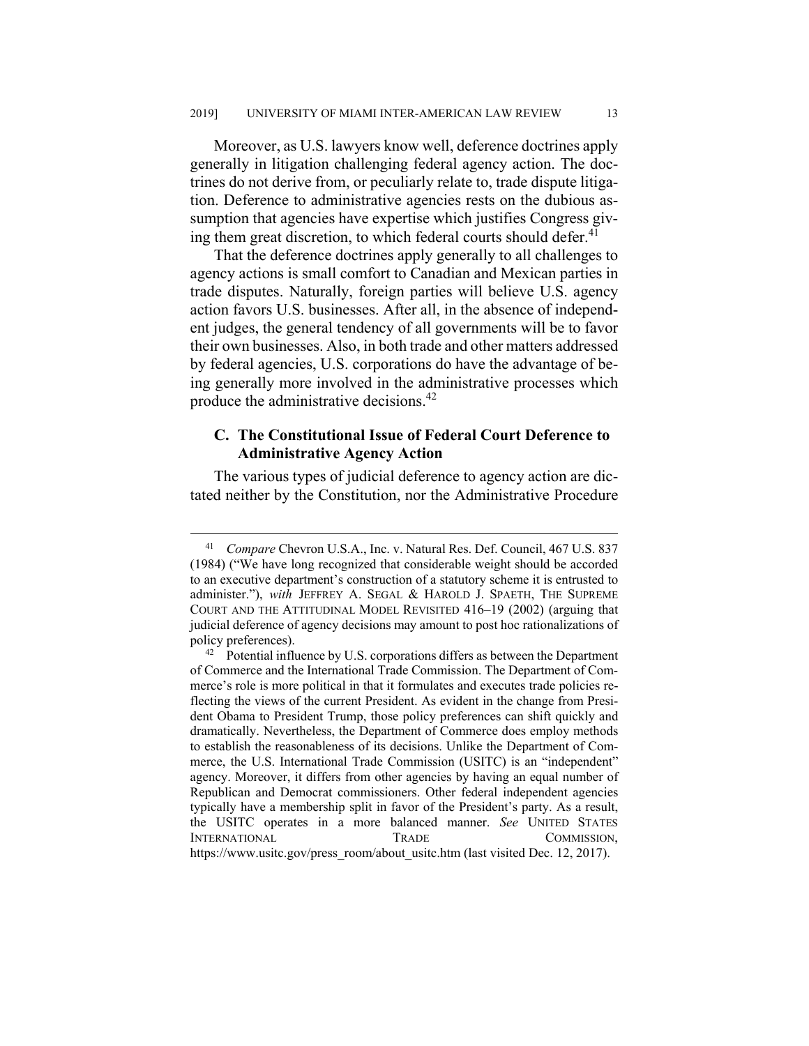Moreover, as U.S. lawyers know well, deference doctrines apply generally in litigation challenging federal agency action. The doctrines do not derive from, or peculiarly relate to, trade dispute litigation. Deference to administrative agencies rests on the dubious assumption that agencies have expertise which justifies Congress giving them great discretion, to which federal courts should defer.[41]

That the deference doctrines apply generally to all challenges to agency actions is small comfort to Canadian and Mexican parties in trade disputes. Naturally, foreign parties will believe U.S. agency action favors U.S. businesses. After all, in the absence of independent judges, the general tendency of all governments will be to favor their own businesses. Also, in both trade and other matters addressed by federal agencies, U.S. corporations do have the advantage of being generally more involved in the administrative processes which produce the administrative decisions.[42]

### C. The Constitutional Issue of Federal Court Deference to Administrative Agency Action

The various types of judicial deference to agency action are dictated neither by the Constitution, nor the Administrative Procedure

---

[41] *Compare* Chevron U.S.A., Inc. v. Natural Res. Def. Council, 467 U.S. 837 (1984) ("We have long recognized that considerable weight should be accorded to an executive department's construction of a statutory scheme it is entrusted to administer."), *with* JEFFREY A. SEGAL & HAROLD J. SPAETH, THE SUPREME COURT AND THE ATTITUDINAL MODEL REVISITED 416–19 (2002) (arguing that judicial deference of agency decisions may amount to post hoc rationalizations of policy preferences).

[42] Potential influence by U.S. corporations differs as between the Department of Commerce and the International Trade Commission. The Department of Commerce's role is more political in that it formulates and executes trade policies reflecting the views of the current President. As evident in the change from President Obama to President Trump, those policy preferences can shift quickly and dramatically. Nevertheless, the Department of Commerce does employ methods to establish the reasonableness of its decisions. Unlike the Department of Commerce, the U.S. International Trade Commission (USITC) is an "independent" agency. Moreover, it differs from other agencies by having an equal number of Republican and Democrat commissioners. Other federal independent agencies typically have a membership split in favor of the President's party. As a result, the USITC operates in a more balanced manner. *See* UNITED STATES INTERNATIONAL TRADE COMMISSION, https://www.usitc.gov/press_room/about_usitc.htm (last visited Dec. 12, 2017).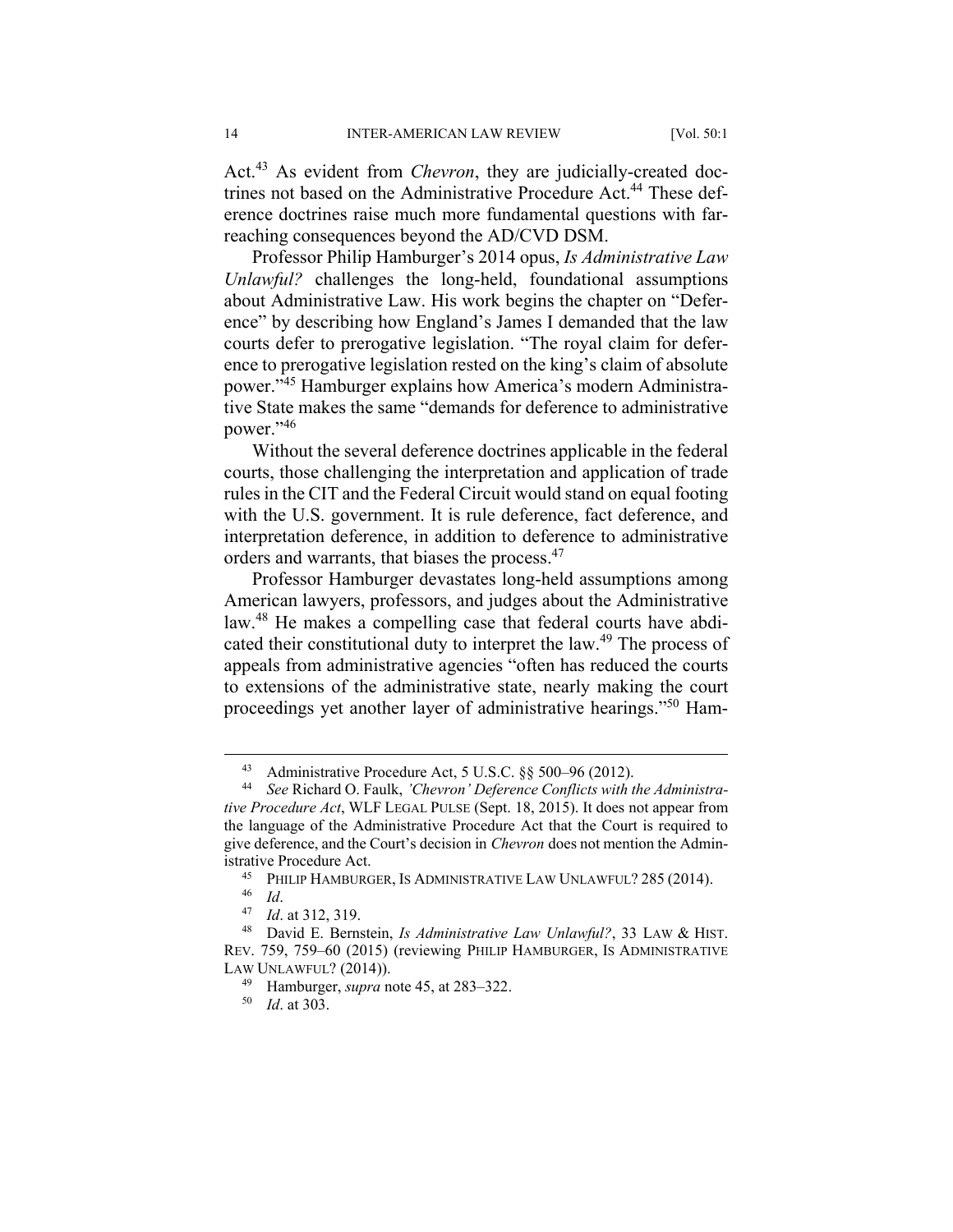Act.[43] As evident from *Chevron*, they are judicially-created doctrines not based on the Administrative Procedure Act.[44] These deference doctrines raise much more fundamental questions with far-reaching consequences beyond the AD/CVD DSM.

Professor Philip Hamburger's 2014 opus, *Is Administrative Law Unlawful?* challenges the long-held, foundational assumptions about Administrative Law. His work begins the chapter on "Deference" by describing how England's James I demanded that the law courts defer to prerogative legislation. "The royal claim for deference to prerogative legislation rested on the king's claim of absolute power."[45] Hamburger explains how America's modern Administrative State makes the same "demands for deference to administrative power."[46]

Without the several deference doctrines applicable in the federal courts, those challenging the interpretation and application of trade rules in the CIT and the Federal Circuit would stand on equal footing with the U.S. government. It is rule deference, fact deference, and interpretation deference, in addition to deference to administrative orders and warrants, that biases the process.[47]

Professor Hamburger devastates long-held assumptions among American lawyers, professors, and judges about the Administrative law.[48] He makes a compelling case that federal courts have abdicated their constitutional duty to interpret the law.[49] The process of appeals from administrative agencies "often has reduced the courts to extensions of the administrative state, nearly making the court proceedings yet another layer of administrative hearings."[50] Ham-

---

[43] Administrative Procedure Act, 5 U.S.C. §§ 500–96 (2012).

[44] *See* Richard O. Faulk, *'Chevron' Deference Conflicts with the Administrative Procedure Act*, WLF LEGAL PULSE (Sept. 18, 2015). It does not appear from the language of the Administrative Procedure Act that the Court is required to give deference, and the Court's decision in *Chevron* does not mention the Administrative Procedure Act.

[45] PHILIP HAMBURGER, IS ADMINISTRATIVE LAW UNLAWFUL? 285 (2014).

[46] *Id*.

[47] *Id*. at 312, 319.

[48] David E. Bernstein, *Is Administrative Law Unlawful?*, 33 LAW & HIST. REV. 759, 759–60 (2015) (reviewing PHILIP HAMBURGER, IS ADMINISTRATIVE LAW UNLAWFUL? (2014)).

[49] Hamburger, *supra* note 45, at 283–322.

[50] *Id*. at 303.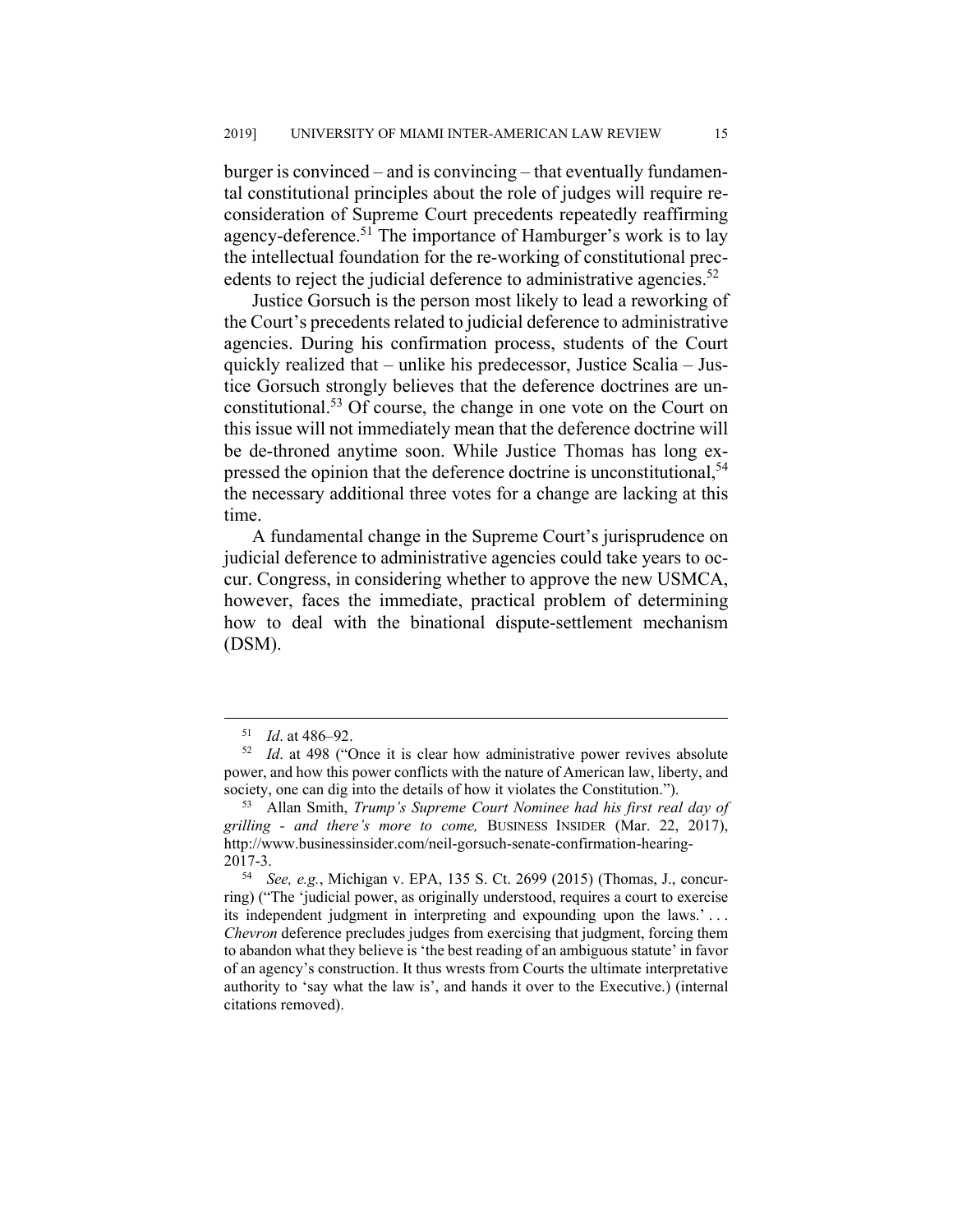burger is convinced – and is convincing – that eventually fundamental constitutional principles about the role of judges will require reconsideration of Supreme Court precedents repeatedly reaffirming agency-deference.[51] The importance of Hamburger's work is to lay the intellectual foundation for the re-working of constitutional precedents to reject the judicial deference to administrative agencies.[52]

Justice Gorsuch is the person most likely to lead a reworking of the Court's precedents related to judicial deference to administrative agencies. During his confirmation process, students of the Court quickly realized that – unlike his predecessor, Justice Scalia – Justice Gorsuch strongly believes that the deference doctrines are unconstitutional.[53] Of course, the change in one vote on the Court on this issue will not immediately mean that the deference doctrine will be de-throned anytime soon. While Justice Thomas has long expressed the opinion that the deference doctrine is unconstitutional,[54] the necessary additional three votes for a change are lacking at this time.

A fundamental change in the Supreme Court's jurisprudence on judicial deference to administrative agencies could take years to occur. Congress, in considering whether to approve the new USMCA, however, faces the immediate, practical problem of determining how to deal with the binational dispute-settlement mechanism (DSM).

---

[51] *Id*. at 486–92.

[52] *Id*. at 498 ("Once it is clear how administrative power revives absolute power, and how this power conflicts with the nature of American law, liberty, and society, one can dig into the details of how it violates the Constitution.").

[53] Allan Smith, *Trump's Supreme Court Nominee had his first real day of grilling - and there's more to come,* BUSINESS INSIDER (Mar. 22, 2017), http://www.businessinsider.com/neil-gorsuch-senate-confirmation-hearing-2017-3.

[54] *See, e.g.*, Michigan v. EPA, 135 S. Ct. 2699 (2015) (Thomas, J., concurring) ("The 'judicial power, as originally understood, requires a court to exercise its independent judgment in interpreting and expounding upon the laws.' . . . *Chevron* deference precludes judges from exercising that judgment, forcing them to abandon what they believe is 'the best reading of an ambiguous statute' in favor of an agency's construction. It thus wrests from Courts the ultimate interpretative authority to 'say what the law is', and hands it over to the Executive.) (internal citations removed).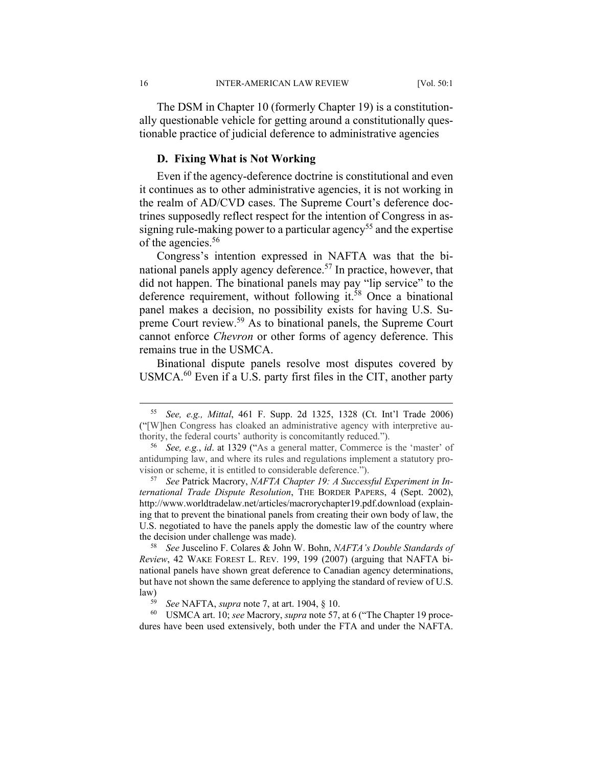The DSM in Chapter 10 (formerly Chapter 19) is a constitutionally questionable vehicle for getting around a constitutionally questionable practice of judicial deference to administrative agencies

### D. Fixing What is Not Working

Even if the agency-deference doctrine is constitutional and even it continues as to other administrative agencies, it is not working in the realm of AD/CVD cases. The Supreme Court's deference doctrines supposedly reflect respect for the intention of Congress in assigning rule-making power to a particular agency[55] and the expertise of the agencies.[56]

Congress's intention expressed in NAFTA was that the binational panels apply agency deference.[57] In practice, however, that did not happen. The binational panels may pay "lip service" to the deference requirement, without following it.[58] Once a binational panel makes a decision, no possibility exists for having U.S. Supreme Court review.[59] As to binational panels, the Supreme Court cannot enforce *Chevron* or other forms of agency deference. This remains true in the USMCA.

Binational dispute panels resolve most disputes covered by USMCA.[60] Even if a U.S. party first files in the CIT, another party

---

[55] *See, e.g., Mittal*, 461 F. Supp. 2d 1325, 1328 (Ct. Int'l Trade 2006) ("[W]hen Congress has cloaked an administrative agency with interpretive authority, the federal courts' authority is concomitantly reduced.").

[56] *See, e.g.*, *id*. at 1329 ("As a general matter, Commerce is the 'master' of antidumping law, and where its rules and regulations implement a statutory provision or scheme, it is entitled to considerable deference.").

[57] *See* Patrick Macrory, *NAFTA Chapter 19: A Successful Experiment in International Trade Dispute Resolution*, THE BORDER PAPERS, 4 (Sept. 2002), http://www.worldtradelaw.net/articles/macrorychapter19.pdf.download (explaining that to prevent the binational panels from creating their own body of law, the U.S. negotiated to have the panels apply the domestic law of the country where the decision under challenge was made).

[58] *See* Juscelino F. Colares & John W. Bohn, *NAFTA's Double Standards of Review*, 42 WAKE FOREST L. REV. 199, 199 (2007) (arguing that NAFTA binational panels have shown great deference to Canadian agency determinations, but have not shown the same deference to applying the standard of review of U.S. law)

[59] *See* NAFTA, *supra* note 7, at art. 1904, § 10.

[60] USMCA art. 10; *see* Macrory, *supra* note 57, at 6 ("The Chapter 19 procedures have been used extensively, both under the FTA and under the NAFTA.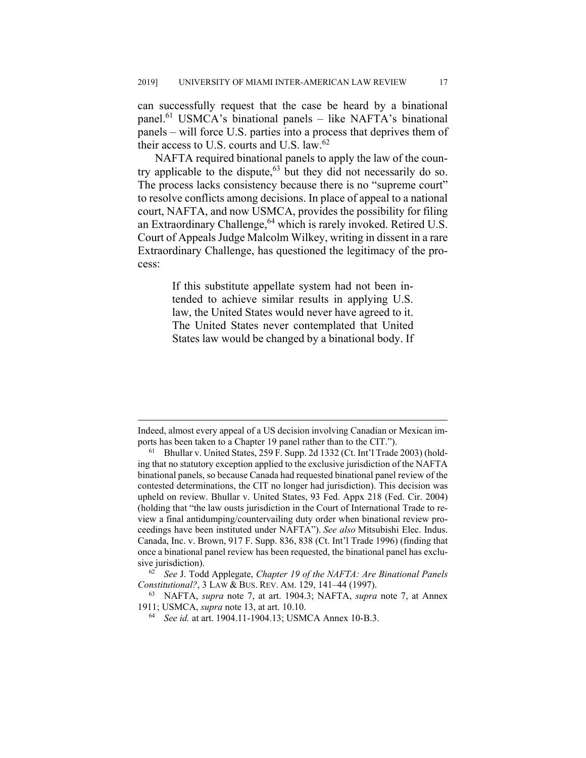can successfully request that the case be heard by a binational panel.[61] USMCA's binational panels – like NAFTA's binational panels – will force U.S. parties into a process that deprives them of their access to U.S. courts and U.S. law.[62]

NAFTA required binational panels to apply the law of the country applicable to the dispute,[63] but they did not necessarily do so. The process lacks consistency because there is no "supreme court" to resolve conflicts among decisions. In place of appeal to a national court, NAFTA, and now USMCA, provides the possibility for filing an Extraordinary Challenge,[64] which is rarely invoked. Retired U.S. Court of Appeals Judge Malcolm Wilkey, writing in dissent in a rare Extraordinary Challenge, has questioned the legitimacy of the process:

> If this substitute appellate system had not been intended to achieve similar results in applying U.S. law, the United States would never have agreed to it. The United States never contemplated that United States law would be changed by a binational body. If

---

Indeed, almost every appeal of a US decision involving Canadian or Mexican imports has been taken to a Chapter 19 panel rather than to the CIT.").

[61] Bhullar v. United States, 259 F. Supp. 2d 1332 (Ct. Int'l Trade 2003) (holding that no statutory exception applied to the exclusive jurisdiction of the NAFTA binational panels, so because Canada had requested binational panel review of the contested determinations, the CIT no longer had jurisdiction). This decision was upheld on review. Bhullar v. United States, 93 Fed. Appx 218 (Fed. Cir. 2004) (holding that "the law ousts jurisdiction in the Court of International Trade to review a final antidumping/countervailing duty order when binational review proceedings have been instituted under NAFTA"). *See also* Mitsubishi Elec. Indus. Canada, Inc. v. Brown, 917 F. Supp. 836, 838 (Ct. Int'l Trade 1996) (finding that once a binational panel review has been requested, the binational panel has exclusive jurisdiction).

[62] *See* J. Todd Applegate, *Chapter 19 of the NAFTA: Are Binational Panels Constitutional?*, 3 LAW & BUS. REV. AM. 129, 141–44 (1997).

[63] NAFTA, *supra* note 7, at art. 1904.3; NAFTA, *supra* note 7, at Annex 1911; USMCA, *supra* note 13, at art. 10.10.

[64] *See id.* at art. 1904.11-1904.13; USMCA Annex 10-B.3.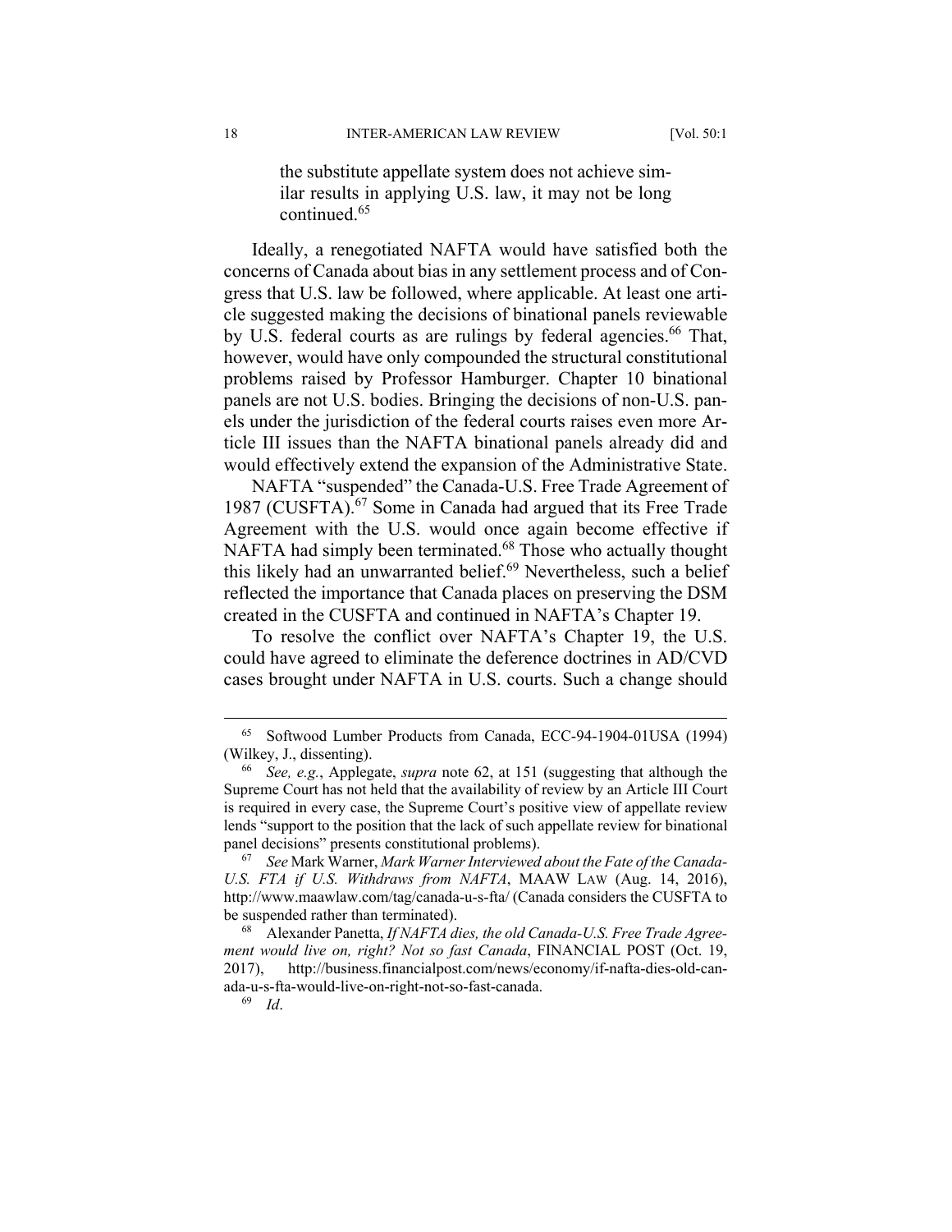> the substitute appellate system does not achieve similar results in applying U.S. law, it may not be long continued.[65]

Ideally, a renegotiated NAFTA would have satisfied both the concerns of Canada about bias in any settlement process and of Congress that U.S. law be followed, where applicable. At least one article suggested making the decisions of binational panels reviewable by U.S. federal courts as are rulings by federal agencies.[66] That, however, would have only compounded the structural constitutional problems raised by Professor Hamburger. Chapter 10 binational panels are not U.S. bodies. Bringing the decisions of non-U.S. panels under the jurisdiction of the federal courts raises even more Article III issues than the NAFTA binational panels already did and would effectively extend the expansion of the Administrative State.

NAFTA "suspended" the Canada-U.S. Free Trade Agreement of 1987 (CUSFTA).[67] Some in Canada had argued that its Free Trade Agreement with the U.S. would once again become effective if NAFTA had simply been terminated.[68] Those who actually thought this likely had an unwarranted belief.[69] Nevertheless, such a belief reflected the importance that Canada places on preserving the DSM created in the CUSFTA and continued in NAFTA's Chapter 19.

To resolve the conflict over NAFTA's Chapter 19, the U.S. could have agreed to eliminate the deference doctrines in AD/CVD cases brought under NAFTA in U.S. courts. Such a change should

---

[65] Softwood Lumber Products from Canada, ECC-94-1904-01USA (1994) (Wilkey, J., dissenting).

[66] *See, e.g.*, Applegate, *supra* note 62, at 151 (suggesting that although the Supreme Court has not held that the availability of review by an Article III Court is required in every case, the Supreme Court's positive view of appellate review lends "support to the position that the lack of such appellate review for binational panel decisions" presents constitutional problems).

[67] *See* Mark Warner, *Mark Warner Interviewed about the Fate of the Canada-U.S. FTA if U.S. Withdraws from NAFTA*, MAAW LAW (Aug. 14, 2016), http://www.maawlaw.com/tag/canada-u-s-fta/ (Canada considers the CUSFTA to be suspended rather than terminated).

[68] Alexander Panetta, *If NAFTA dies, the old Canada-U.S. Free Trade Agreement would live on, right? Not so fast Canada*, FINANCIAL POST (Oct. 19, 2017), http://business.financialpost.com/news/economy/if-nafta-dies-old-canada-u-s-fta-would-live-on-right-not-so-fast-canada.

[69] *Id*.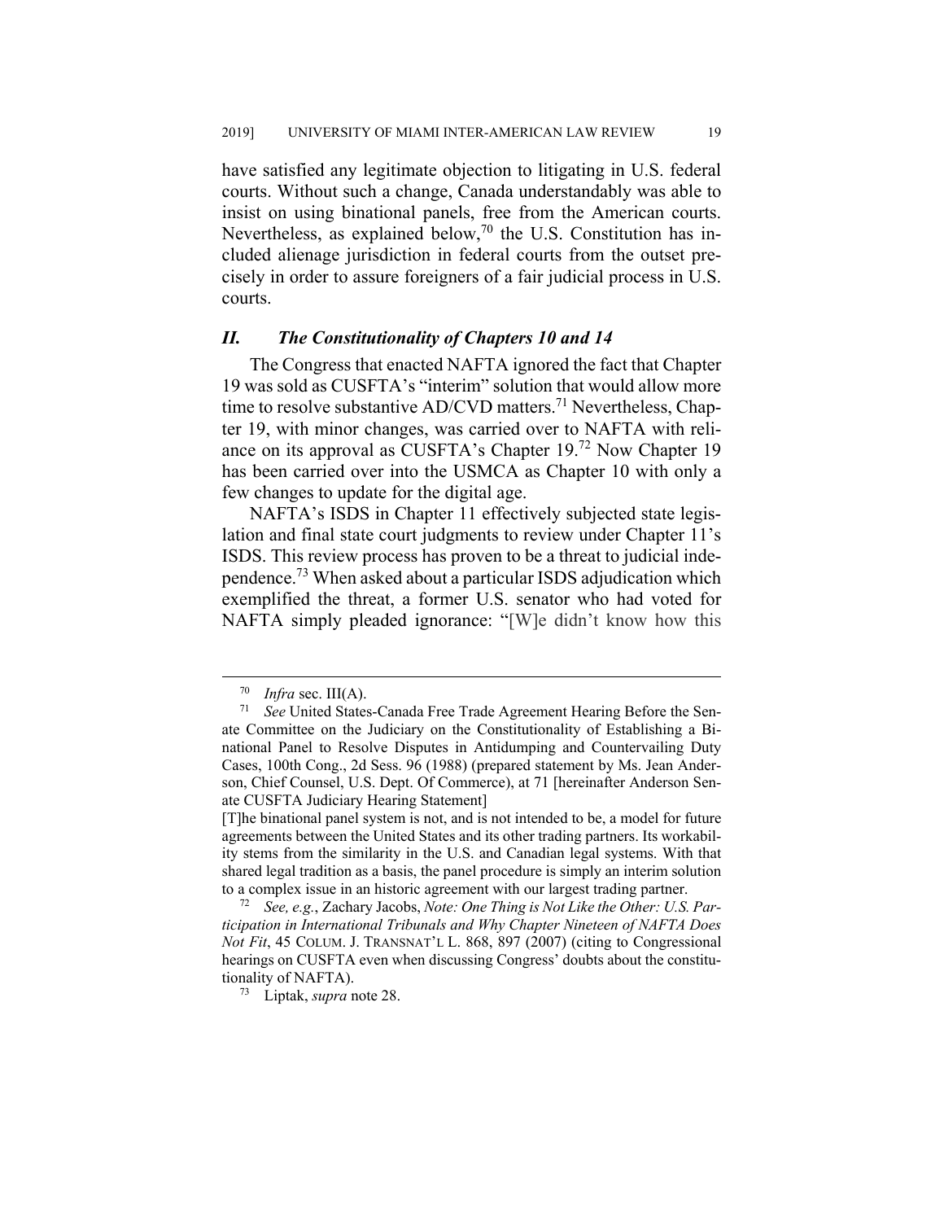have satisfied any legitimate objection to litigating in U.S. federal courts. Without such a change, Canada understandably was able to insist on using binational panels, free from the American courts. Nevertheless, as explained below,[70] the U.S. Constitution has included alienage jurisdiction in federal courts from the outset precisely in order to assure foreigners of a fair judicial process in U.S. courts.

## *II. The Constitutionality of Chapters 10 and 14*

The Congress that enacted NAFTA ignored the fact that Chapter 19 was sold as CUSFTA's "interim" solution that would allow more time to resolve substantive AD/CVD matters.[71] Nevertheless, Chapter 19, with minor changes, was carried over to NAFTA with reliance on its approval as CUSFTA's Chapter 19.[72] Now Chapter 19 has been carried over into the USMCA as Chapter 10 with only a few changes to update for the digital age.

NAFTA's ISDS in Chapter 11 effectively subjected state legislation and final state court judgments to review under Chapter 11's ISDS. This review process has proven to be a threat to judicial independence.[73] When asked about a particular ISDS adjudication which exemplified the threat, a former U.S. senator who had voted for NAFTA simply pleaded ignorance: "[W]e didn't know how this

---

[70] *Infra* sec. III(A).

[71] *See* United States-Canada Free Trade Agreement Hearing Before the Senate Committee on the Judiciary on the Constitutionality of Establishing a Binational Panel to Resolve Disputes in Antidumping and Countervailing Duty Cases, 100th Cong., 2d Sess. 96 (1988) (prepared statement by Ms. Jean Anderson, Chief Counsel, U.S. Dept. Of Commerce), at 71 [hereinafter Anderson Senate CUSFTA Judiciary Hearing Statement]

[T]he binational panel system is not, and is not intended to be, a model for future agreements between the United States and its other trading partners. Its workability stems from the similarity in the U.S. and Canadian legal systems. With that shared legal tradition as a basis, the panel procedure is simply an interim solution to a complex issue in an historic agreement with our largest trading partner.

[72] *See, e.g.*, Zachary Jacobs, *Note: One Thing is Not Like the Other: U.S. Participation in International Tribunals and Why Chapter Nineteen of NAFTA Does Not Fit*, 45 COLUM. J. TRANSNAT'L L. 868, 897 (2007) (citing to Congressional hearings on CUSFTA even when discussing Congress' doubts about the constitutionality of NAFTA).

[73] Liptak, *supra* note 28.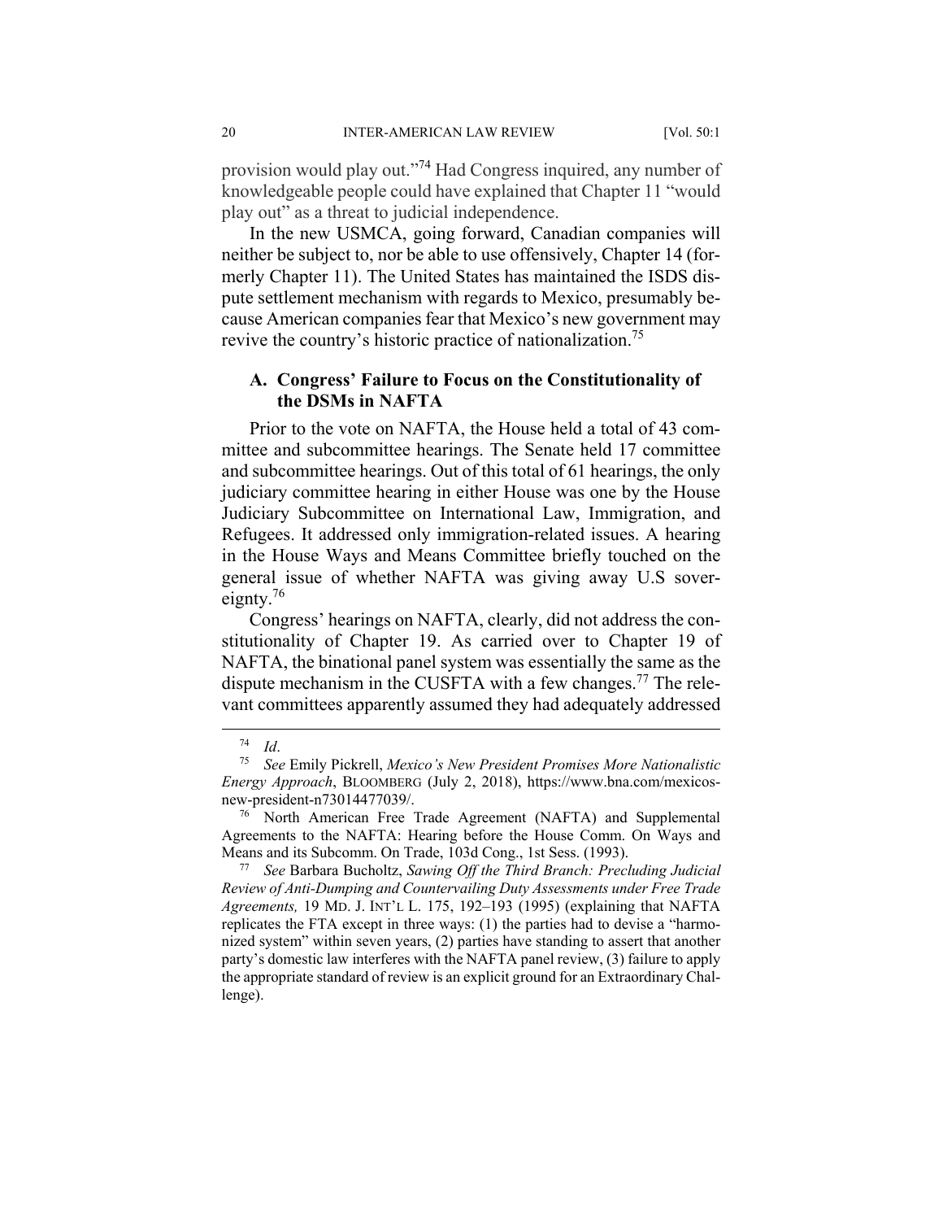provision would play out."[74] Had Congress inquired, any number of knowledgeable people could have explained that Chapter 11 "would play out" as a threat to judicial independence.

In the new USMCA, going forward, Canadian companies will neither be subject to, nor be able to use offensively, Chapter 14 (formerly Chapter 11). The United States has maintained the ISDS dispute settlement mechanism with regards to Mexico, presumably because American companies fear that Mexico's new government may revive the country's historic practice of nationalization.[75]

### A. Congress' Failure to Focus on the Constitutionality of the DSMs in NAFTA

Prior to the vote on NAFTA, the House held a total of 43 committee and subcommittee hearings. The Senate held 17 committee and subcommittee hearings. Out of this total of 61 hearings, the only judiciary committee hearing in either House was one by the House Judiciary Subcommittee on International Law, Immigration, and Refugees. It addressed only immigration-related issues. A hearing in the House Ways and Means Committee briefly touched on the general issue of whether NAFTA was giving away U.S sovereignty.[76]

Congress' hearings on NAFTA, clearly, did not address the constitutionality of Chapter 19. As carried over to Chapter 19 of NAFTA, the binational panel system was essentially the same as the dispute mechanism in the CUSFTA with a few changes.[77] The relevant committees apparently assumed they had adequately addressed

---

[74] *Id*.

[75] *See* Emily Pickrell, *Mexico's New President Promises More Nationalistic Energy Approach*, BLOOMBERG (July 2, 2018), https://www.bna.com/mexicos-new-president-n73014477039/.

[76] North American Free Trade Agreement (NAFTA) and Supplemental Agreements to the NAFTA: Hearing before the House Comm. On Ways and Means and its Subcomm. On Trade, 103d Cong., 1st Sess. (1993).

[77] *See* Barbara Bucholtz, *Sawing Off the Third Branch: Precluding Judicial Review of Anti-Dumping and Countervailing Duty Assessments under Free Trade Agreements,* 19 MD. J. INT'L L. 175, 192–193 (1995) (explaining that NAFTA replicates the FTA except in three ways: (1) the parties had to devise a "harmonized system" within seven years, (2) parties have standing to assert that another party's domestic law interferes with the NAFTA panel review, (3) failure to apply the appropriate standard of review is an explicit ground for an Extraordinary Challenge).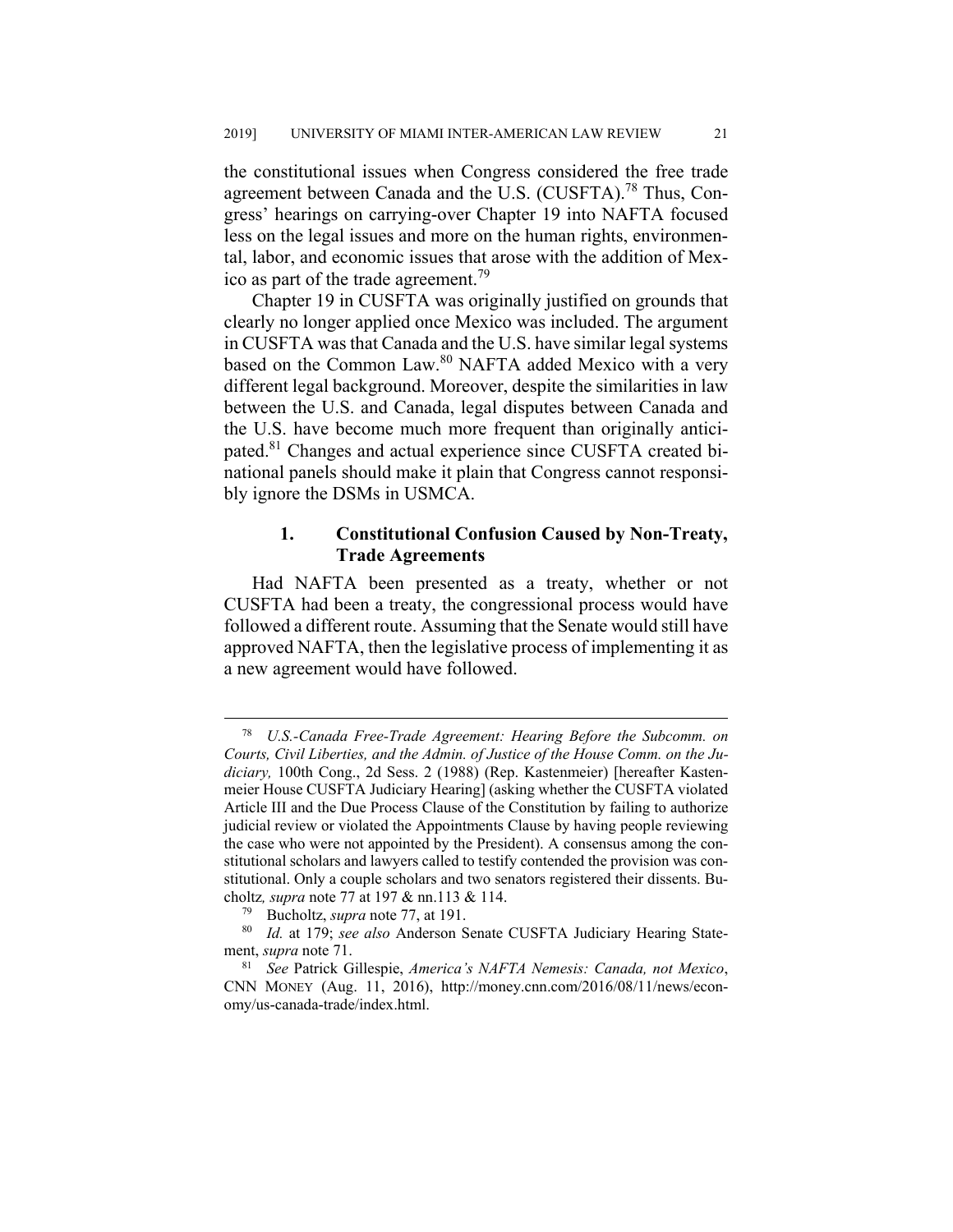the constitutional issues when Congress considered the free trade agreement between Canada and the U.S. (CUSFTA).[78] Thus, Congress' hearings on carrying-over Chapter 19 into NAFTA focused less on the legal issues and more on the human rights, environmental, labor, and economic issues that arose with the addition of Mexico as part of the trade agreement.[79]

Chapter 19 in CUSFTA was originally justified on grounds that clearly no longer applied once Mexico was included. The argument in CUSFTA was that Canada and the U.S. have similar legal systems based on the Common Law.[80] NAFTA added Mexico with a very different legal background. Moreover, despite the similarities in law between the U.S. and Canada, legal disputes between Canada and the U.S. have become much more frequent than originally anticipated.[81] Changes and actual experience since CUSFTA created binational panels should make it plain that Congress cannot responsibly ignore the DSMs in USMCA.

### 1. Constitutional Confusion Caused by Non-Treaty, Trade Agreements

Had NAFTA been presented as a treaty, whether or not CUSFTA had been a treaty, the congressional process would have followed a different route. Assuming that the Senate would still have approved NAFTA, then the legislative process of implementing it as a new agreement would have followed.

---

[78] *U.S.-Canada Free-Trade Agreement: Hearing Before the Subcomm. on Courts, Civil Liberties, and the Admin. of Justice of the House Comm. on the Judiciary,* 100th Cong., 2d Sess. 2 (1988) (Rep. Kastenmeier) [hereafter Kastenmeier House CUSFTA Judiciary Hearing] (asking whether the CUSFTA violated Article III and the Due Process Clause of the Constitution by failing to authorize judicial review or violated the Appointments Clause by having people reviewing the case who were not appointed by the President). A consensus among the constitutional scholars and lawyers called to testify contended the provision was constitutional. Only a couple scholars and two senators registered their dissents. Bucholtz*, supra* note 77 at 197 & nn.113 & 114.

[79] Bucholtz, *supra* note 77, at 191.

[80] *Id.* at 179; *see also* Anderson Senate CUSFTA Judiciary Hearing Statement, *supra* note 71.

[81] *See* Patrick Gillespie, *America's NAFTA Nemesis: Canada, not Mexico*, CNN MONEY (Aug. 11, 2016), http://money.cnn.com/2016/08/11/news/economy/us-canada-trade/index.html.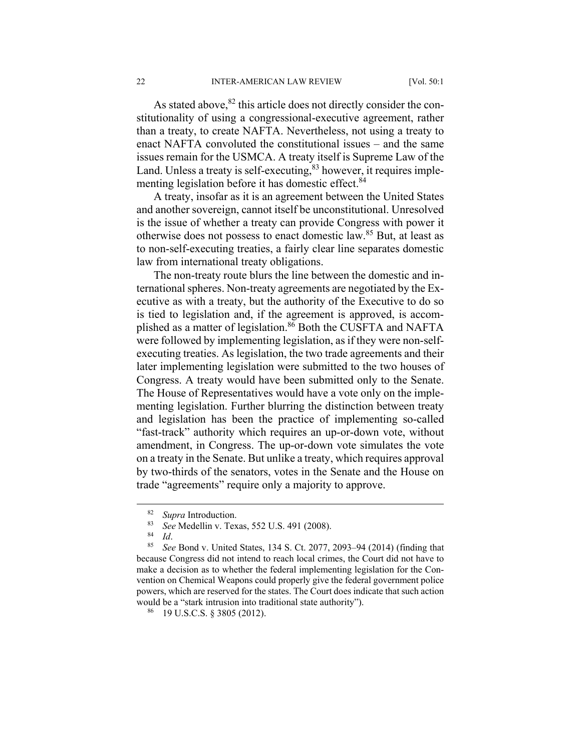As stated above,[82] this article does not directly consider the constitutionality of using a congressional-executive agreement, rather than a treaty, to create NAFTA. Nevertheless, not using a treaty to enact NAFTA convoluted the constitutional issues – and the same issues remain for the USMCA. A treaty itself is Supreme Law of the Land. Unless a treaty is self-executing,[83] however, it requires implementing legislation before it has domestic effect.[84]

A treaty, insofar as it is an agreement between the United States and another sovereign, cannot itself be unconstitutional. Unresolved is the issue of whether a treaty can provide Congress with power it otherwise does not possess to enact domestic law.[85] But, at least as to non-self-executing treaties, a fairly clear line separates domestic law from international treaty obligations.

The non-treaty route blurs the line between the domestic and international spheres. Non-treaty agreements are negotiated by the Executive as with a treaty, but the authority of the Executive to do so is tied to legislation and, if the agreement is approved, is accomplished as a matter of legislation.[86] Both the CUSFTA and NAFTA were followed by implementing legislation, as if they were non-self-executing treaties. As legislation, the two trade agreements and their later implementing legislation were submitted to the two houses of Congress. A treaty would have been submitted only to the Senate. The House of Representatives would have a vote only on the implementing legislation. Further blurring the distinction between treaty and legislation has been the practice of implementing so-called "fast-track" authority which requires an up-or-down vote, without amendment, in Congress. The up-or-down vote simulates the vote on a treaty in the Senate. But unlike a treaty, which requires approval by two-thirds of the senators, votes in the Senate and the House on trade "agreements" require only a majority to approve.

---

[82] *Supra* Introduction.

[83] *See* Medellin v. Texas, 552 U.S. 491 (2008).

[84] *Id*.

[85] *See* Bond v. United States, 134 S. Ct. 2077, 2093–94 (2014) (finding that because Congress did not intend to reach local crimes, the Court did not have to make a decision as to whether the federal implementing legislation for the Convention on Chemical Weapons could properly give the federal government police powers, which are reserved for the states. The Court does indicate that such action would be a "stark intrusion into traditional state authority").

[86] 19 U.S.C.S. § 3805 (2012).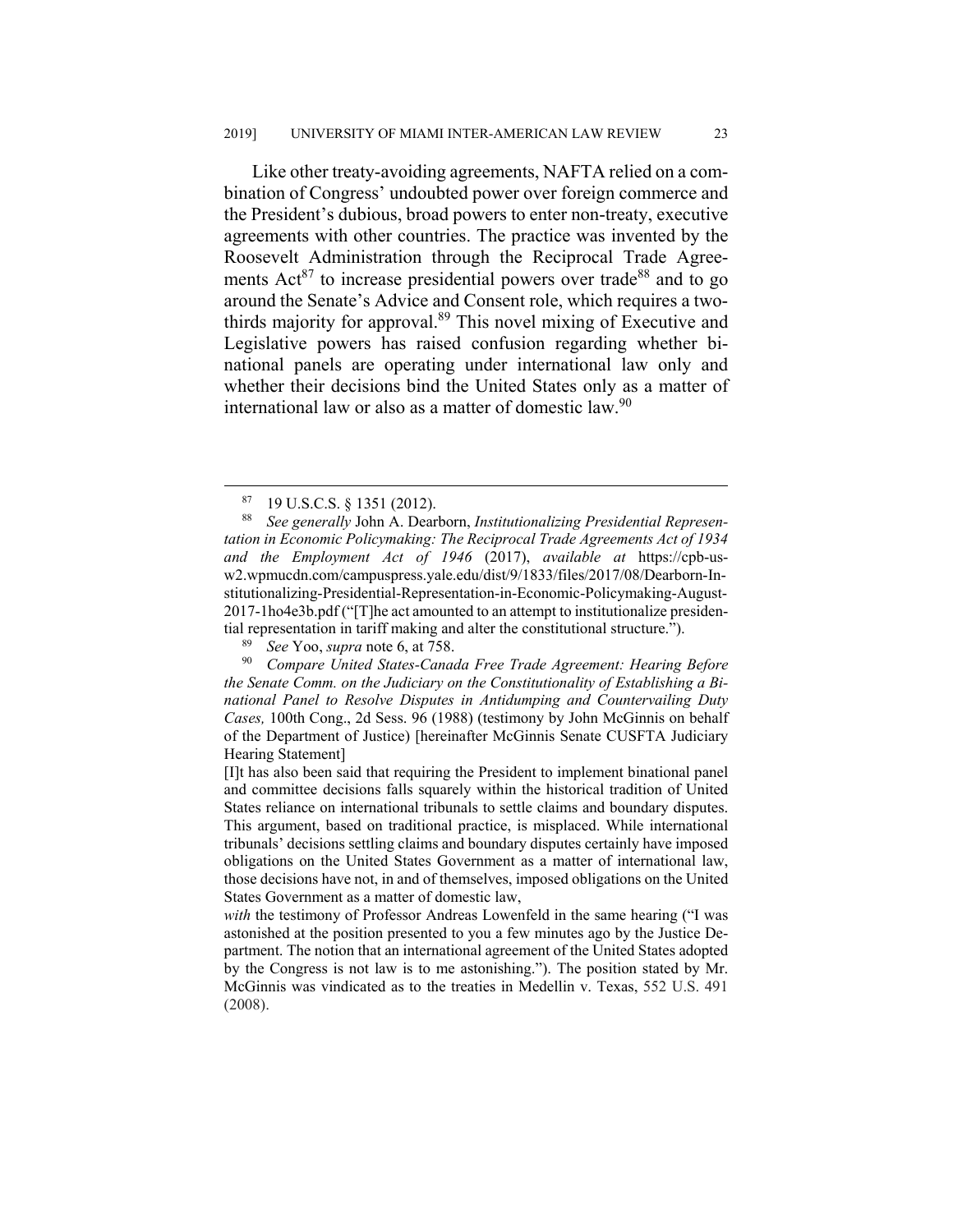Like other treaty-avoiding agreements, NAFTA relied on a combination of Congress' undoubted power over foreign commerce and the President's dubious, broad powers to enter non-treaty, executive agreements with other countries. The practice was invented by the Roosevelt Administration through the Reciprocal Trade Agreements Act[87] to increase presidential powers over trade[88] and to go around the Senate's Advice and Consent role, which requires a two-thirds majority for approval.[89] This novel mixing of Executive and Legislative powers has raised confusion regarding whether binational panels are operating under international law only and whether their decisions bind the United States only as a matter of international law or also as a matter of domestic law.[90]

---

[87] 19 U.S.C.S. § 1351 (2012).

[88] *See generally* John A. Dearborn, *Institutionalizing Presidential Representation in Economic Policymaking: The Reciprocal Trade Agreements Act of 1934 and the Employment Act of 1946* (2017), *available at* https://cpb-us-w2.wpmucdn.com/campuspress.yale.edu/dist/9/1833/files/2017/08/Dearborn-Institutionalizing-Presidential-Representation-in-Economic-Policymaking-August-2017-1ho4e3b.pdf ("[T]he act amounted to an attempt to institutionalize presidential representation in tariff making and alter the constitutional structure.").

[89] *See* Yoo, *supra* note 6, at 758.

[90] *Compare United States-Canada Free Trade Agreement: Hearing Before the Senate Comm. on the Judiciary on the Constitutionality of Establishing a Binational Panel to Resolve Disputes in Antidumping and Countervailing Duty Cases,* 100th Cong., 2d Sess. 96 (1988) (testimony by John McGinnis on behalf of the Department of Justice) [hereinafter McGinnis Senate CUSFTA Judiciary Hearing Statement]

[I]t has also been said that requiring the President to implement binational panel and committee decisions falls squarely within the historical tradition of United States reliance on international tribunals to settle claims and boundary disputes. This argument, based on traditional practice, is misplaced. While international tribunals' decisions settling claims and boundary disputes certainly have imposed obligations on the United States Government as a matter of international law, those decisions have not, in and of themselves, imposed obligations on the United States Government as a matter of domestic law,

*with* the testimony of Professor Andreas Lowenfeld in the same hearing ("I was astonished at the position presented to you a few minutes ago by the Justice Department. The notion that an international agreement of the United States adopted by the Congress is not law is to me astonishing."). The position stated by Mr. McGinnis was vindicated as to the treaties in Medellin v. Texas, 552 U.S. 491 (2008).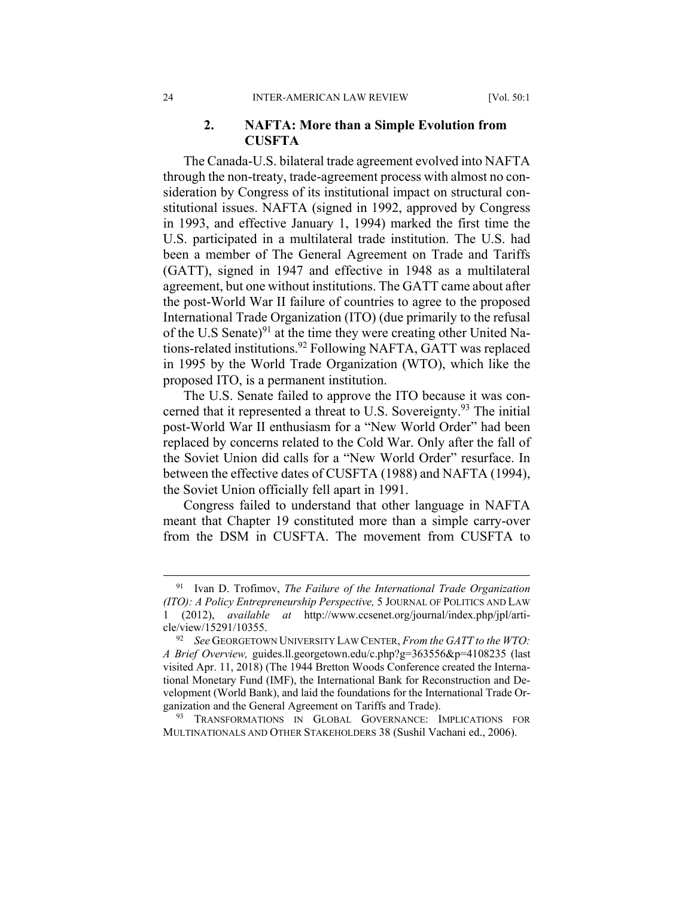### 2. NAFTA: More than a Simple Evolution from CUSFTA

The Canada-U.S. bilateral trade agreement evolved into NAFTA through the non-treaty, trade-agreement process with almost no consideration by Congress of its institutional impact on structural constitutional issues. NAFTA (signed in 1992, approved by Congress in 1993, and effective January 1, 1994) marked the first time the U.S. participated in a multilateral trade institution. The U.S. had been a member of The General Agreement on Trade and Tariffs (GATT), signed in 1947 and effective in 1948 as a multilateral agreement, but one without institutions. The GATT came about after the post-World War II failure of countries to agree to the proposed International Trade Organization (ITO) (due primarily to the refusal of the U.S Senate)[91] at the time they were creating other United Nations-related institutions.[92] Following NAFTA, GATT was replaced in 1995 by the World Trade Organization (WTO), which like the proposed ITO, is a permanent institution.

The U.S. Senate failed to approve the ITO because it was concerned that it represented a threat to U.S. Sovereignty.[93] The initial post-World War II enthusiasm for a "New World Order" had been replaced by concerns related to the Cold War. Only after the fall of the Soviet Union did calls for a "New World Order" resurface. In between the effective dates of CUSFTA (1988) and NAFTA (1994), the Soviet Union officially fell apart in 1991.

Congress failed to understand that other language in NAFTA meant that Chapter 19 constituted more than a simple carry-over from the DSM in CUSFTA. The movement from CUSFTA to

---

[91] Ivan D. Trofimov, *The Failure of the International Trade Organization (ITO): A Policy Entrepreneurship Perspective,* 5 JOURNAL OF POLITICS AND LAW 1 (2012), *available at* http://www.ccsenet.org/journal/index.php/jpl/article/view/15291/10355.

[92] *See* GEORGETOWN UNIVERSITY LAW CENTER, *From the GATT to the WTO: A Brief Overview,* guides.ll.georgetown.edu/c.php?g=363556&p=4108235 (last visited Apr. 11, 2018) (The 1944 Bretton Woods Conference created the International Monetary Fund (IMF), the International Bank for Reconstruction and Development (World Bank), and laid the foundations for the International Trade Organization and the General Agreement on Tariffs and Trade).

[93] TRANSFORMATIONS IN GLOBAL GOVERNANCE: IMPLICATIONS FOR MULTINATIONALS AND OTHER STAKEHOLDERS 38 (Sushil Vachani ed., 2006).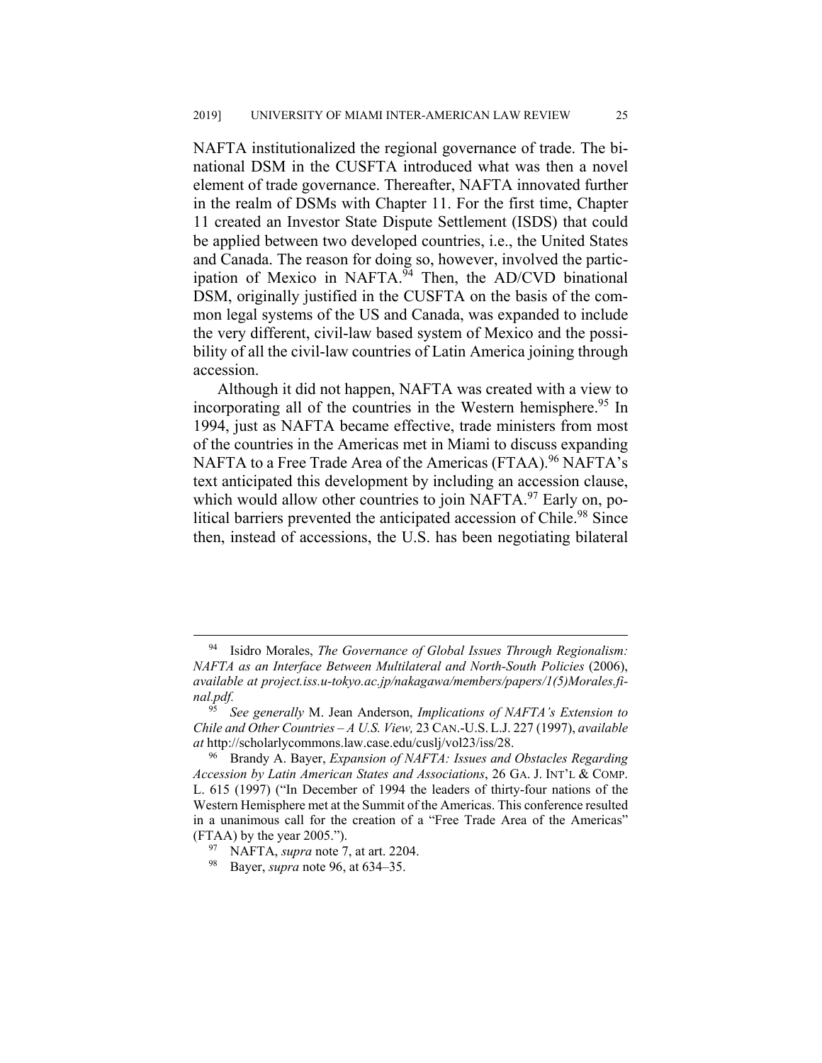NAFTA institutionalized the regional governance of trade. The binational DSM in the CUSFTA introduced what was then a novel element of trade governance. Thereafter, NAFTA innovated further in the realm of DSMs with Chapter 11. For the first time, Chapter 11 created an Investor State Dispute Settlement (ISDS) that could be applied between two developed countries, i.e., the United States and Canada. The reason for doing so, however, involved the participation of Mexico in NAFTA.[94] Then, the AD/CVD binational DSM, originally justified in the CUSFTA on the basis of the common legal systems of the US and Canada, was expanded to include the very different, civil-law based system of Mexico and the possibility of all the civil-law countries of Latin America joining through accession.

Although it did not happen, NAFTA was created with a view to incorporating all of the countries in the Western hemisphere.[95] In 1994, just as NAFTA became effective, trade ministers from most of the countries in the Americas met in Miami to discuss expanding NAFTA to a Free Trade Area of the Americas (FTAA).[96] NAFTA's text anticipated this development by including an accession clause, which would allow other countries to join NAFTA.[97] Early on, political barriers prevented the anticipated accession of Chile.[98] Since then, instead of accessions, the U.S. has been negotiating bilateral

---

[94] Isidro Morales, *The Governance of Global Issues Through Regionalism: NAFTA as an Interface Between Multilateral and North-South Policies* (2006), *available at project.iss.u-tokyo.ac.jp/nakagawa/members/papers/1(5)Morales.final.pdf.*

[95] *See generally* M. Jean Anderson, *Implications of NAFTA's Extension to Chile and Other Countries – A U.S. View,* 23 CAN.-U.S. L.J. 227 (1997), *available at* http://scholarlycommons.law.case.edu/cuslj/vol23/iss/28.

[96] Brandy A. Bayer, *Expansion of NAFTA: Issues and Obstacles Regarding Accession by Latin American States and Associations*, 26 GA. J. INT'L & COMP. L. 615 (1997) ("In December of 1994 the leaders of thirty-four nations of the Western Hemisphere met at the Summit of the Americas. This conference resulted in a unanimous call for the creation of a "Free Trade Area of the Americas" (FTAA) by the year 2005.").

[97] NAFTA, *supra* note 7, at art. 2204.

[98] Bayer, *supra* note 96, at 634–35.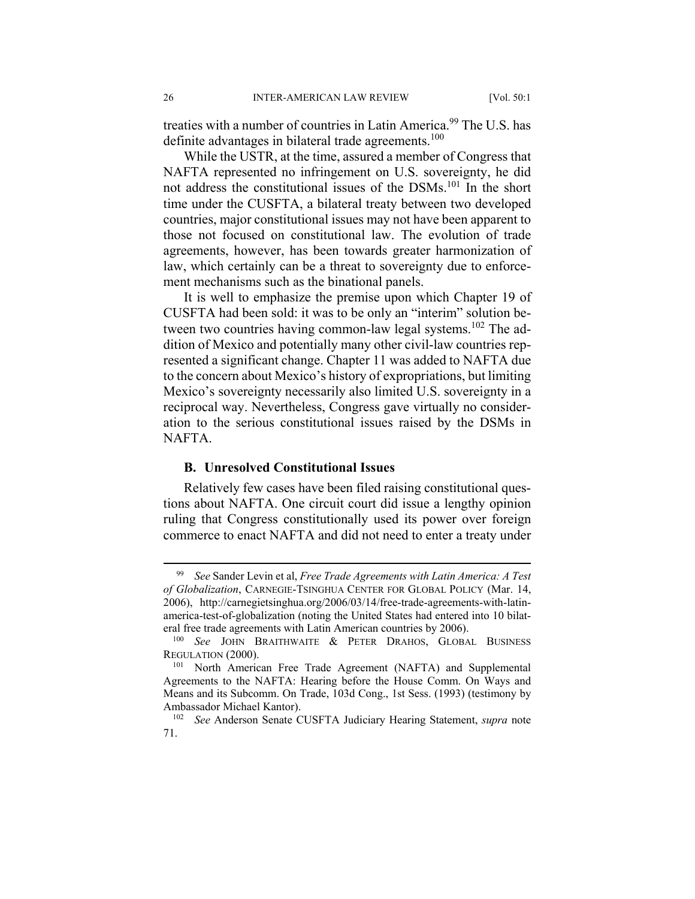treaties with a number of countries in Latin America.[99] The U.S. has definite advantages in bilateral trade agreements.[100]

While the USTR, at the time, assured a member of Congress that NAFTA represented no infringement on U.S. sovereignty, he did not address the constitutional issues of the DSMs.[101] In the short time under the CUSFTA, a bilateral treaty between two developed countries, major constitutional issues may not have been apparent to those not focused on constitutional law. The evolution of trade agreements, however, has been towards greater harmonization of law, which certainly can be a threat to sovereignty due to enforcement mechanisms such as the binational panels.

It is well to emphasize the premise upon which Chapter 19 of CUSFTA had been sold: it was to be only an "interim" solution between two countries having common-law legal systems.[102] The addition of Mexico and potentially many other civil-law countries represented a significant change. Chapter 11 was added to NAFTA due to the concern about Mexico's history of expropriations, but limiting Mexico's sovereignty necessarily also limited U.S. sovereignty in a reciprocal way. Nevertheless, Congress gave virtually no consideration to the serious constitutional issues raised by the DSMs in NAFTA.

### B. Unresolved Constitutional Issues

Relatively few cases have been filed raising constitutional questions about NAFTA. One circuit court did issue a lengthy opinion ruling that Congress constitutionally used its power over foreign commerce to enact NAFTA and did not need to enter a treaty under

---

[99] *See* Sander Levin et al, *Free Trade Agreements with Latin America: A Test of Globalization*, CARNEGIE-TSINGHUA CENTER FOR GLOBAL POLICY (Mar. 14, 2006), http://carnegietsinghua.org/2006/03/14/free-trade-agreements-with-latin-america-test-of-globalization (noting the United States had entered into 10 bilateral free trade agreements with Latin American countries by 2006).

[100] *See* JOHN BRAITHWAITE & PETER DRAHOS, GLOBAL BUSINESS REGULATION (2000).

[101] North American Free Trade Agreement (NAFTA) and Supplemental Agreements to the NAFTA: Hearing before the House Comm. On Ways and Means and its Subcomm. On Trade, 103d Cong., 1st Sess. (1993) (testimony by Ambassador Michael Kantor).

[102] *See* Anderson Senate CUSFTA Judiciary Hearing Statement, *supra* note 71.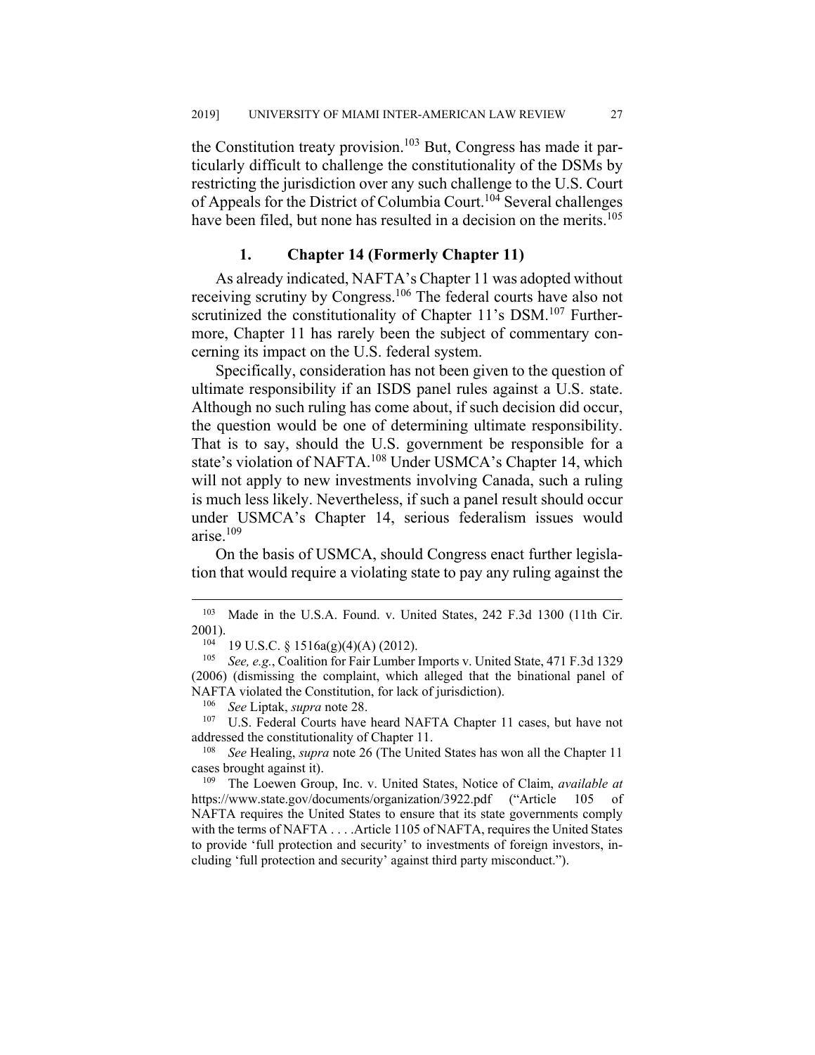the Constitution treaty provision.[103] But, Congress has made it particularly difficult to challenge the constitutionality of the DSMs by restricting the jurisdiction over any such challenge to the U.S. Court of Appeals for the District of Columbia Court.[104] Several challenges have been filed, but none has resulted in a decision on the merits.[105]

### 1. Chapter 14 (Formerly Chapter 11)

As already indicated, NAFTA's Chapter 11 was adopted without receiving scrutiny by Congress.[106] The federal courts have also not scrutinized the constitutionality of Chapter 11's DSM.[107] Furthermore, Chapter 11 has rarely been the subject of commentary concerning its impact on the U.S. federal system.

Specifically, consideration has not been given to the question of ultimate responsibility if an ISDS panel rules against a U.S. state. Although no such ruling has come about, if such decision did occur, the question would be one of determining ultimate responsibility. That is to say, should the U.S. government be responsible for a state's violation of NAFTA.[108] Under USMCA's Chapter 14, which will not apply to new investments involving Canada, such a ruling is much less likely. Nevertheless, if such a panel result should occur under USMCA's Chapter 14, serious federalism issues would arise.[109]

On the basis of USMCA, should Congress enact further legislation that would require a violating state to pay any ruling against the

---

[103] Made in the U.S.A. Found. v. United States, 242 F.3d 1300 (11th Cir. 2001).

[104] 19 U.S.C. § 1516a(g)(4)(A) (2012).

[105] *See, e.g.*, Coalition for Fair Lumber Imports v. United State, 471 F.3d 1329 (2006) (dismissing the complaint, which alleged that the binational panel of NAFTA violated the Constitution, for lack of jurisdiction).

[106] *See* Liptak, *supra* note 28.

[107] U.S. Federal Courts have heard NAFTA Chapter 11 cases, but have not addressed the constitutionality of Chapter 11.

[108] *See* Healing, *supra* note 26 (The United States has won all the Chapter 11 cases brought against it).

[109] The Loewen Group, Inc. v. United States, Notice of Claim, *available at* https://www.state.gov/documents/organization/3922.pdf ("Article 105 of NAFTA requires the United States to ensure that its state governments comply with the terms of NAFTA . . . .Article 1105 of NAFTA, requires the United States to provide 'full protection and security' to investments of foreign investors, including 'full protection and security' against third party misconduct.").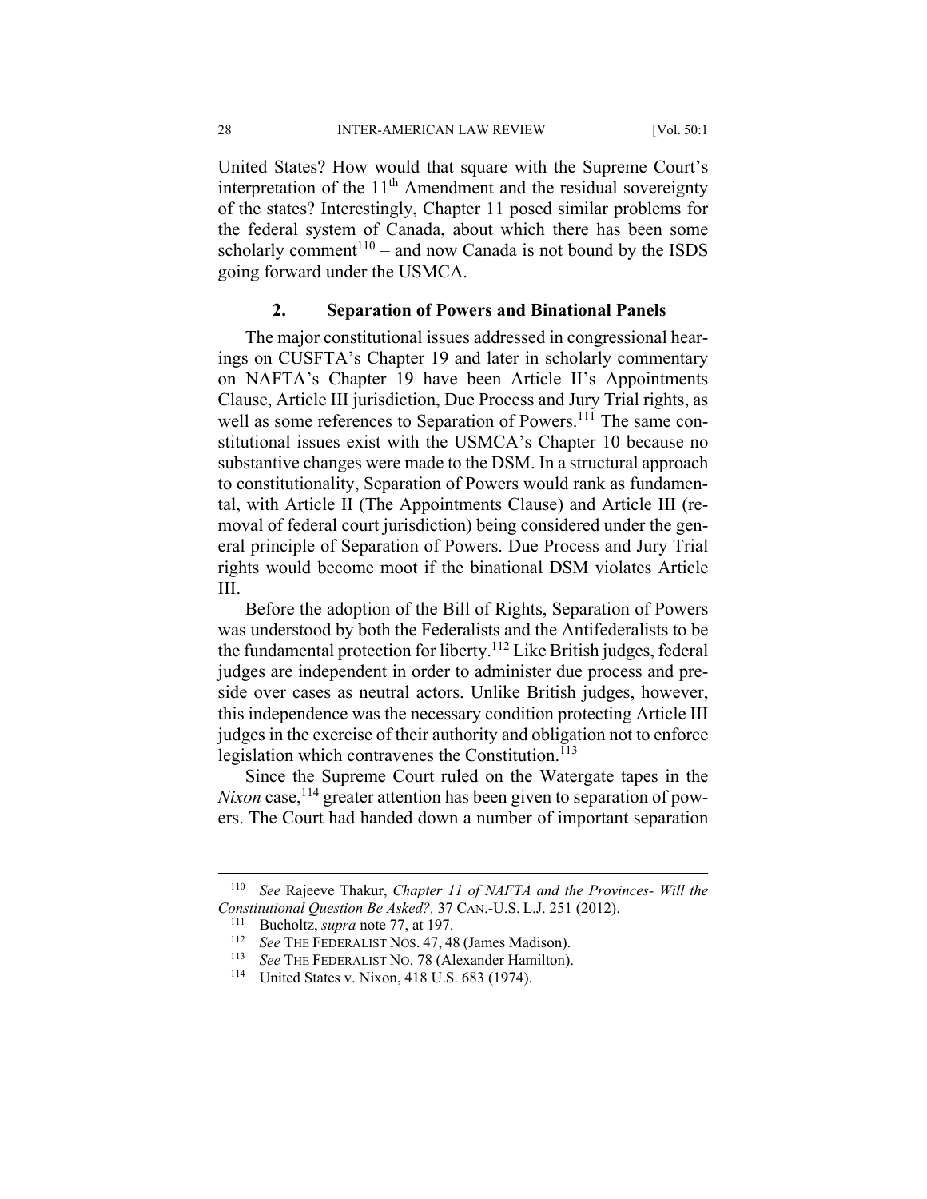United States? How would that square with the Supreme Court's interpretation of the 11th Amendment and the residual sovereignty of the states? Interestingly, Chapter 11 posed similar problems for the federal system of Canada, about which there has been some scholarly comment[110] – and now Canada is not bound by the ISDS going forward under the USMCA.

### 2. Separation of Powers and Binational Panels

The major constitutional issues addressed in congressional hearings on CUSFTA's Chapter 19 and later in scholarly commentary on NAFTA's Chapter 19 have been Article II's Appointments Clause, Article III jurisdiction, Due Process and Jury Trial rights, as well as some references to Separation of Powers.[111] The same constitutional issues exist with the USMCA's Chapter 10 because no substantive changes were made to the DSM. In a structural approach to constitutionality, Separation of Powers would rank as fundamental, with Article II (The Appointments Clause) and Article III (removal of federal court jurisdiction) being considered under the general principle of Separation of Powers. Due Process and Jury Trial rights would become moot if the binational DSM violates Article III.

Before the adoption of the Bill of Rights, Separation of Powers was understood by both the Federalists and the Antifederalists to be the fundamental protection for liberty.[112] Like British judges, federal judges are independent in order to administer due process and preside over cases as neutral actors. Unlike British judges, however, this independence was the necessary condition protecting Article III judges in the exercise of their authority and obligation not to enforce legislation which contravenes the Constitution.[113]

Since the Supreme Court ruled on the Watergate tapes in the *Nixon* case,[114] greater attention has been given to separation of powers. The Court had handed down a number of important separation

---

[110] *See* Rajeeve Thakur, *Chapter 11 of NAFTA and the Provinces- Will the Constitutional Question Be Asked?,* 37 CAN.-U.S. L.J. 251 (2012).

[111] Bucholtz, *supra* note 77, at 197.

[112] *See* THE FEDERALIST NOS. 47, 48 (James Madison).

[113] *See* THE FEDERALIST NO. 78 (Alexander Hamilton).

[114] United States v. Nixon, 418 U.S. 683 (1974).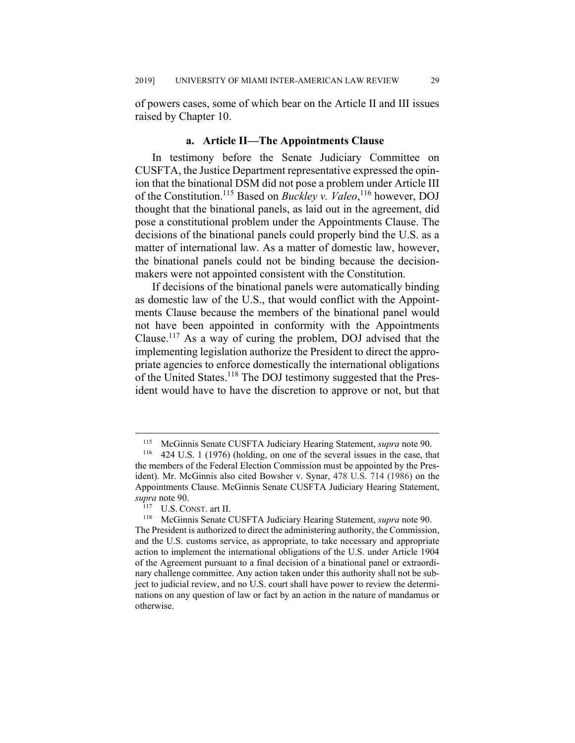of powers cases, some of which bear on the Article II and III issues raised by Chapter 10.

### a. Article II—The Appointments Clause

In testimony before the Senate Judiciary Committee on CUSFTA, the Justice Department representative expressed the opinion that the binational DSM did not pose a problem under Article III of the Constitution.[115] Based on *Buckley v. Valeo*,[116] however, DOJ thought that the binational panels, as laid out in the agreement, did pose a constitutional problem under the Appointments Clause. The decisions of the binational panels could properly bind the U.S. as a matter of international law. As a matter of domestic law, however, the binational panels could not be binding because the decision-makers were not appointed consistent with the Constitution.

If decisions of the binational panels were automatically binding as domestic law of the U.S., that would conflict with the Appointments Clause because the members of the binational panel would not have been appointed in conformity with the Appointments Clause.[117] As a way of curing the problem, DOJ advised that the implementing legislation authorize the President to direct the appropriate agencies to enforce domestically the international obligations of the United States.[118] The DOJ testimony suggested that the President would have to have the discretion to approve or not, but that

---

[115] McGinnis Senate CUSFTA Judiciary Hearing Statement, *supra* note 90.

[116] 424 U.S. 1 (1976) (holding, on one of the several issues in the case, that the members of the Federal Election Commission must be appointed by the President). Mr. McGinnis also cited Bowsher v. Synar, 478 U.S. 714 (1986) on the Appointments Clause. McGinnis Senate CUSFTA Judiciary Hearing Statement, *supra* note 90.

[117] U.S. CONST. art II.

[118] McGinnis Senate CUSFTA Judiciary Hearing Statement, *supra* note 90. The President is authorized to direct the administering authority, the Commission, and the U.S. customs service, as appropriate, to take necessary and appropriate action to implement the international obligations of the U.S. under Article 1904 of the Agreement pursuant to a final decision of a binational panel or extraordinary challenge committee. Any action taken under this authority shall not be subject to judicial review, and no U.S. court shall have power to review the determinations on any question of law or fact by an action in the nature of mandamus or otherwise.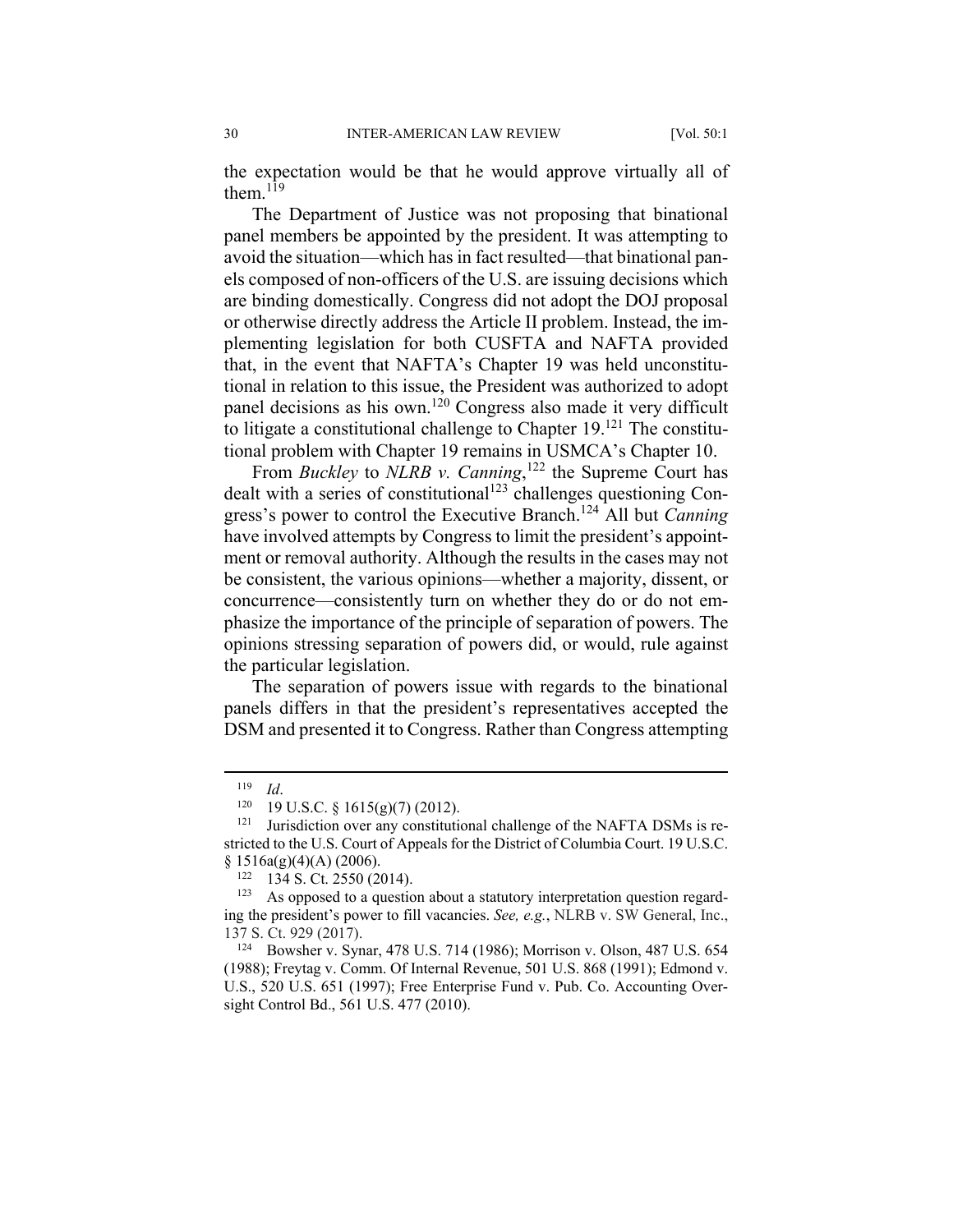the expectation would be that he would approve virtually all of them.[119]

The Department of Justice was not proposing that binational panel members be appointed by the president. It was attempting to avoid the situation—which has in fact resulted—that binational panels composed of non-officers of the U.S. are issuing decisions which are binding domestically. Congress did not adopt the DOJ proposal or otherwise directly address the Article II problem. Instead, the implementing legislation for both CUSFTA and NAFTA provided that, in the event that NAFTA's Chapter 19 was held unconstitutional in relation to this issue, the President was authorized to adopt panel decisions as his own.[120] Congress also made it very difficult to litigate a constitutional challenge to Chapter 19.[121] The constitutional problem with Chapter 19 remains in USMCA's Chapter 10.

From *Buckley* to *NLRB v. Canning*,[122] the Supreme Court has dealt with a series of constitutional[123] challenges questioning Congress's power to control the Executive Branch.[124] All but *Canning* have involved attempts by Congress to limit the president's appointment or removal authority. Although the results in the cases may not be consistent, the various opinions—whether a majority, dissent, or concurrence—consistently turn on whether they do or do not emphasize the importance of the principle of separation of powers. The opinions stressing separation of powers did, or would, rule against the particular legislation.

The separation of powers issue with regards to the binational panels differs in that the president's representatives accepted the DSM and presented it to Congress. Rather than Congress attempting

---

[119] *Id*.

[120] 19 U.S.C. § 1615(g)(7) (2012).

[121] Jurisdiction over any constitutional challenge of the NAFTA DSMs is restricted to the U.S. Court of Appeals for the District of Columbia Court. 19 U.S.C. § 1516a(g)(4)(A) (2006).

[122] 134 S. Ct. 2550 (2014).

[123] As opposed to a question about a statutory interpretation question regarding the president's power to fill vacancies. *See, e.g.*, NLRB v. SW General, Inc., 137 S. Ct. 929 (2017).

[124] Bowsher v. Synar, 478 U.S. 714 (1986); Morrison v. Olson, 487 U.S. 654 (1988); Freytag v. Comm. Of Internal Revenue, 501 U.S. 868 (1991); Edmond v. U.S., 520 U.S. 651 (1997); Free Enterprise Fund v. Pub. Co. Accounting Oversight Control Bd., 561 U.S. 477 (2010).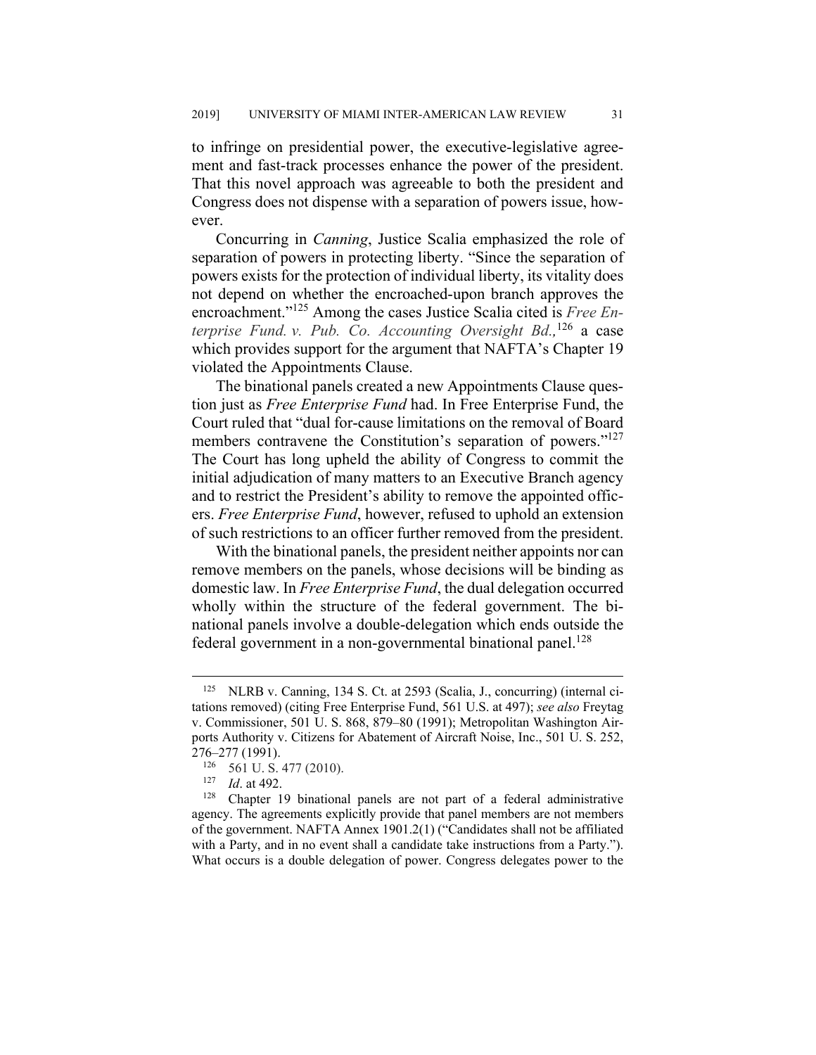to infringe on presidential power, the executive-legislative agreement and fast-track processes enhance the power of the president. That this novel approach was agreeable to both the president and Congress does not dispense with a separation of powers issue, however.

Concurring in *Canning*, Justice Scalia emphasized the role of separation of powers in protecting liberty. "Since the separation of powers exists for the protection of individual liberty, its vitality does not depend on whether the encroached-upon branch approves the encroachment."[125] Among the cases Justice Scalia cited is *Free Enterprise Fund. v. Pub. Co. Accounting Oversight Bd.,*[126] a case which provides support for the argument that NAFTA's Chapter 19 violated the Appointments Clause.

The binational panels created a new Appointments Clause question just as *Free Enterprise Fund* had. In Free Enterprise Fund, the Court ruled that "dual for-cause limitations on the removal of Board members contravene the Constitution's separation of powers."[127] The Court has long upheld the ability of Congress to commit the initial adjudication of many matters to an Executive Branch agency and to restrict the President's ability to remove the appointed officers. *Free Enterprise Fund*, however, refused to uphold an extension of such restrictions to an officer further removed from the president.

With the binational panels, the president neither appoints nor can remove members on the panels, whose decisions will be binding as domestic law. In *Free Enterprise Fund*, the dual delegation occurred wholly within the structure of the federal government. The binational panels involve a double-delegation which ends outside the federal government in a non-governmental binational panel.[128]

---

[125] NLRB v. Canning, 134 S. Ct. at 2593 (Scalia, J., concurring) (internal citations removed) (citing Free Enterprise Fund, 561 U.S. at 497); *see also* Freytag v. Commissioner, 501 U. S. 868, 879–80 (1991); Metropolitan Washington Airports Authority v. Citizens for Abatement of Aircraft Noise, Inc., 501 U. S. 252, 276–277 (1991).

[126] 561 U. S. 477 (2010).

[127] *Id*. at 492.

[128] Chapter 19 binational panels are not part of a federal administrative agency. The agreements explicitly provide that panel members are not members of the government. NAFTA Annex 1901.2(1) ("Candidates shall not be affiliated with a Party, and in no event shall a candidate take instructions from a Party."). What occurs is a double delegation of power. Congress delegates power to the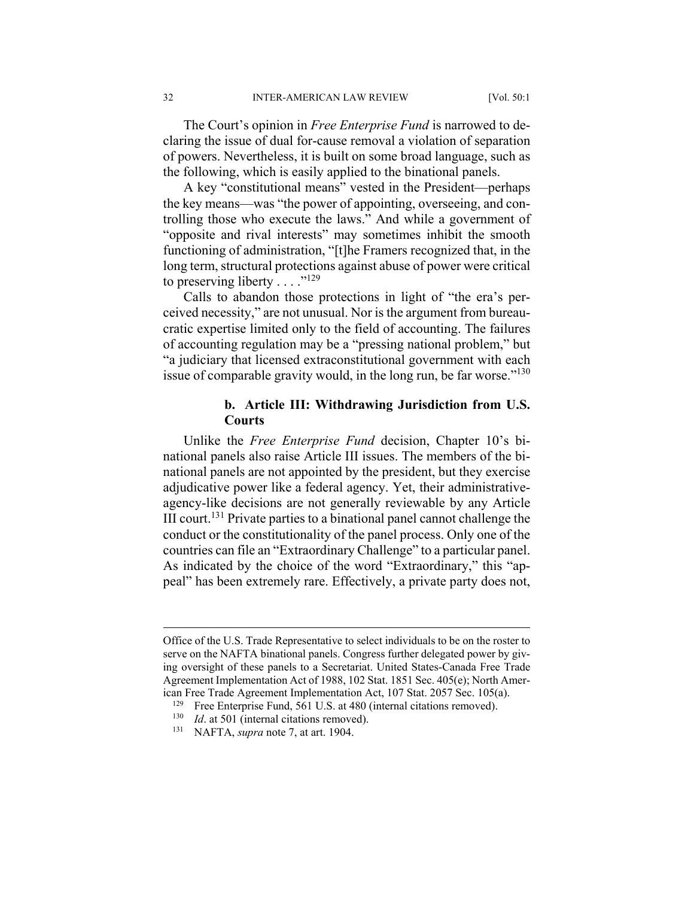The Court's opinion in *Free Enterprise Fund* is narrowed to declaring the issue of dual for-cause removal a violation of separation of powers. Nevertheless, it is built on some broad language, such as the following, which is easily applied to the binational panels.

A key "constitutional means" vested in the President—perhaps the key means—was "the power of appointing, overseeing, and controlling those who execute the laws." And while a government of "opposite and rival interests" may sometimes inhibit the smooth functioning of administration, "[t]he Framers recognized that, in the long term, structural protections against abuse of power were critical to preserving liberty . . . ."[129]

Calls to abandon those protections in light of "the era's perceived necessity," are not unusual. Nor is the argument from bureaucratic expertise limited only to the field of accounting. The failures of accounting regulation may be a "pressing national problem," but "a judiciary that licensed extraconstitutional government with each issue of comparable gravity would, in the long run, be far worse."[130]

#### b. Article III: Withdrawing Jurisdiction from U.S. Courts

Unlike the *Free Enterprise Fund* decision, Chapter 10's binational panels also raise Article III issues. The members of the binational panels are not appointed by the president, but they exercise adjudicative power like a federal agency. Yet, their administrative-agency-like decisions are not generally reviewable by any Article III court.[131] Private parties to a binational panel cannot challenge the conduct or the constitutionality of the panel process. Only one of the countries can file an "Extraordinary Challenge" to a particular panel. As indicated by the choice of the word "Extraordinary," this "appeal" has been extremely rare. Effectively, a private party does not,

---

Office of the U.S. Trade Representative to select individuals to be on the roster to serve on the NAFTA binational panels. Congress further delegated power by giving oversight of these panels to a Secretariat. United States-Canada Free Trade Agreement Implementation Act of 1988, 102 Stat. 1851 Sec. 405(e); North American Free Trade Agreement Implementation Act, 107 Stat. 2057 Sec. 105(a).

[129] Free Enterprise Fund, 561 U.S. at 480 (internal citations removed).

[130] *Id*. at 501 (internal citations removed).

[131] NAFTA, *supra* note 7, at art. 1904.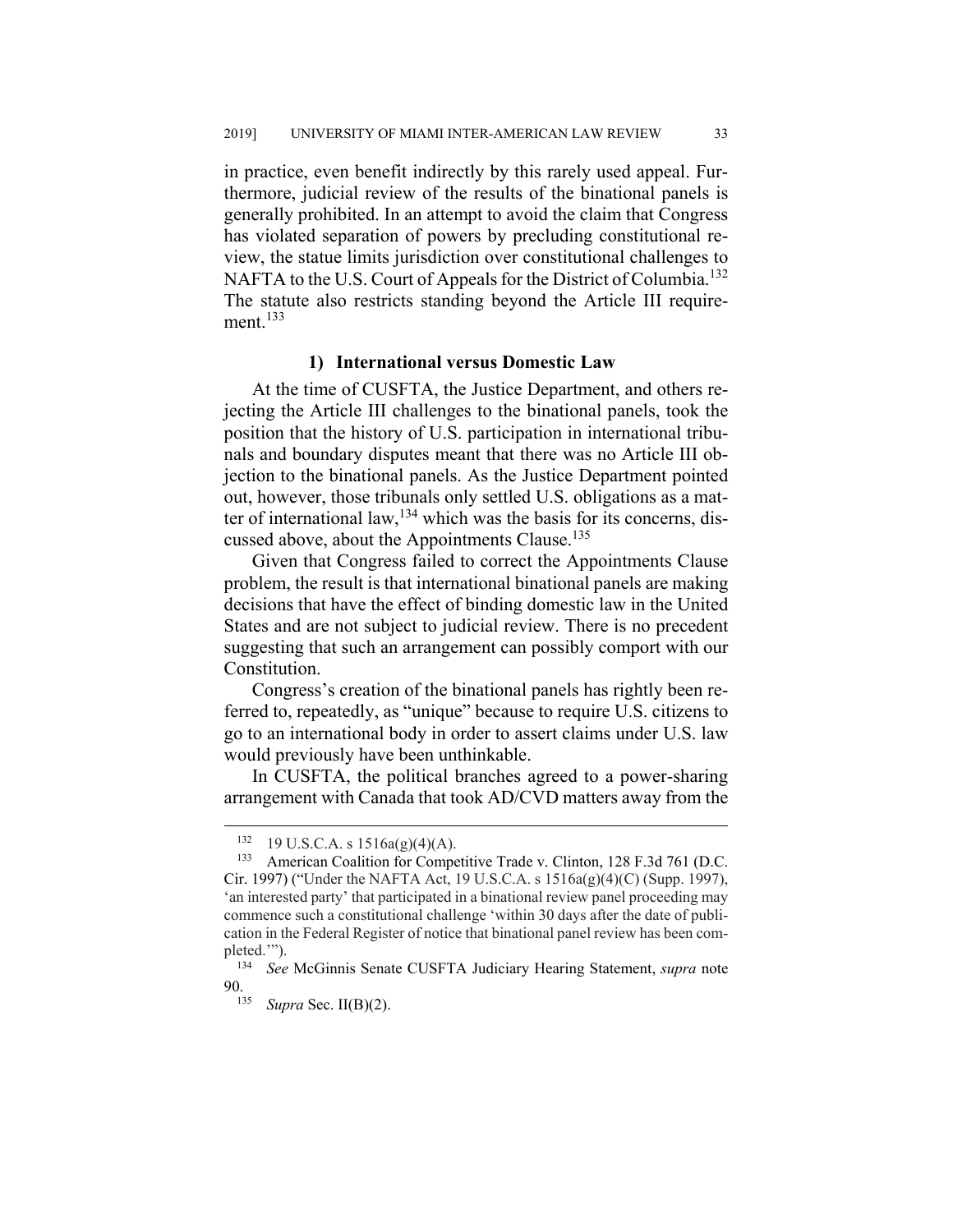in practice, even benefit indirectly by this rarely used appeal. Furthermore, judicial review of the results of the binational panels is generally prohibited. In an attempt to avoid the claim that Congress has violated separation of powers by precluding constitutional review, the statue limits jurisdiction over constitutional challenges to NAFTA to the U.S. Court of Appeals for the District of Columbia.[132] The statute also restricts standing beyond the Article III requirement.[133]

### 1) International versus Domestic Law

At the time of CUSFTA, the Justice Department, and others rejecting the Article III challenges to the binational panels, took the position that the history of U.S. participation in international tribunals and boundary disputes meant that there was no Article III objection to the binational panels. As the Justice Department pointed out, however, those tribunals only settled U.S. obligations as a matter of international law,[134] which was the basis for its concerns, discussed above, about the Appointments Clause.[135]

Given that Congress failed to correct the Appointments Clause problem, the result is that international binational panels are making decisions that have the effect of binding domestic law in the United States and are not subject to judicial review. There is no precedent suggesting that such an arrangement can possibly comport with our Constitution.

Congress's creation of the binational panels has rightly been referred to, repeatedly, as "unique" because to require U.S. citizens to go to an international body in order to assert claims under U.S. law would previously have been unthinkable.

In CUSFTA, the political branches agreed to a power-sharing arrangement with Canada that took AD/CVD matters away from the

---

[132] 19 U.S.C.A. s 1516a(g)(4)(A).

[133] American Coalition for Competitive Trade v. Clinton, 128 F.3d 761 (D.C. Cir. 1997) ("Under the NAFTA Act, 19 U.S.C.A. s 1516a(g)(4)(C) (Supp. 1997), 'an interested party' that participated in a binational review panel proceeding may commence such a constitutional challenge 'within 30 days after the date of publication in the Federal Register of notice that binational panel review has been completed.'").

[134] *See* McGinnis Senate CUSFTA Judiciary Hearing Statement, *supra* note 90.

[135] *Supra* Sec. II(B)(2).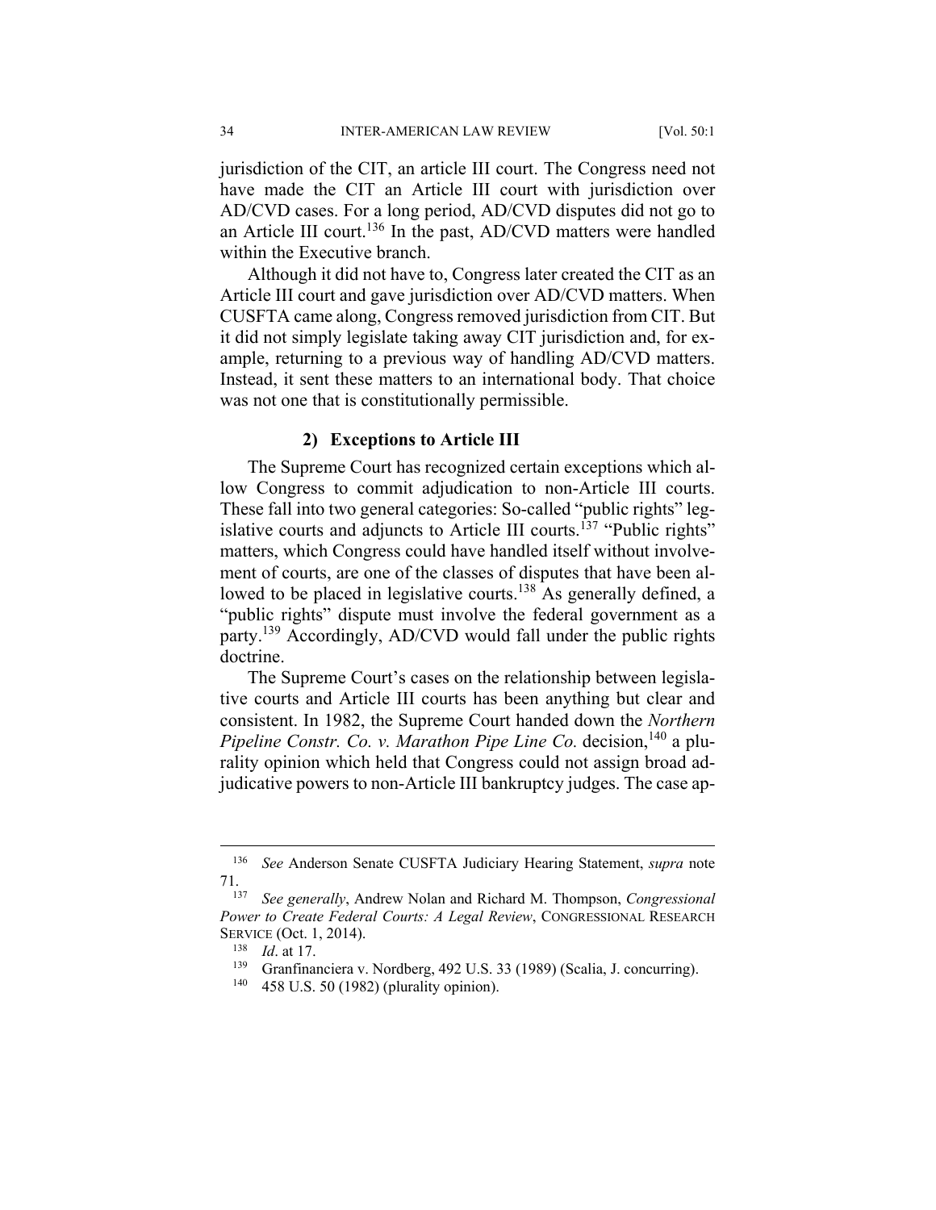jurisdiction of the CIT, an article III court. The Congress need not have made the CIT an Article III court with jurisdiction over AD/CVD cases. For a long period, AD/CVD disputes did not go to an Article III court.[136] In the past, AD/CVD matters were handled within the Executive branch.

Although it did not have to, Congress later created the CIT as an Article III court and gave jurisdiction over AD/CVD matters. When CUSFTA came along, Congress removed jurisdiction from CIT. But it did not simply legislate taking away CIT jurisdiction and, for example, returning to a previous way of handling AD/CVD matters. Instead, it sent these matters to an international body. That choice was not one that is constitutionally permissible.

### 2) Exceptions to Article III

The Supreme Court has recognized certain exceptions which allow Congress to commit adjudication to non-Article III courts. These fall into two general categories: So-called "public rights" legislative courts and adjuncts to Article III courts.[137] "Public rights" matters, which Congress could have handled itself without involvement of courts, are one of the classes of disputes that have been allowed to be placed in legislative courts.[138] As generally defined, a "public rights" dispute must involve the federal government as a party.[139] Accordingly, AD/CVD would fall under the public rights doctrine.

The Supreme Court's cases on the relationship between legislative courts and Article III courts has been anything but clear and consistent. In 1982, the Supreme Court handed down the *Northern Pipeline Constr. Co. v. Marathon Pipe Line Co.* decision,[140] a plurality opinion which held that Congress could not assign broad adjudicative powers to non-Article III bankruptcy judges. The case ap-

---

[136] *See* Anderson Senate CUSFTA Judiciary Hearing Statement, *supra* note 71.

[137] *See generally*, Andrew Nolan and Richard M. Thompson, *Congressional Power to Create Federal Courts: A Legal Review*, CONGRESSIONAL RESEARCH SERVICE (Oct. 1, 2014).

[138] *Id*. at 17.

[139] Granfinanciera v. Nordberg, 492 U.S. 33 (1989) (Scalia, J. concurring).

[140] 458 U.S. 50 (1982) (plurality opinion).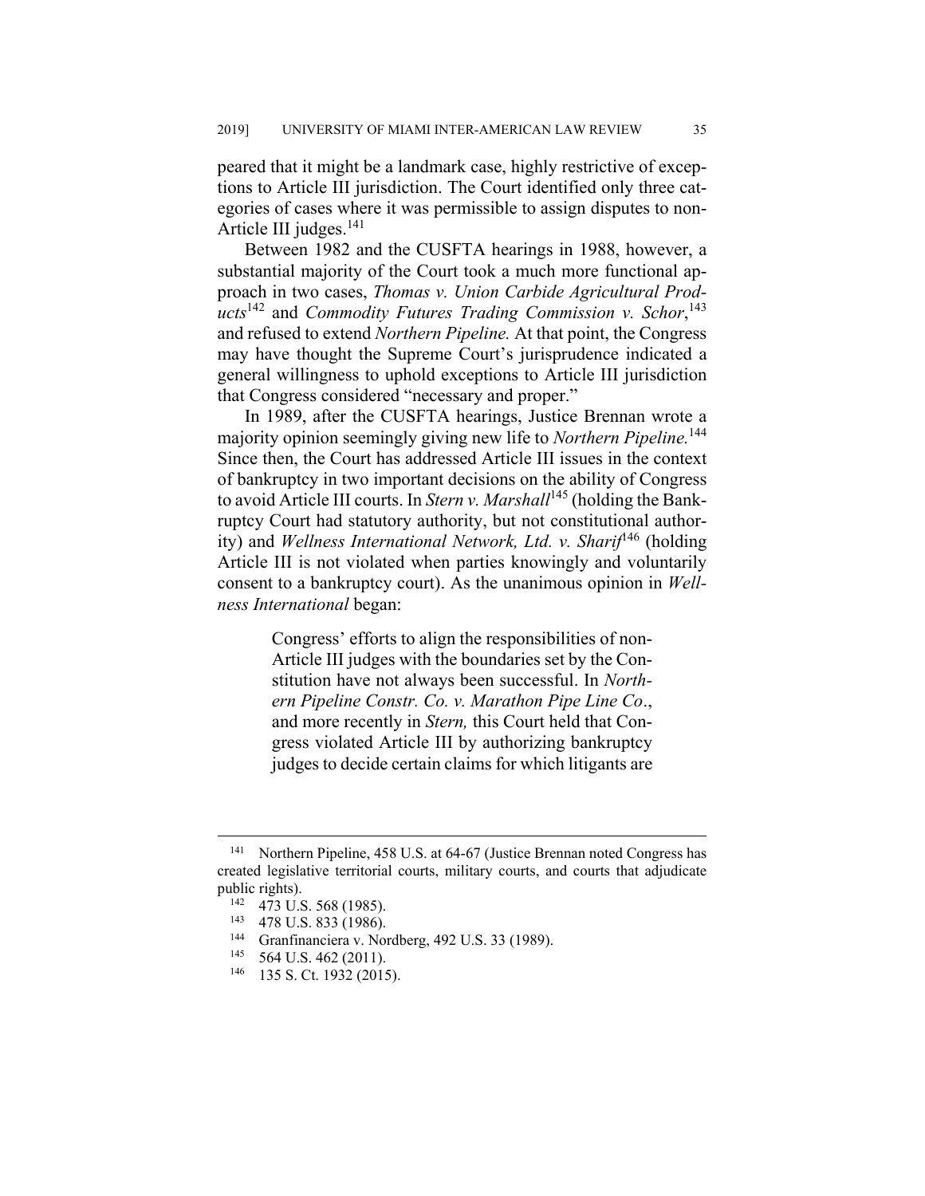peared that it might be a landmark case, highly restrictive of exceptions to Article III jurisdiction. The Court identified only three categories of cases where it was permissible to assign disputes to non-Article III judges.[141]

Between 1982 and the CUSFTA hearings in 1988, however, a substantial majority of the Court took a much more functional approach in two cases, *Thomas v. Union Carbide Agricultural Products*[142] and *Commodity Futures Trading Commission v. Schor*,[143] and refused to extend *Northern Pipeline.* At that point, the Congress may have thought the Supreme Court's jurisprudence indicated a general willingness to uphold exceptions to Article III jurisdiction that Congress considered "necessary and proper."

In 1989, after the CUSFTA hearings, Justice Brennan wrote a majority opinion seemingly giving new life to *Northern Pipeline.*[144] Since then, the Court has addressed Article III issues in the context of bankruptcy in two important decisions on the ability of Congress to avoid Article III courts. In *Stern v. Marshall*[145] (holding the Bankruptcy Court had statutory authority, but not constitutional authority) and *Wellness International Network, Ltd. v. Sharif*[146] (holding Article III is not violated when parties knowingly and voluntarily consent to a bankruptcy court). As the unanimous opinion in *Wellness International* began:

> Congress' efforts to align the responsibilities of non-Article III judges with the boundaries set by the Constitution have not always been successful. In *Northern Pipeline Constr. Co. v. Marathon Pipe Line Co*., and more recently in *Stern,* this Court held that Congress violated Article III by authorizing bankruptcy judges to decide certain claims for which litigants are

---

[141] Northern Pipeline, 458 U.S. at 64-67 (Justice Brennan noted Congress has created legislative territorial courts, military courts, and courts that adjudicate public rights).

[142] 473 U.S. 568 (1985).

[143] 478 U.S. 833 (1986).

[144] Granfinanciera v. Nordberg, 492 U.S. 33 (1989).

[145] 564 U.S. 462 (2011).

[146] 135 S. Ct. 1932 (2015).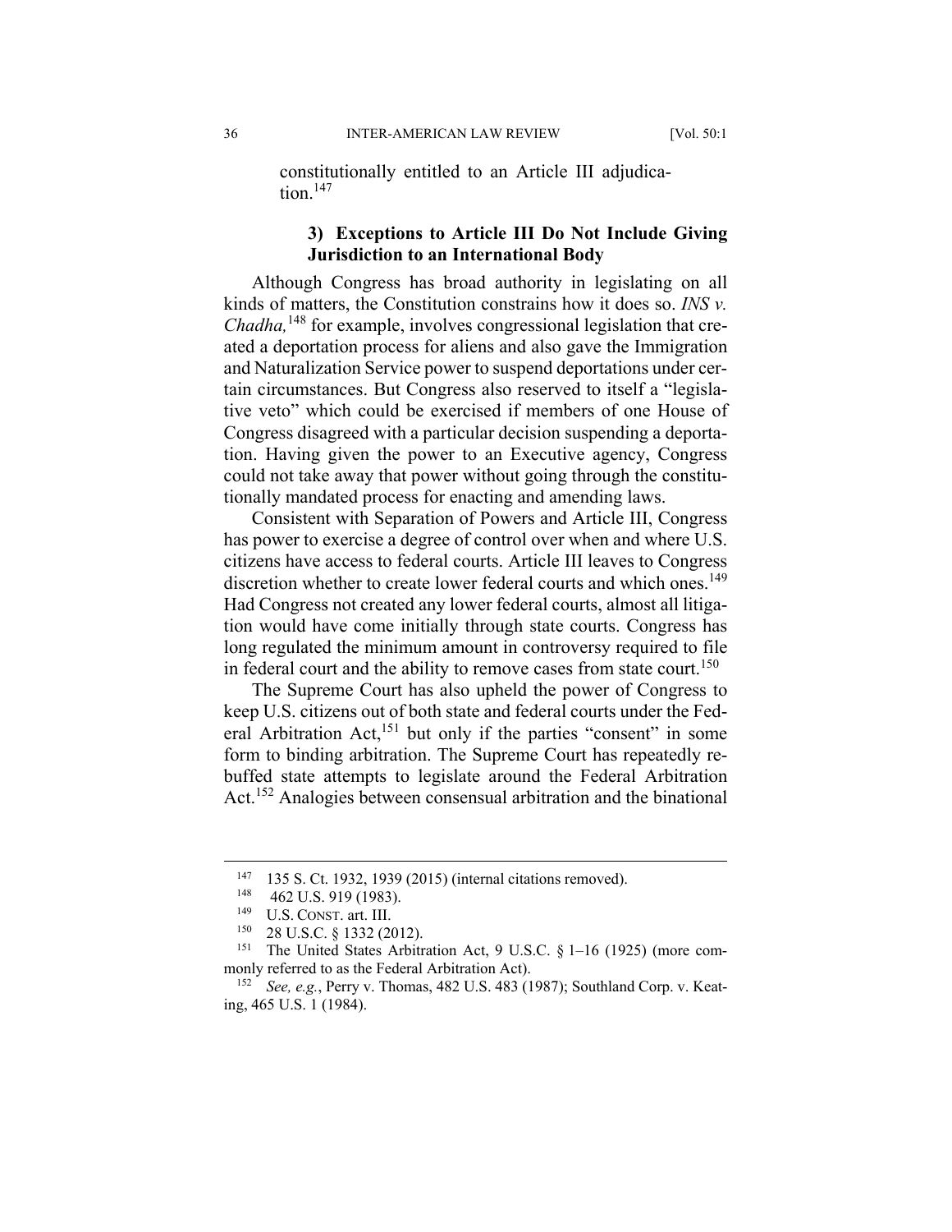constitutionally entitled to an Article III adjudication.[147]

### 3) Exceptions to Article III Do Not Include Giving Jurisdiction to an International Body

Although Congress has broad authority in legislating on all kinds of matters, the Constitution constrains how it does so. *INS v. Chadha,*[148] for example, involves congressional legislation that created a deportation process for aliens and also gave the Immigration and Naturalization Service power to suspend deportations under certain circumstances. But Congress also reserved to itself a "legislative veto" which could be exercised if members of one House of Congress disagreed with a particular decision suspending a deportation. Having given the power to an Executive agency, Congress could not take away that power without going through the constitutionally mandated process for enacting and amending laws.

Consistent with Separation of Powers and Article III, Congress has power to exercise a degree of control over when and where U.S. citizens have access to federal courts. Article III leaves to Congress discretion whether to create lower federal courts and which ones.[149] Had Congress not created any lower federal courts, almost all litigation would have come initially through state courts. Congress has long regulated the minimum amount in controversy required to file in federal court and the ability to remove cases from state court.[150]

The Supreme Court has also upheld the power of Congress to keep U.S. citizens out of both state and federal courts under the Federal Arbitration Act,[151] but only if the parties "consent" in some form to binding arbitration. The Supreme Court has repeatedly rebuffed state attempts to legislate around the Federal Arbitration Act.[152] Analogies between consensual arbitration and the binational

---

[147] 135 S. Ct. 1932, 1939 (2015) (internal citations removed).

[148] 462 U.S. 919 (1983).

[149] U.S. CONST. art. III.

[150] 28 U.S.C. § 1332 (2012).

[151] The United States Arbitration Act, 9 U.S.C. § 1–16 (1925) (more commonly referred to as the Federal Arbitration Act).

[152] *See, e.g.*, Perry v. Thomas, 482 U.S. 483 (1987); Southland Corp. v. Keating, 465 U.S. 1 (1984).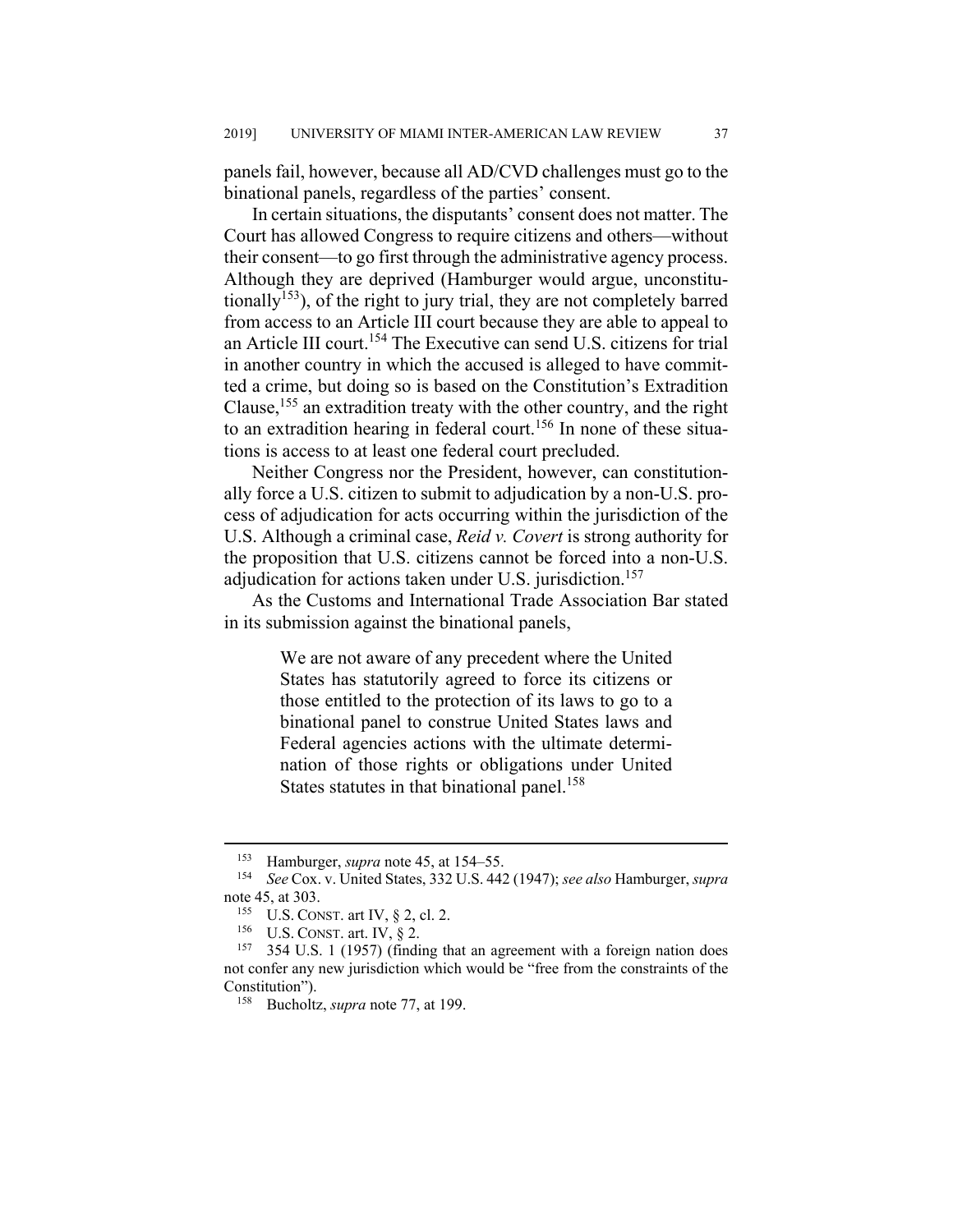panels fail, however, because all AD/CVD challenges must go to the binational panels, regardless of the parties' consent.

In certain situations, the disputants' consent does not matter. The Court has allowed Congress to require citizens and others—without their consent—to go first through the administrative agency process. Although they are deprived (Hamburger would argue, unconstitutionally[153]), of the right to jury trial, they are not completely barred from access to an Article III court because they are able to appeal to an Article III court.[154] The Executive can send U.S. citizens for trial in another country in which the accused is alleged to have committed a crime, but doing so is based on the Constitution's Extradition Clause,[155] an extradition treaty with the other country, and the right to an extradition hearing in federal court.[156] In none of these situations is access to at least one federal court precluded.

Neither Congress nor the President, however, can constitutionally force a U.S. citizen to submit to adjudication by a non-U.S. process of adjudication for acts occurring within the jurisdiction of the U.S. Although a criminal case, *Reid v. Covert* is strong authority for the proposition that U.S. citizens cannot be forced into a non-U.S. adjudication for actions taken under U.S. jurisdiction.[157]

As the Customs and International Trade Association Bar stated in its submission against the binational panels,

> We are not aware of any precedent where the United States has statutorily agreed to force its citizens or those entitled to the protection of its laws to go to a binational panel to construe United States laws and Federal agencies actions with the ultimate determination of those rights or obligations under United States statutes in that binational panel.[158]

---

[153] Hamburger, *supra* note 45, at 154–55.

[154] *See* Cox. v. United States, 332 U.S. 442 (1947); *see also* Hamburger, *supra* note 45, at 303.

[155] U.S. CONST. art IV, § 2, cl. 2.

[156] U.S. CONST. art. IV, § 2.

[157] 354 U.S. 1 (1957) (finding that an agreement with a foreign nation does not confer any new jurisdiction which would be "free from the constraints of the Constitution").

[158] Bucholtz, *supra* note 77, at 199.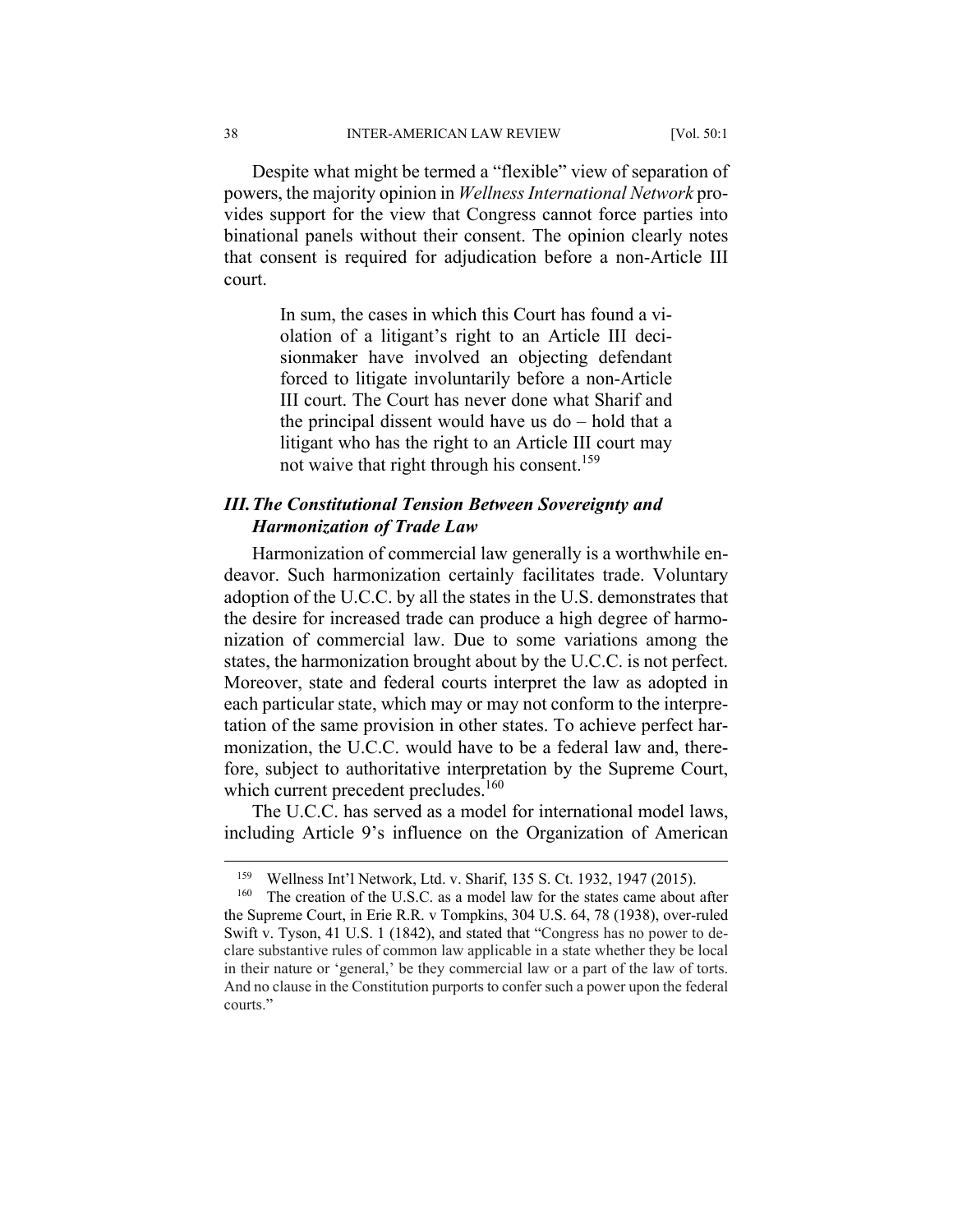Despite what might be termed a "flexible" view of separation of powers, the majority opinion in *Wellness International Network* provides support for the view that Congress cannot force parties into binational panels without their consent. The opinion clearly notes that consent is required for adjudication before a non-Article III court.

> In sum, the cases in which this Court has found a violation of a litigant's right to an Article III decisionmaker have involved an objecting defendant forced to litigate involuntarily before a non-Article III court. The Court has never done what Sharif and the principal dissent would have us do – hold that a litigant who has the right to an Article III court may not waive that right through his consent.[159]

### *III. The Constitutional Tension Between Sovereignty and Harmonization of Trade Law*

Harmonization of commercial law generally is a worthwhile endeavor. Such harmonization certainly facilitates trade. Voluntary adoption of the U.C.C. by all the states in the U.S. demonstrates that the desire for increased trade can produce a high degree of harmonization of commercial law. Due to some variations among the states, the harmonization brought about by the U.C.C. is not perfect. Moreover, state and federal courts interpret the law as adopted in each particular state, which may or may not conform to the interpretation of the same provision in other states. To achieve perfect harmonization, the U.C.C. would have to be a federal law and, therefore, subject to authoritative interpretation by the Supreme Court, which current precedent precludes.[160]

The U.C.C. has served as a model for international model laws, including Article 9's influence on the Organization of American

---

[159] Wellness Int'l Network, Ltd. v. Sharif, 135 S. Ct. 1932, 1947 (2015).

[160] The creation of the U.S.C. as a model law for the states came about after the Supreme Court, in Erie R.R. v Tompkins, 304 U.S. 64, 78 (1938), over-ruled Swift v. Tyson, 41 U.S. 1 (1842), and stated that "Congress has no power to declare substantive rules of common law applicable in a state whether they be local in their nature or 'general,' be they commercial law or a part of the law of torts. And no clause in the Constitution purports to confer such a power upon the federal courts."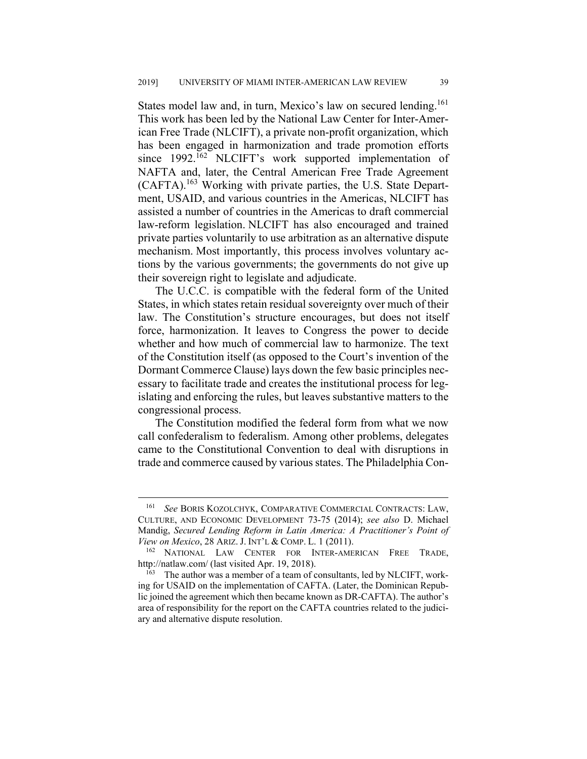States model law and, in turn, Mexico's law on secured lending.[161] This work has been led by the National Law Center for Inter-American Free Trade (NLCIFT), a private non-profit organization, which has been engaged in harmonization and trade promotion efforts since 1992.[162] NLCIFT's work supported implementation of NAFTA and, later, the Central American Free Trade Agreement (CAFTA).[163] Working with private parties, the U.S. State Department, USAID, and various countries in the Americas, NLCIFT has assisted a number of countries in the Americas to draft commercial law-reform legislation. NLCIFT has also encouraged and trained private parties voluntarily to use arbitration as an alternative dispute mechanism. Most importantly, this process involves voluntary actions by the various governments; the governments do not give up their sovereign right to legislate and adjudicate.

The U.C.C. is compatible with the federal form of the United States, in which states retain residual sovereignty over much of their law. The Constitution's structure encourages, but does not itself force, harmonization. It leaves to Congress the power to decide whether and how much of commercial law to harmonize. The text of the Constitution itself (as opposed to the Court's invention of the Dormant Commerce Clause) lays down the few basic principles necessary to facilitate trade and creates the institutional process for legislating and enforcing the rules, but leaves substantive matters to the congressional process.

The Constitution modified the federal form from what we now call confederalism to federalism. Among other problems, delegates came to the Constitutional Convention to deal with disruptions in trade and commerce caused by various states. The Philadelphia Con-

---

[161] *See* BORIS KOZOLCHYK, COMPARATIVE COMMERCIAL CONTRACTS: LAW, CULTURE, AND ECONOMIC DEVELOPMENT 73-75 (2014); *see also* D. Michael Mandig, *Secured Lending Reform in Latin America: A Practitioner's Point of View on Mexico*, 28 ARIZ. J. INT'L & COMP. L. 1 (2011).

[162] NATIONAL LAW CENTER FOR INTER-AMERICAN FREE TRADE, http://natlaw.com/ (last visited Apr. 19, 2018).

[163] The author was a member of a team of consultants, led by NLCIFT, working for USAID on the implementation of CAFTA. (Later, the Dominican Republic joined the agreement which then became known as DR-CAFTA). The author's area of responsibility for the report on the CAFTA countries related to the judiciary and alternative dispute resolution.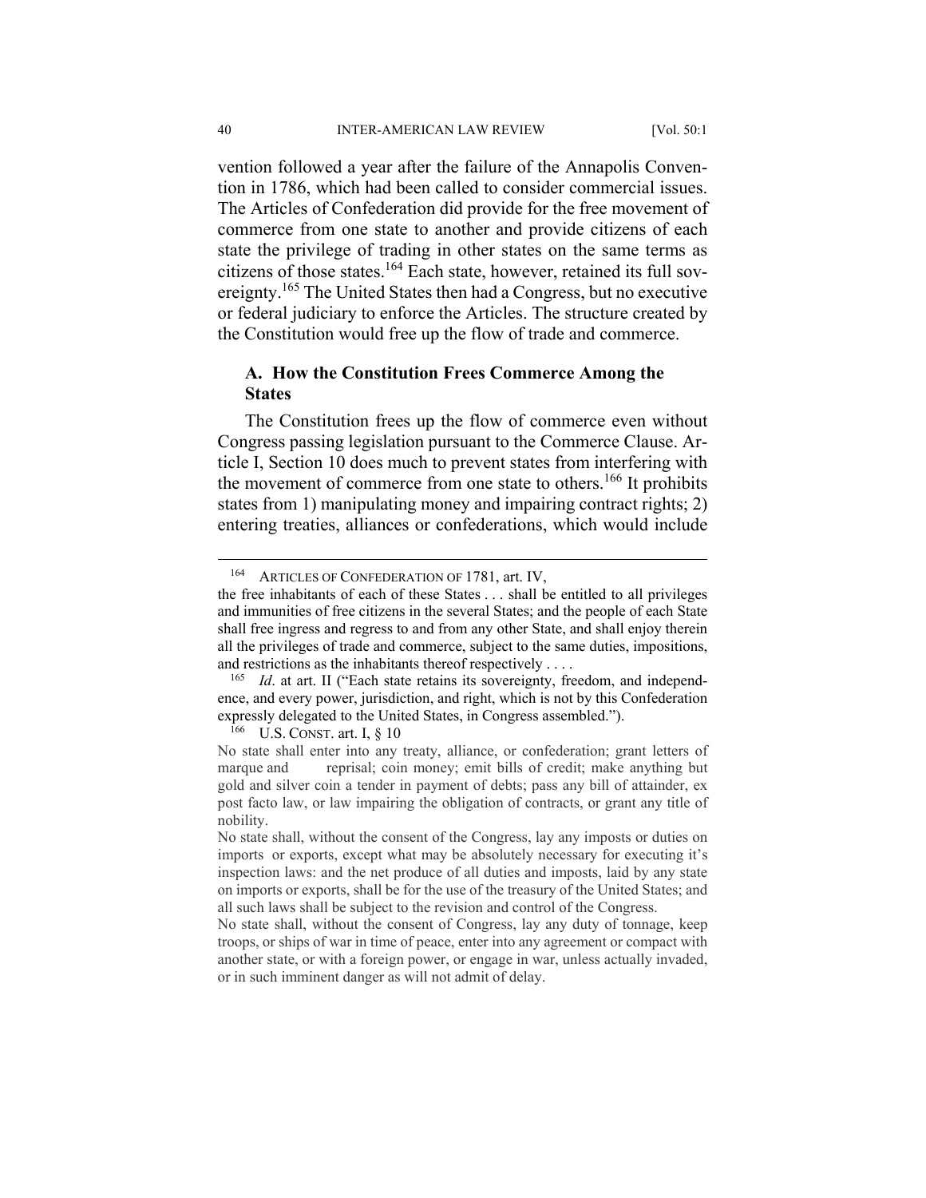vention followed a year after the failure of the Annapolis Convention in 1786, which had been called to consider commercial issues. The Articles of Confederation did provide for the free movement of commerce from one state to another and provide citizens of each state the privilege of trading in other states on the same terms as citizens of those states.[164] Each state, however, retained its full sovereignty.[165] The United States then had a Congress, but no executive or federal judiciary to enforce the Articles. The structure created by the Constitution would free up the flow of trade and commerce.

### A. How the Constitution Frees Commerce Among the States

The Constitution frees up the flow of commerce even without Congress passing legislation pursuant to the Commerce Clause. Article I, Section 10 does much to prevent states from interfering with the movement of commerce from one state to others.[166] It prohibits states from 1) manipulating money and impairing contract rights; 2) entering treaties, alliances or confederations, which would include

---

[164] ARTICLES OF CONFEDERATION OF 1781, art. IV,

the free inhabitants of each of these States . . . shall be entitled to all privileges and immunities of free citizens in the several States; and the people of each State shall free ingress and regress to and from any other State, and shall enjoy therein all the privileges of trade and commerce, subject to the same duties, impositions, and restrictions as the inhabitants thereof respectively . . . .

[165] *Id*. at art. II ("Each state retains its sovereignty, freedom, and independence, and every power, jurisdiction, and right, which is not by this Confederation expressly delegated to the United States, in Congress assembled.").

[166] U.S. CONST. art. I, § 10

No state shall enter into any treaty, alliance, or confederation; grant letters of marque and reprisal; coin money; emit bills of credit; make anything but gold and silver coin a tender in payment of debts; pass any bill of attainder, ex post facto law, or law impairing the obligation of contracts, or grant any title of nobility.

No state shall, without the consent of the Congress, lay any imposts or duties on imports or exports, except what may be absolutely necessary for executing it's inspection laws: and the net produce of all duties and imposts, laid by any state on imports or exports, shall be for the use of the treasury of the United States; and all such laws shall be subject to the revision and control of the Congress.

No state shall, without the consent of Congress, lay any duty of tonnage, keep troops, or ships of war in time of peace, enter into any agreement or compact with another state, or with a foreign power, or engage in war, unless actually invaded, or in such imminent danger as will not admit of delay.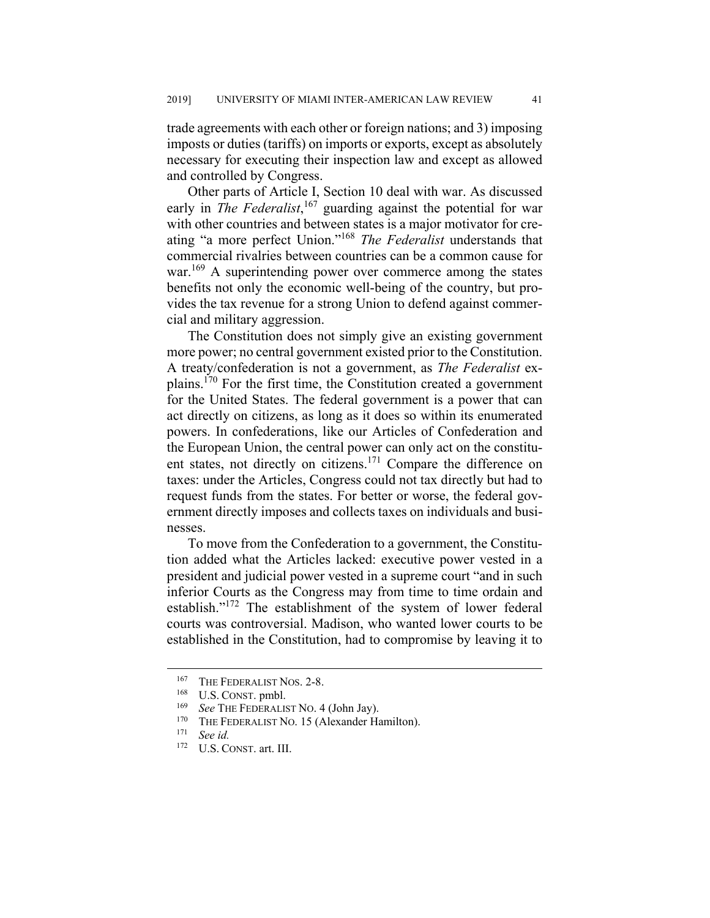trade agreements with each other or foreign nations; and 3) imposing imposts or duties (tariffs) on imports or exports, except as absolutely necessary for executing their inspection law and except as allowed and controlled by Congress.

Other parts of Article I, Section 10 deal with war. As discussed early in *The Federalist*,[167] guarding against the potential for war with other countries and between states is a major motivator for creating "a more perfect Union."[168] *The Federalist* understands that commercial rivalries between countries can be a common cause for war.[169] A superintending power over commerce among the states benefits not only the economic well-being of the country, but provides the tax revenue for a strong Union to defend against commercial and military aggression.

The Constitution does not simply give an existing government more power; no central government existed prior to the Constitution. A treaty/confederation is not a government, as *The Federalist* explains.[170] For the first time, the Constitution created a government for the United States. The federal government is a power that can act directly on citizens, as long as it does so within its enumerated powers. In confederations, like our Articles of Confederation and the European Union, the central power can only act on the constituent states, not directly on citizens.[171] Compare the difference on taxes: under the Articles, Congress could not tax directly but had to request funds from the states. For better or worse, the federal government directly imposes and collects taxes on individuals and businesses.

To move from the Confederation to a government, the Constitution added what the Articles lacked: executive power vested in a president and judicial power vested in a supreme court "and in such inferior Courts as the Congress may from time to time ordain and establish."[172] The establishment of the system of lower federal courts was controversial. Madison, who wanted lower courts to be established in the Constitution, had to compromise by leaving it to

---

[167] THE FEDERALIST NOS. 2-8.

[168] U.S. CONST. pmbl.

[169] *See* THE FEDERALIST NO. 4 (John Jay).

[170] THE FEDERALIST NO. 15 (Alexander Hamilton).

[171] *See id.*

[172] U.S. CONST. art. III.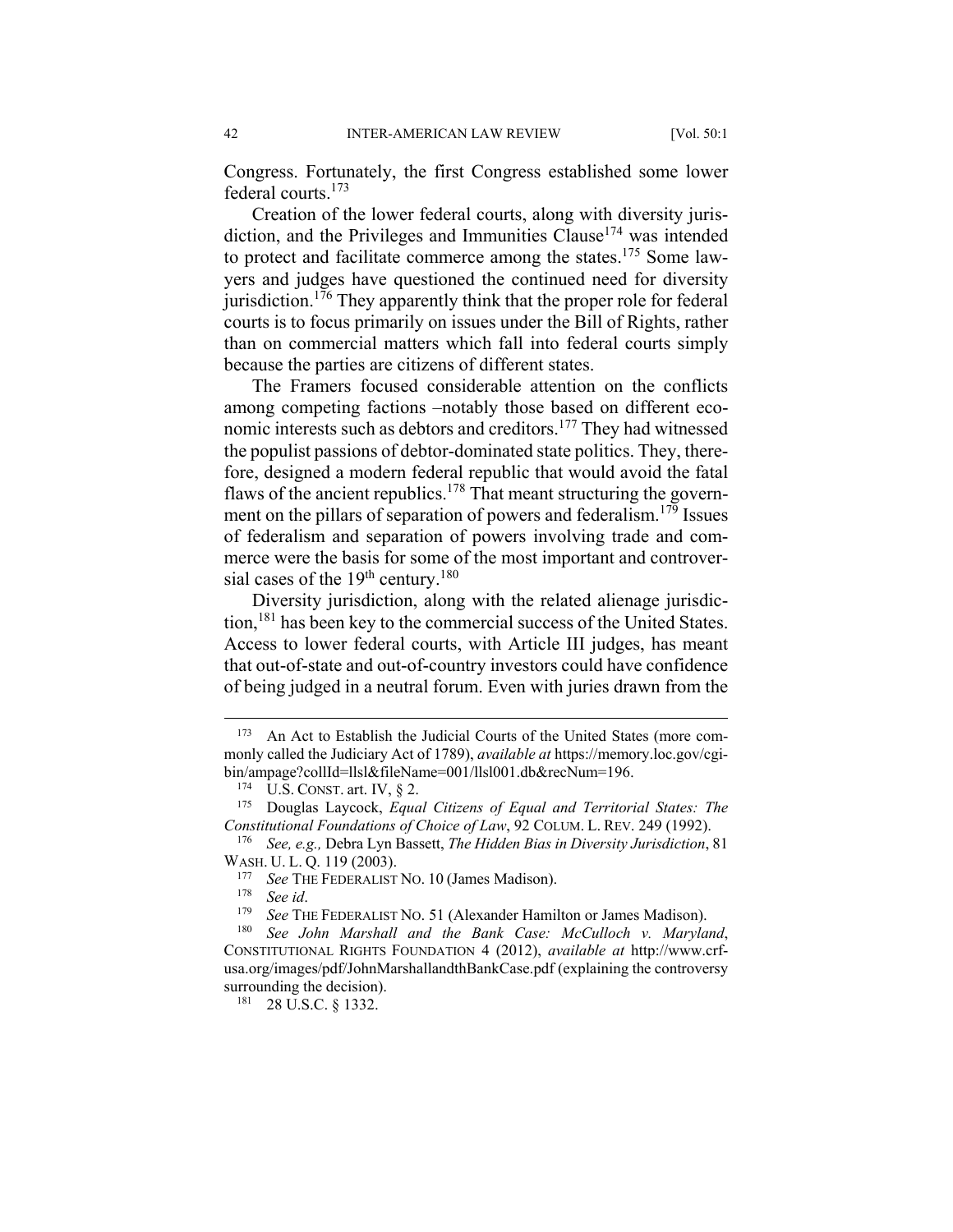Congress. Fortunately, the first Congress established some lower federal courts.[173]

Creation of the lower federal courts, along with diversity jurisdiction, and the Privileges and Immunities Clause[174] was intended to protect and facilitate commerce among the states.[175] Some lawyers and judges have questioned the continued need for diversity jurisdiction.[176] They apparently think that the proper role for federal courts is to focus primarily on issues under the Bill of Rights, rather than on commercial matters which fall into federal courts simply because the parties are citizens of different states.

The Framers focused considerable attention on the conflicts among competing factions –notably those based on different economic interests such as debtors and creditors.[177] They had witnessed the populist passions of debtor-dominated state politics. They, therefore, designed a modern federal republic that would avoid the fatal flaws of the ancient republics.[178] That meant structuring the government on the pillars of separation of powers and federalism.[179] Issues of federalism and separation of powers involving trade and commerce were the basis for some of the most important and controversial cases of the 19th century.[180]

Diversity jurisdiction, along with the related alienage jurisdiction,[181] has been key to the commercial success of the United States. Access to lower federal courts, with Article III judges, has meant that out-of-state and out-of-country investors could have confidence of being judged in a neutral forum. Even with juries drawn from the

---

[173] An Act to Establish the Judicial Courts of the United States (more commonly called the Judiciary Act of 1789), *available at* https://memory.loc.gov/cgi-bin/ampage?collId=llsl&fileName=001/llsl001.db&recNum=196.

[174] U.S. CONST. art. IV, § 2.

[175] Douglas Laycock, *Equal Citizens of Equal and Territorial States: The Constitutional Foundations of Choice of Law*, 92 COLUM. L. REV. 249 (1992).

[176] *See, e.g.,* Debra Lyn Bassett, *The Hidden Bias in Diversity Jurisdiction*, 81 WASH. U. L. Q. 119 (2003).

[177] *See* THE FEDERALIST NO. 10 (James Madison).

[178] *See id*.

[179] *See* THE FEDERALIST NO. 51 (Alexander Hamilton or James Madison).

[180] *See John Marshall and the Bank Case: McCulloch v. Maryland*, CONSTITUTIONAL RIGHTS FOUNDATION 4 (2012), *available at* http://www.crf-usa.org/images/pdf/JohnMarshallandthBankCase.pdf (explaining the controversy surrounding the decision).

[181] 28 U.S.C. § 1332.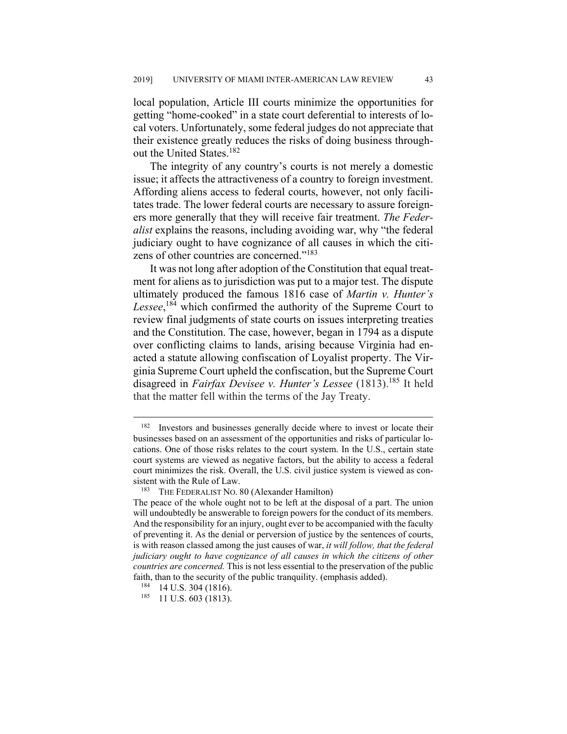local population, Article III courts minimize the opportunities for getting "home-cooked" in a state court deferential to interests of local voters. Unfortunately, some federal judges do not appreciate that their existence greatly reduces the risks of doing business throughout the United States.[182]

The integrity of any country's courts is not merely a domestic issue; it affects the attractiveness of a country to foreign investment. Affording aliens access to federal courts, however, not only facilitates trade. The lower federal courts are necessary to assure foreigners more generally that they will receive fair treatment. *The Federalist* explains the reasons, including avoiding war, why "the federal judiciary ought to have cognizance of all causes in which the citizens of other countries are concerned."[183]

It was not long after adoption of the Constitution that equal treatment for aliens as to jurisdiction was put to a major test. The dispute ultimately produced the famous 1816 case of *Martin v. Hunter's Lessee*,[184] which confirmed the authority of the Supreme Court to review final judgments of state courts on issues interpreting treaties and the Constitution. The case, however, began in 1794 as a dispute over conflicting claims to lands, arising because Virginia had enacted a statute allowing confiscation of Loyalist property. The Virginia Supreme Court upheld the confiscation, but the Supreme Court disagreed in *Fairfax Devisee v. Hunter's Lessee* (1813).[185] It held that the matter fell within the terms of the Jay Treaty.

---

[182] Investors and businesses generally decide where to invest or locate their businesses based on an assessment of the opportunities and risks of particular locations. One of those risks relates to the court system. In the U.S., certain state court systems are viewed as negative factors, but the ability to access a federal court minimizes the risk. Overall, the U.S. civil justice system is viewed as consistent with the Rule of Law.

[183] THE FEDERALIST NO. 80 (Alexander Hamilton)
The peace of the whole ought not to be left at the disposal of a part. The union will undoubtedly be answerable to foreign powers for the conduct of its members. And the responsibility for an injury, ought ever to be accompanied with the faculty of preventing it. As the denial or perversion of justice by the sentences of courts, is with reason classed among the just causes of war, *it will follow, that the federal judiciary ought to have cognizance of all causes in which the citizens of other countries are concerned.* This is not less essential to the preservation of the public faith, than to the security of the public tranquility. (emphasis added).

[184] 14 U.S. 304 (1816).

[185] 11 U.S. 603 (1813).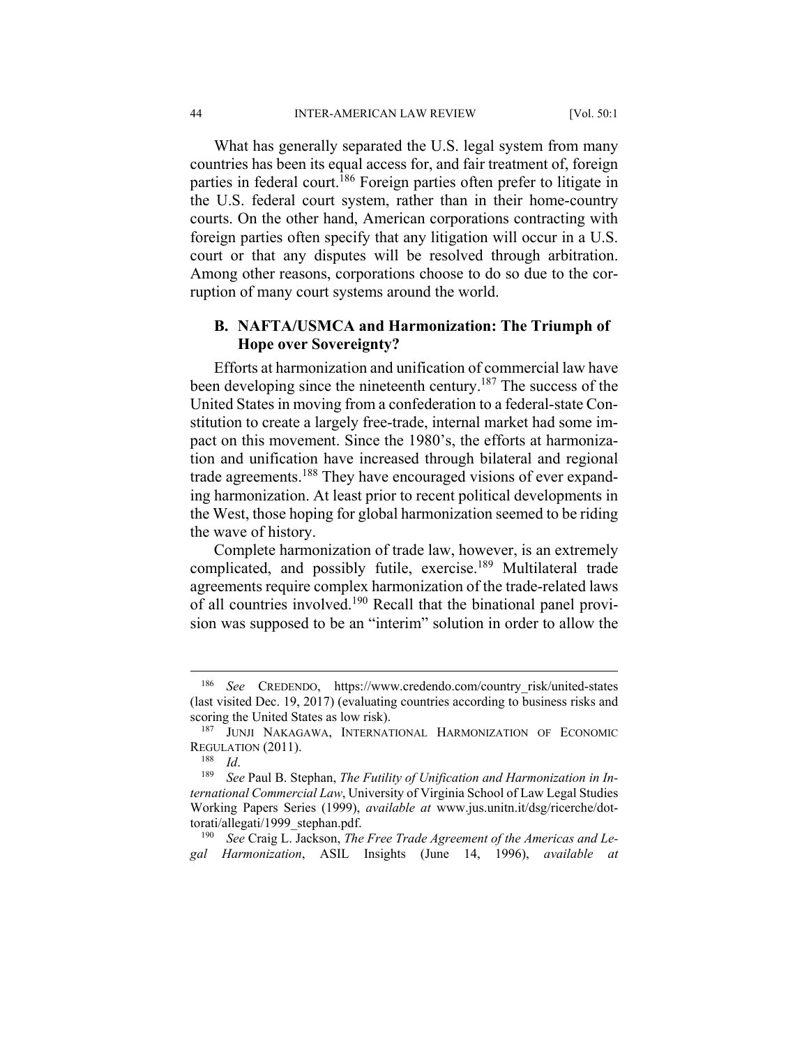What has generally separated the U.S. legal system from many countries has been its equal access for, and fair treatment of, foreign parties in federal court.[186] Foreign parties often prefer to litigate in the U.S. federal court system, rather than in their home-country courts. On the other hand, American corporations contracting with foreign parties often specify that any litigation will occur in a U.S. court or that any disputes will be resolved through arbitration. Among other reasons, corporations choose to do so due to the corruption of many court systems around the world.

### B. NAFTA/USMCA and Harmonization: The Triumph of Hope over Sovereignty?

Efforts at harmonization and unification of commercial law have been developing since the nineteenth century.[187] The success of the United States in moving from a confederation to a federal-state Constitution to create a largely free-trade, internal market had some impact on this movement. Since the 1980's, the efforts at harmonization and unification have increased through bilateral and regional trade agreements.[188] They have encouraged visions of ever expanding harmonization. At least prior to recent political developments in the West, those hoping for global harmonization seemed to be riding the wave of history.

Complete harmonization of trade law, however, is an extremely complicated, and possibly futile, exercise.[189] Multilateral trade agreements require complex harmonization of the trade-related laws of all countries involved.[190] Recall that the binational panel provision was supposed to be an "interim" solution in order to allow the

---

[186] *See* CREDENDO, https://www.credendo.com/country_risk/united-states (last visited Dec. 19, 2017) (evaluating countries according to business risks and scoring the United States as low risk).

[187] JUNJI NAKAGAWA, INTERNATIONAL HARMONIZATION OF ECONOMIC REGULATION (2011).

[188] *Id*.

[189] *See* Paul B. Stephan, *The Futility of Unification and Harmonization in International Commercial Law*, University of Virginia School of Law Legal Studies Working Papers Series (1999), *available at* www.jus.unitn.it/dsg/ricerche/dottorati/allegati/1999_stephan.pdf.

[190] *See* Craig L. Jackson, *The Free Trade Agreement of the Americas and Legal Harmonization*, ASIL Insights (June 14, 1996), *available at*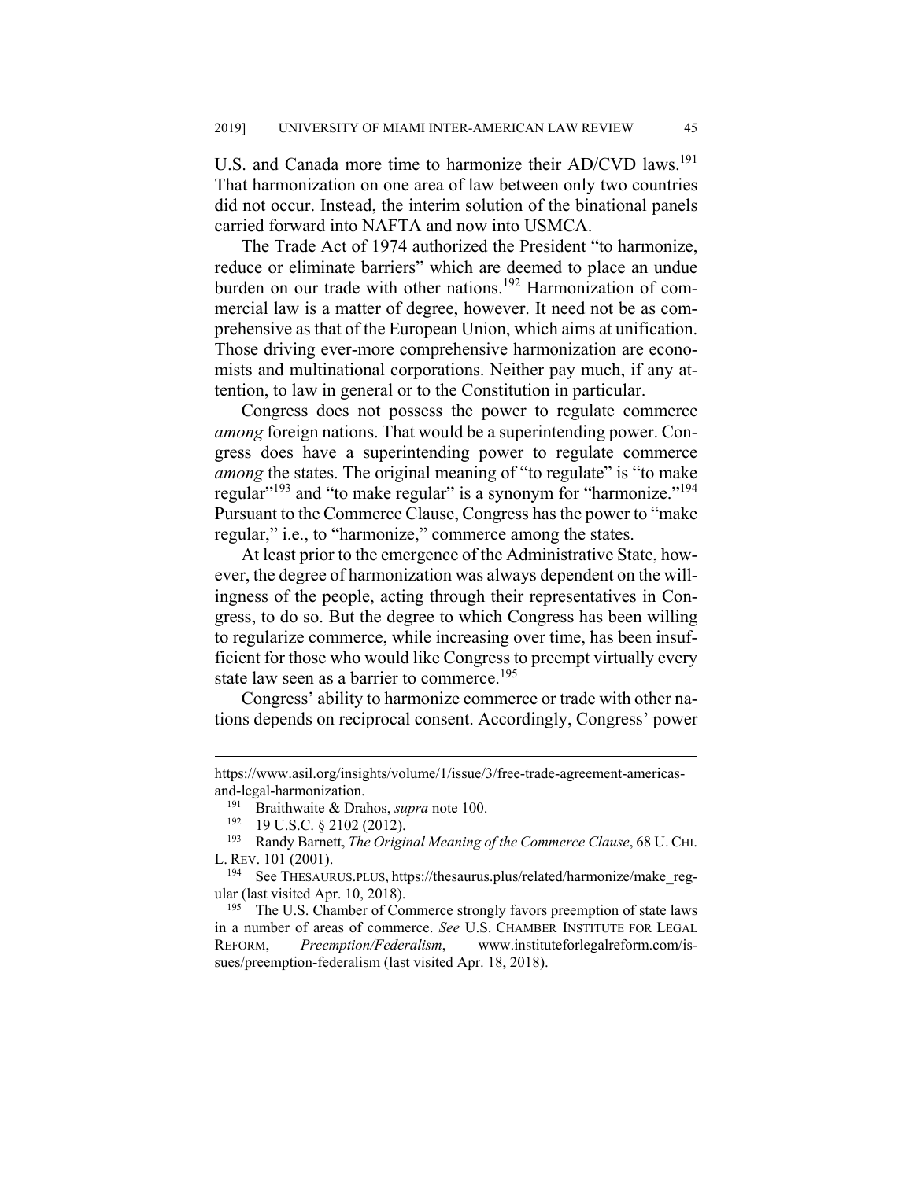U.S. and Canada more time to harmonize their AD/CVD laws.[191] That harmonization on one area of law between only two countries did not occur. Instead, the interim solution of the binational panels carried forward into NAFTA and now into USMCA.

The Trade Act of 1974 authorized the President "to harmonize, reduce or eliminate barriers" which are deemed to place an undue burden on our trade with other nations.[192] Harmonization of commercial law is a matter of degree, however. It need not be as comprehensive as that of the European Union, which aims at unification. Those driving ever-more comprehensive harmonization are economists and multinational corporations. Neither pay much, if any attention, to law in general or to the Constitution in particular.

Congress does not possess the power to regulate commerce *among* foreign nations. That would be a superintending power. Congress does have a superintending power to regulate commerce *among* the states. The original meaning of "to regulate" is "to make regular"[193] and "to make regular" is a synonym for "harmonize."[194] Pursuant to the Commerce Clause, Congress has the power to "make regular," i.e., to "harmonize," commerce among the states.

At least prior to the emergence of the Administrative State, however, the degree of harmonization was always dependent on the willingness of the people, acting through their representatives in Congress, to do so. But the degree to which Congress has been willing to regularize commerce, while increasing over time, has been insufficient for those who would like Congress to preempt virtually every state law seen as a barrier to commerce.[195]

Congress' ability to harmonize commerce or trade with other nations depends on reciprocal consent. Accordingly, Congress' power

---

https://www.asil.org/insights/volume/1/issue/3/free-trade-agreement-americas-and-legal-harmonization.

[191] Braithwaite & Drahos, *supra* note 100.

[192] 19 U.S.C. § 2102 (2012).

[193] Randy Barnett, *The Original Meaning of the Commerce Clause*, 68 U. CHI. L. REV. 101 (2001).

[194] See THESAURUS.PLUS, https://thesaurus.plus/related/harmonize/make_regular (last visited Apr. 10, 2018).

[195] The U.S. Chamber of Commerce strongly favors preemption of state laws in a number of areas of commerce. *See* U.S. CHAMBER INSTITUTE FOR LEGAL REFORM, *Preemption/Federalism*, www.instituteforlegalreform.com/issues/preemption-federalism (last visited Apr. 18, 2018).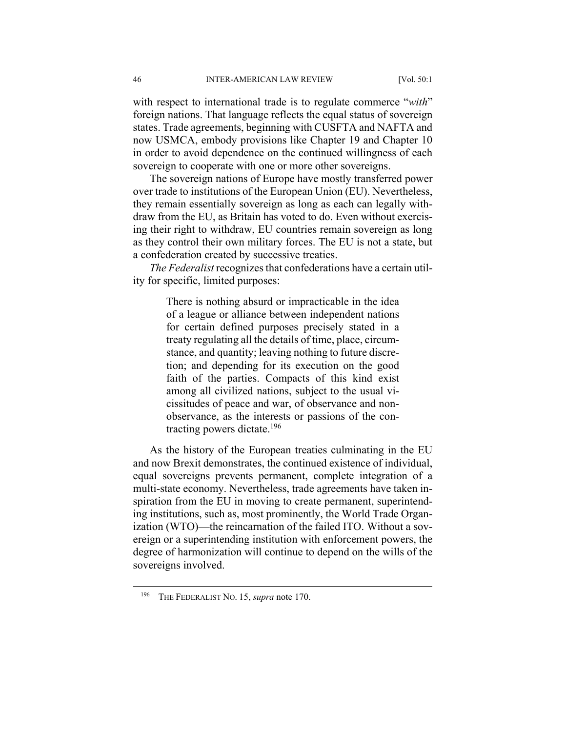with respect to international trade is to regulate commerce "*with*" foreign nations. That language reflects the equal status of sovereign states. Trade agreements, beginning with CUSFTA and NAFTA and now USMCA, embody provisions like Chapter 19 and Chapter 10 in order to avoid dependence on the continued willingness of each sovereign to cooperate with one or more other sovereigns.

The sovereign nations of Europe have mostly transferred power over trade to institutions of the European Union (EU). Nevertheless, they remain essentially sovereign as long as each can legally withdraw from the EU, as Britain has voted to do. Even without exercising their right to withdraw, EU countries remain sovereign as long as they control their own military forces. The EU is not a state, but a confederation created by successive treaties.

*The Federalist* recognizes that confederations have a certain utility for specific, limited purposes:

> There is nothing absurd or impracticable in the idea of a league or alliance between independent nations for certain defined purposes precisely stated in a treaty regulating all the details of time, place, circumstance, and quantity; leaving nothing to future discretion; and depending for its execution on the good faith of the parties. Compacts of this kind exist among all civilized nations, subject to the usual vicissitudes of peace and war, of observance and non-observance, as the interests or passions of the contracting powers dictate.[196]

As the history of the European treaties culminating in the EU and now Brexit demonstrates, the continued existence of individual, equal sovereigns prevents permanent, complete integration of a multi-state economy. Nevertheless, trade agreements have taken inspiration from the EU in moving to create permanent, superintending institutions, such as, most prominently, the World Trade Organization (WTO)—the reincarnation of the failed ITO. Without a sovereign or a superintending institution with enforcement powers, the degree of harmonization will continue to depend on the wills of the sovereigns involved.

[196] THE FEDERALIST NO. 15, *supra* note 170.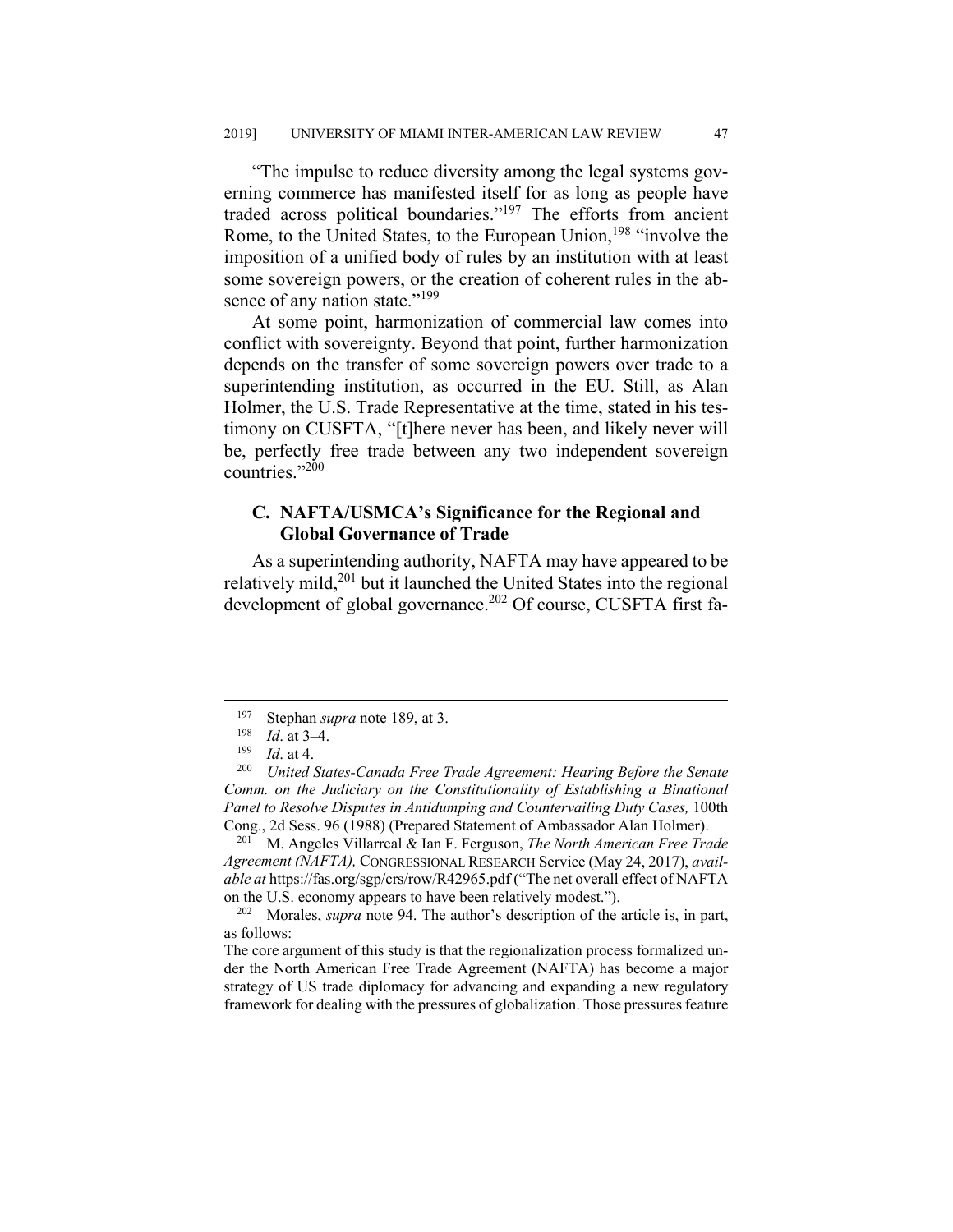"The impulse to reduce diversity among the legal systems governing commerce has manifested itself for as long as people have traded across political boundaries."[197] The efforts from ancient Rome, to the United States, to the European Union,[198] "involve the imposition of a unified body of rules by an institution with at least some sovereign powers, or the creation of coherent rules in the absence of any nation state."[199]

At some point, harmonization of commercial law comes into conflict with sovereignty. Beyond that point, further harmonization depends on the transfer of some sovereign powers over trade to a superintending institution, as occurred in the EU. Still, as Alan Holmer, the U.S. Trade Representative at the time, stated in his testimony on CUSFTA, "[t]here never has been, and likely never will be, perfectly free trade between any two independent sovereign countries."[200]

### C. NAFTA/USMCA's Significance for the Regional and Global Governance of Trade

As a superintending authority, NAFTA may have appeared to be relatively mild,[201] but it launched the United States into the regional development of global governance.[202] Of course, CUSFTA first fa-

---

[197] Stephan *supra* note 189, at 3.

[198] *Id*. at 3–4.

[199] *Id*. at 4.

[200] *United States-Canada Free Trade Agreement: Hearing Before the Senate Comm. on the Judiciary on the Constitutionality of Establishing a Binational Panel to Resolve Disputes in Antidumping and Countervailing Duty Cases,* 100th Cong., 2d Sess. 96 (1988) (Prepared Statement of Ambassador Alan Holmer).

[201] M. Angeles Villarreal & Ian F. Ferguson, *The North American Free Trade Agreement (NAFTA),* CONGRESSIONAL RESEARCH Service (May 24, 2017), *available at* https://fas.org/sgp/crs/row/R42965.pdf ("The net overall effect of NAFTA on the U.S. economy appears to have been relatively modest.").

[202] Morales, *supra* note 94. The author's description of the article is, in part, as follows:

The core argument of this study is that the regionalization process formalized under the North American Free Trade Agreement (NAFTA) has become a major strategy of US trade diplomacy for advancing and expanding a new regulatory framework for dealing with the pressures of globalization. Those pressures feature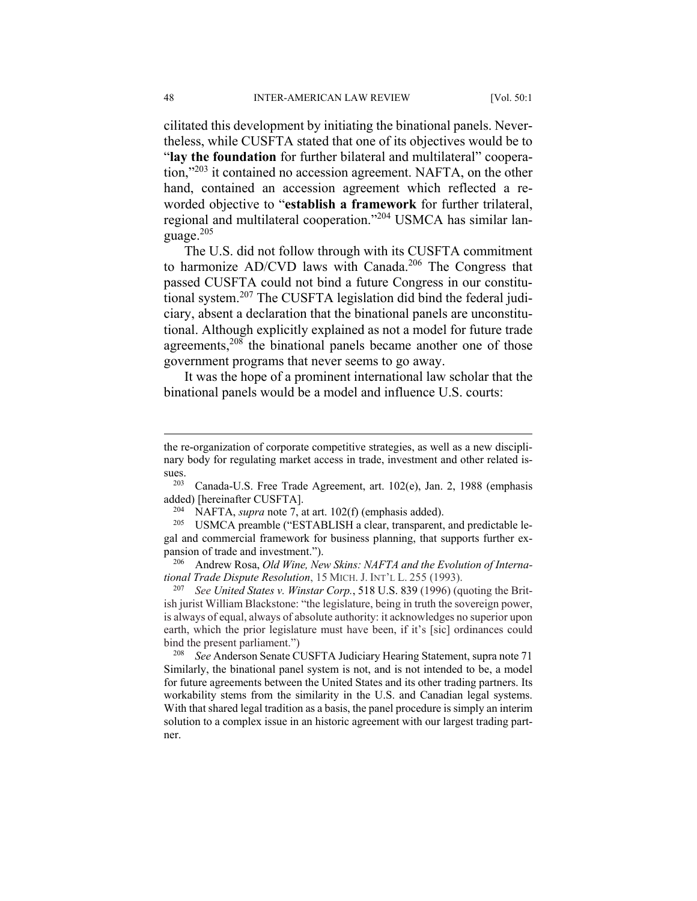cilitated this development by initiating the binational panels. Nevertheless, while CUSFTA stated that one of its objectives would be to "**lay the foundation** for further bilateral and multilateral" cooperation,"[203] it contained no accession agreement. NAFTA, on the other hand, contained an accession agreement which reflected a reworded objective to "**establish a framework** for further trilateral, regional and multilateral cooperation."[204] USMCA has similar language.[205]

The U.S. did not follow through with its CUSFTA commitment to harmonize AD/CVD laws with Canada.[206] The Congress that passed CUSFTA could not bind a future Congress in our constitutional system.[207] The CUSFTA legislation did bind the federal judiciary, absent a declaration that the binational panels are unconstitutional. Although explicitly explained as not a model for future trade agreements,[208] the binational panels became another one of those government programs that never seems to go away.

It was the hope of a prominent international law scholar that the binational panels would be a model and influence U.S. courts:

---

the re-organization of corporate competitive strategies, as well as a new disciplinary body for regulating market access in trade, investment and other related issues.

[203] Canada-U.S. Free Trade Agreement, art. 102(e), Jan. 2, 1988 (emphasis added) [hereinafter CUSFTA].

[204] NAFTA, *supra* note 7, at art. 102(f) (emphasis added).

[205] USMCA preamble ("ESTABLISH a clear, transparent, and predictable legal and commercial framework for business planning, that supports further expansion of trade and investment.").

[206] Andrew Rosa, *Old Wine, New Skins: NAFTA and the Evolution of International Trade Dispute Resolution*, 15 MICH. J. INT'L L. 255 (1993).

[207] *See United States v. Winstar Corp.*, 518 U.S. 839 (1996) (quoting the British jurist William Blackstone: "the legislature, being in truth the sovereign power, is always of equal, always of absolute authority: it acknowledges no superior upon earth, which the prior legislature must have been, if it's [sic] ordinances could bind the present parliament.")

[208] *See* Anderson Senate CUSFTA Judiciary Hearing Statement, supra note 71 Similarly, the binational panel system is not, and is not intended to be, a model for future agreements between the United States and its other trading partners. Its workability stems from the similarity in the U.S. and Canadian legal systems. With that shared legal tradition as a basis, the panel procedure is simply an interim solution to a complex issue in an historic agreement with our largest trading partner.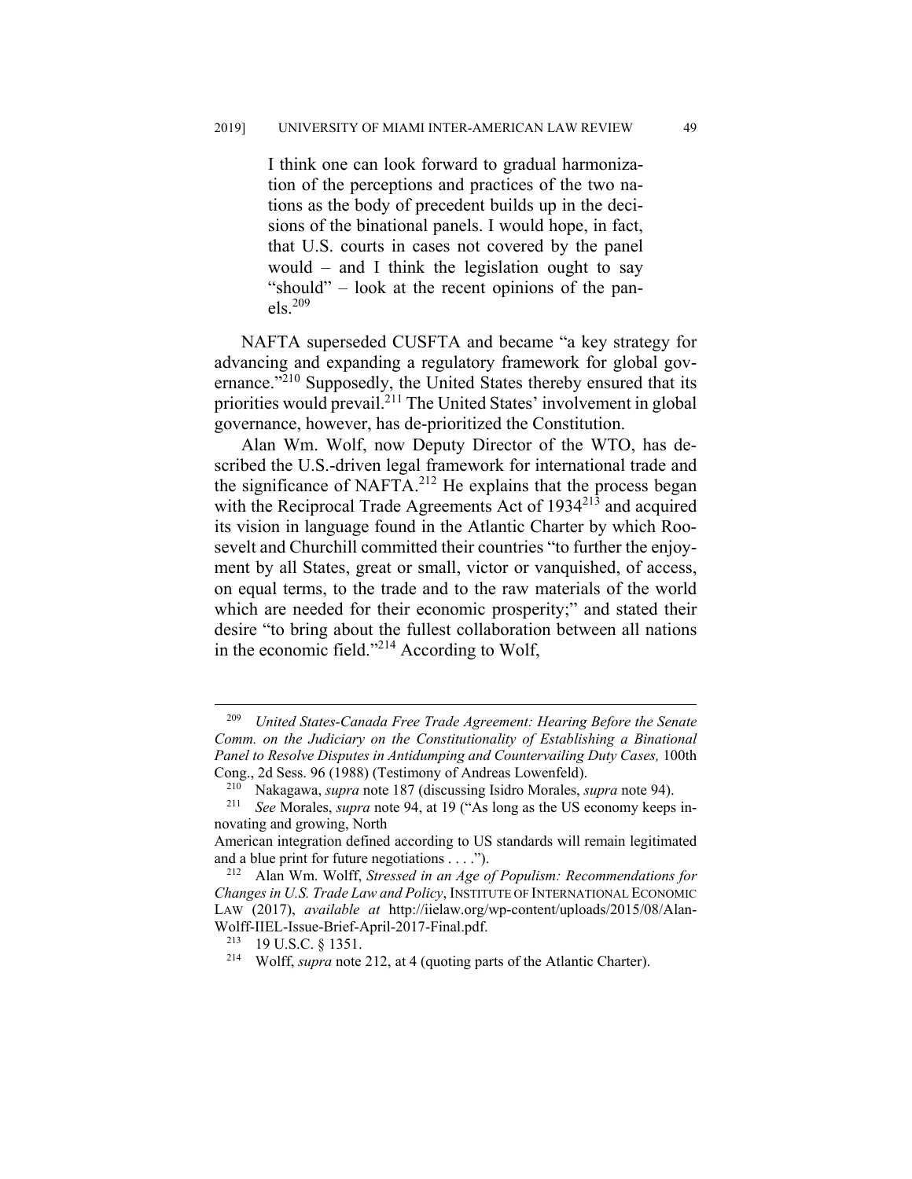> I think one can look forward to gradual harmonization of the perceptions and practices of the two nations as the body of precedent builds up in the decisions of the binational panels. I would hope, in fact, that U.S. courts in cases not covered by the panel would – and I think the legislation ought to say "should" – look at the recent opinions of the panels.[209]

NAFTA superseded CUSFTA and became "a key strategy for advancing and expanding a regulatory framework for global governance."[210] Supposedly, the United States thereby ensured that its priorities would prevail.[211] The United States' involvement in global governance, however, has de-prioritized the Constitution.

Alan Wm. Wolf, now Deputy Director of the WTO, has described the U.S.-driven legal framework for international trade and the significance of NAFTA.[212] He explains that the process began with the Reciprocal Trade Agreements Act of 1934[213] and acquired its vision in language found in the Atlantic Charter by which Roosevelt and Churchill committed their countries "to further the enjoyment by all States, great or small, victor or vanquished, of access, on equal terms, to the trade and to the raw materials of the world which are needed for their economic prosperity;" and stated their desire "to bring about the fullest collaboration between all nations in the economic field."[214] According to Wolf,

---

[209] *United States-Canada Free Trade Agreement: Hearing Before the Senate Comm. on the Judiciary on the Constitutionality of Establishing a Binational Panel to Resolve Disputes in Antidumping and Countervailing Duty Cases,* 100th Cong., 2d Sess. 96 (1988) (Testimony of Andreas Lowenfeld).

[210] Nakagawa, *supra* note 187 (discussing Isidro Morales, *supra* note 94).

[211] *See* Morales, *supra* note 94, at 19 ("As long as the US economy keeps innovating and growing, North American integration defined according to US standards will remain legitimated and a blue print for future negotiations . . . .").

[212] Alan Wm. Wolff, *Stressed in an Age of Populism: Recommendations for Changes in U.S. Trade Law and Policy*, INSTITUTE OF INTERNATIONAL ECONOMIC LAW (2017), *available at* http://iielaw.org/wp-content/uploads/2015/08/Alan-Wolff-IIEL-Issue-Brief-April-2017-Final.pdf.

[213] 19 U.S.C. § 1351.

[214] Wolff, *supra* note 212, at 4 (quoting parts of the Atlantic Charter).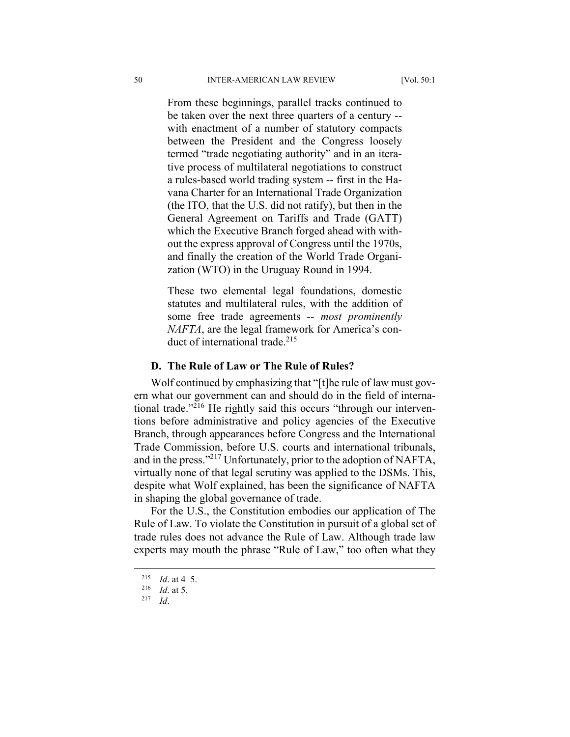> From these beginnings, parallel tracks continued to be taken over the next three quarters of a century -- with enactment of a number of statutory compacts between the President and the Congress loosely termed "trade negotiating authority" and in an iterative process of multilateral negotiations to construct a rules-based world trading system -- first in the Havana Charter for an International Trade Organization (the ITO, that the U.S. did not ratify), but then in the General Agreement on Tariffs and Trade (GATT) which the Executive Branch forged ahead with without the express approval of Congress until the 1970s, and finally the creation of the World Trade Organization (WTO) in the Uruguay Round in 1994.
>
> These two elemental legal foundations, domestic statutes and multilateral rules, with the addition of some free trade agreements -- *most prominently NAFTA*, are the legal framework for America's conduct of international trade.[215]

### D. The Rule of Law or The Rule of Rules?

Wolf continued by emphasizing that "[t]he rule of law must govern what our government can and should do in the field of international trade."[216] He rightly said this occurs "through our interventions before administrative and policy agencies of the Executive Branch, through appearances before Congress and the International Trade Commission, before U.S. courts and international tribunals, and in the press."[217] Unfortunately, prior to the adoption of NAFTA, virtually none of that legal scrutiny was applied to the DSMs. This, despite what Wolf explained, has been the significance of NAFTA in shaping the global governance of trade.

For the U.S., the Constitution embodies our application of The Rule of Law. To violate the Constitution in pursuit of a global set of trade rules does not advance the Rule of Law. Although trade law experts may mouth the phrase "Rule of Law," too often what they

---

[215] *Id*. at 4–5.

[216] *Id*. at 5.

[217] *Id*.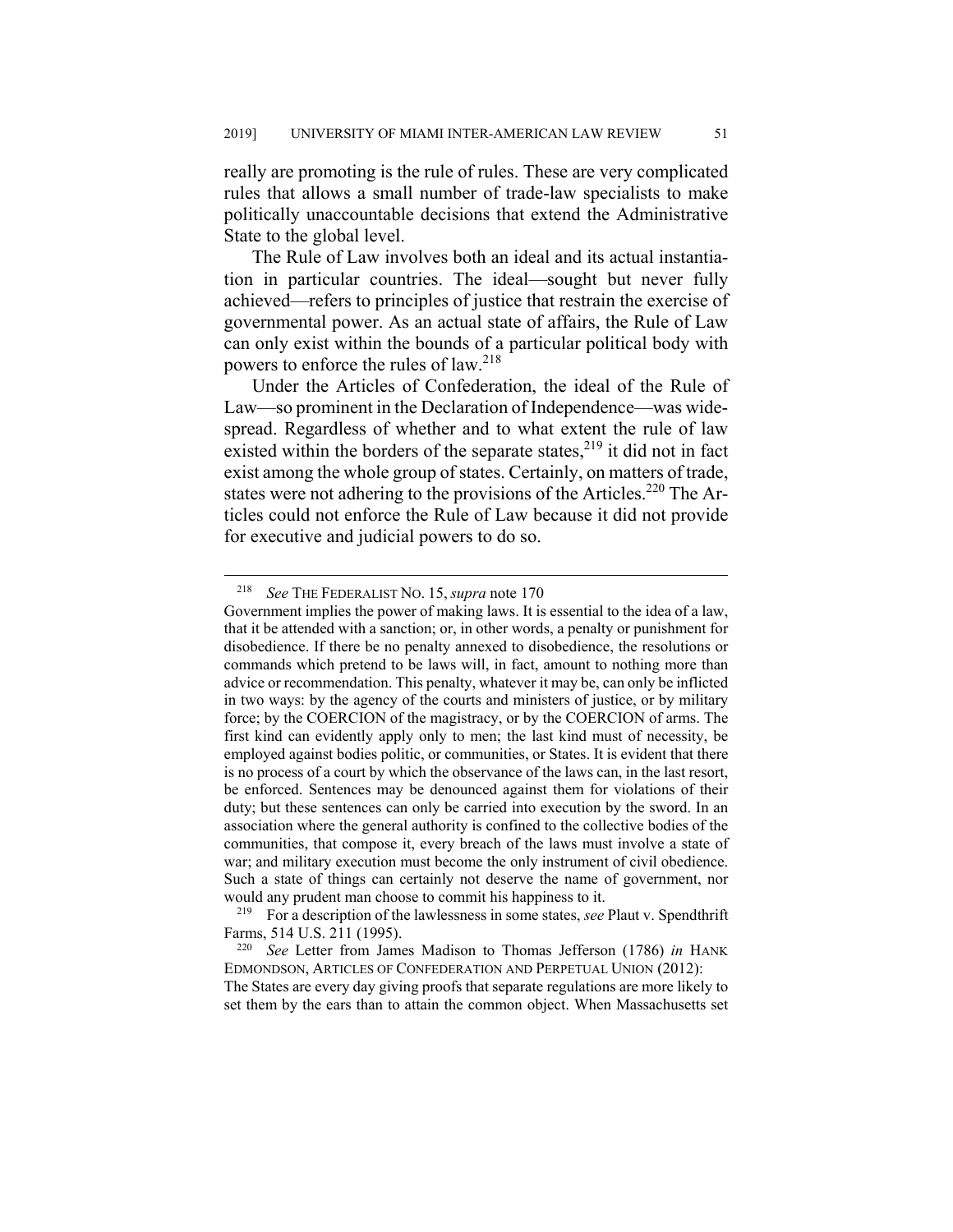really are promoting is the rule of rules. These are very complicated rules that allows a small number of trade-law specialists to make politically unaccountable decisions that extend the Administrative State to the global level.

The Rule of Law involves both an ideal and its actual instantiation in particular countries. The ideal—sought but never fully achieved—refers to principles of justice that restrain the exercise of governmental power. As an actual state of affairs, the Rule of Law can only exist within the bounds of a particular political body with powers to enforce the rules of law.[218]

Under the Articles of Confederation, the ideal of the Rule of Law—so prominent in the Declaration of Independence—was widespread. Regardless of whether and to what extent the rule of law existed within the borders of the separate states,[219] it did not in fact exist among the whole group of states. Certainly, on matters of trade, states were not adhering to the provisions of the Articles.[220] The Articles could not enforce the Rule of Law because it did not provide for executive and judicial powers to do so.

---

[218] *See* THE FEDERALIST NO. 15, *supra* note 170
Government implies the power of making laws. It is essential to the idea of a law, that it be attended with a sanction; or, in other words, a penalty or punishment for disobedience. If there be no penalty annexed to disobedience, the resolutions or commands which pretend to be laws will, in fact, amount to nothing more than advice or recommendation. This penalty, whatever it may be, can only be inflicted in two ways: by the agency of the courts and ministers of justice, or by military force; by the COERCION of the magistracy, or by the COERCION of arms. The first kind can evidently apply only to men; the last kind must of necessity, be employed against bodies politic, or communities, or States. It is evident that there is no process of a court by which the observance of the laws can, in the last resort, be enforced. Sentences may be denounced against them for violations of their duty; but these sentences can only be carried into execution by the sword. In an association where the general authority is confined to the collective bodies of the communities, that compose it, every breach of the laws must involve a state of war; and military execution must become the only instrument of civil obedience. Such a state of things can certainly not deserve the name of government, nor would any prudent man choose to commit his happiness to it.

[219] For a description of the lawlessness in some states, *see* Plaut v. Spendthrift Farms, 514 U.S. 211 (1995).

[220] *See* Letter from James Madison to Thomas Jefferson (1786) *in* HANK EDMONDSON, ARTICLES OF CONFEDERATION AND PERPETUAL UNION (2012):
The States are every day giving proofs that separate regulations are more likely to set them by the ears than to attain the common object. When Massachusetts set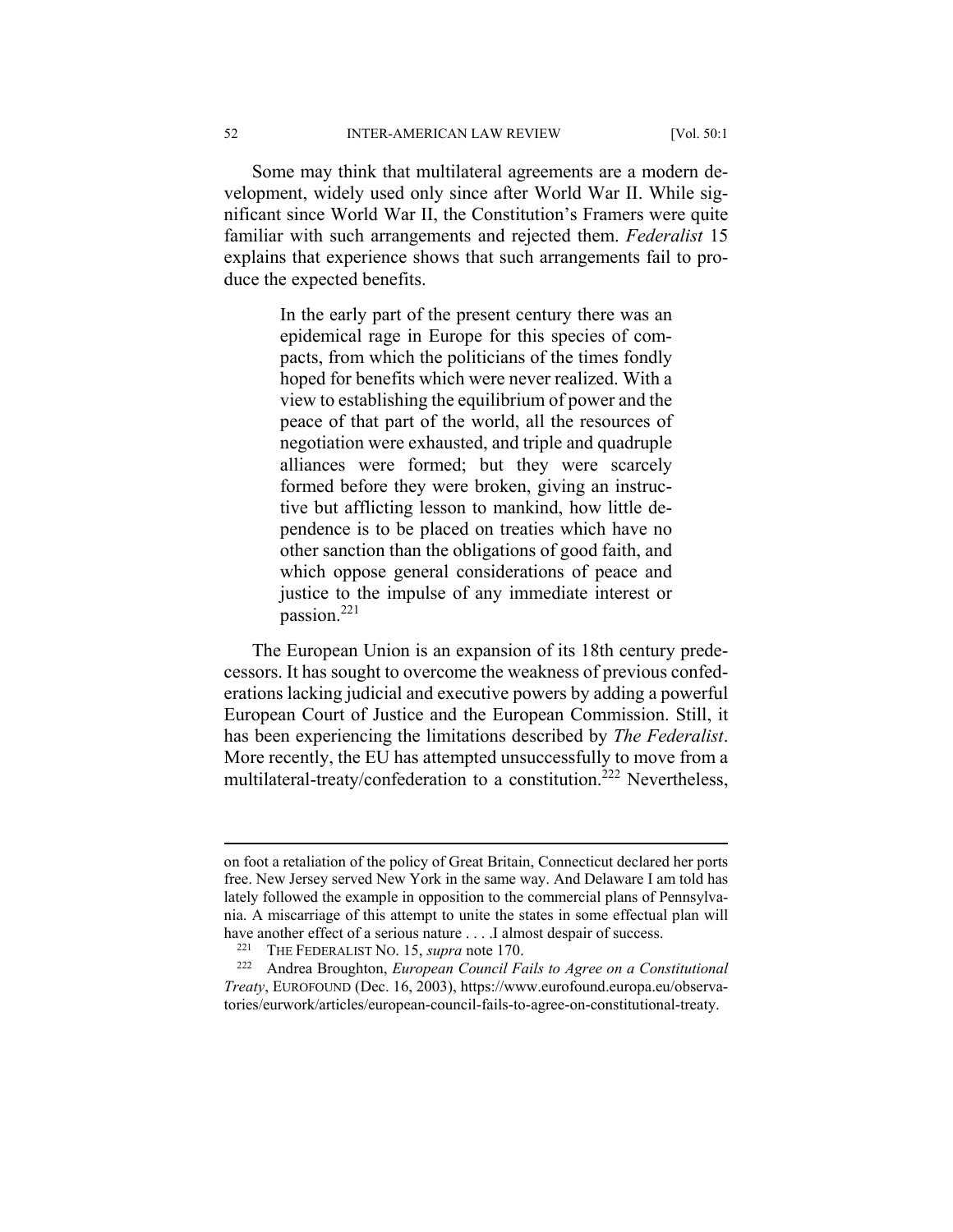Some may think that multilateral agreements are a modern development, widely used only since after World War II. While significant since World War II, the Constitution's Framers were quite familiar with such arrangements and rejected them. *Federalist* 15 explains that experience shows that such arrangements fail to produce the expected benefits.

> In the early part of the present century there was an epidemical rage in Europe for this species of compacts, from which the politicians of the times fondly hoped for benefits which were never realized. With a view to establishing the equilibrium of power and the peace of that part of the world, all the resources of negotiation were exhausted, and triple and quadruple alliances were formed; but they were scarcely formed before they were broken, giving an instructive but afflicting lesson to mankind, how little dependence is to be placed on treaties which have no other sanction than the obligations of good faith, and which oppose general considerations of peace and justice to the impulse of any immediate interest or passion.[221]

The European Union is an expansion of its 18th century predecessors. It has sought to overcome the weakness of previous confederations lacking judicial and executive powers by adding a powerful European Court of Justice and the European Commission. Still, it has been experiencing the limitations described by *The Federalist*. More recently, the EU has attempted unsuccessfully to move from a multilateral-treaty/confederation to a constitution.[222] Nevertheless,

---

on foot a retaliation of the policy of Great Britain, Connecticut declared her ports free. New Jersey served New York in the same way. And Delaware I am told has lately followed the example in opposition to the commercial plans of Pennsylvania. A miscarriage of this attempt to unite the states in some effectual plan will have another effect of a serious nature . . . .I almost despair of success.

[221] THE FEDERALIST NO. 15, *supra* note 170.

[222] Andrea Broughton, *European Council Fails to Agree on a Constitutional Treaty*, EUROFOUND (Dec. 16, 2003), https://www.eurofound.europa.eu/observatories/eurwork/articles/european-council-fails-to-agree-on-constitutional-treaty.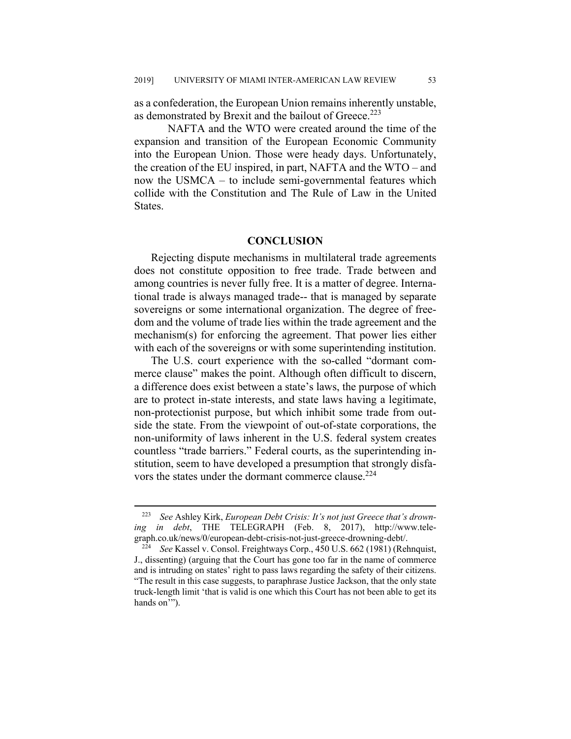as a confederation, the European Union remains inherently unstable, as demonstrated by Brexit and the bailout of Greece.[223]

NAFTA and the WTO were created around the time of the expansion and transition of the European Economic Community into the European Union. Those were heady days. Unfortunately, the creation of the EU inspired, in part, NAFTA and the WTO – and now the USMCA – to include semi-governmental features which collide with the Constitution and The Rule of Law in the United States.

## CONCLUSION

Rejecting dispute mechanisms in multilateral trade agreements does not constitute opposition to free trade. Trade between and among countries is never fully free. It is a matter of degree. International trade is always managed trade-- that is managed by separate sovereigns or some international organization. The degree of freedom and the volume of trade lies within the trade agreement and the mechanism(s) for enforcing the agreement. That power lies either with each of the sovereigns or with some superintending institution.

The U.S. court experience with the so-called "dormant commerce clause" makes the point. Although often difficult to discern, a difference does exist between a state's laws, the purpose of which are to protect in-state interests, and state laws having a legitimate, non-protectionist purpose, but which inhibit some trade from outside the state. From the viewpoint of out-of-state corporations, the non-uniformity of laws inherent in the U.S. federal system creates countless "trade barriers." Federal courts, as the superintending institution, seem to have developed a presumption that strongly disfavors the states under the dormant commerce clause.[224]

---

[223] *See* Ashley Kirk, *European Debt Crisis: It's not just Greece that's drowning in debt*, THE TELEGRAPH (Feb. 8, 2017), http://www.telegraph.co.uk/news/0/european-debt-crisis-not-just-greece-drowning-debt/.

[224] *See* Kassel v. Consol. Freightways Corp., 450 U.S. 662 (1981) (Rehnquist, J., dissenting) (arguing that the Court has gone too far in the name of commerce and is intruding on states' right to pass laws regarding the safety of their citizens. "The result in this case suggests, to paraphrase Justice Jackson, that the only state truck-length limit 'that is valid is one which this Court has not been able to get its hands on'").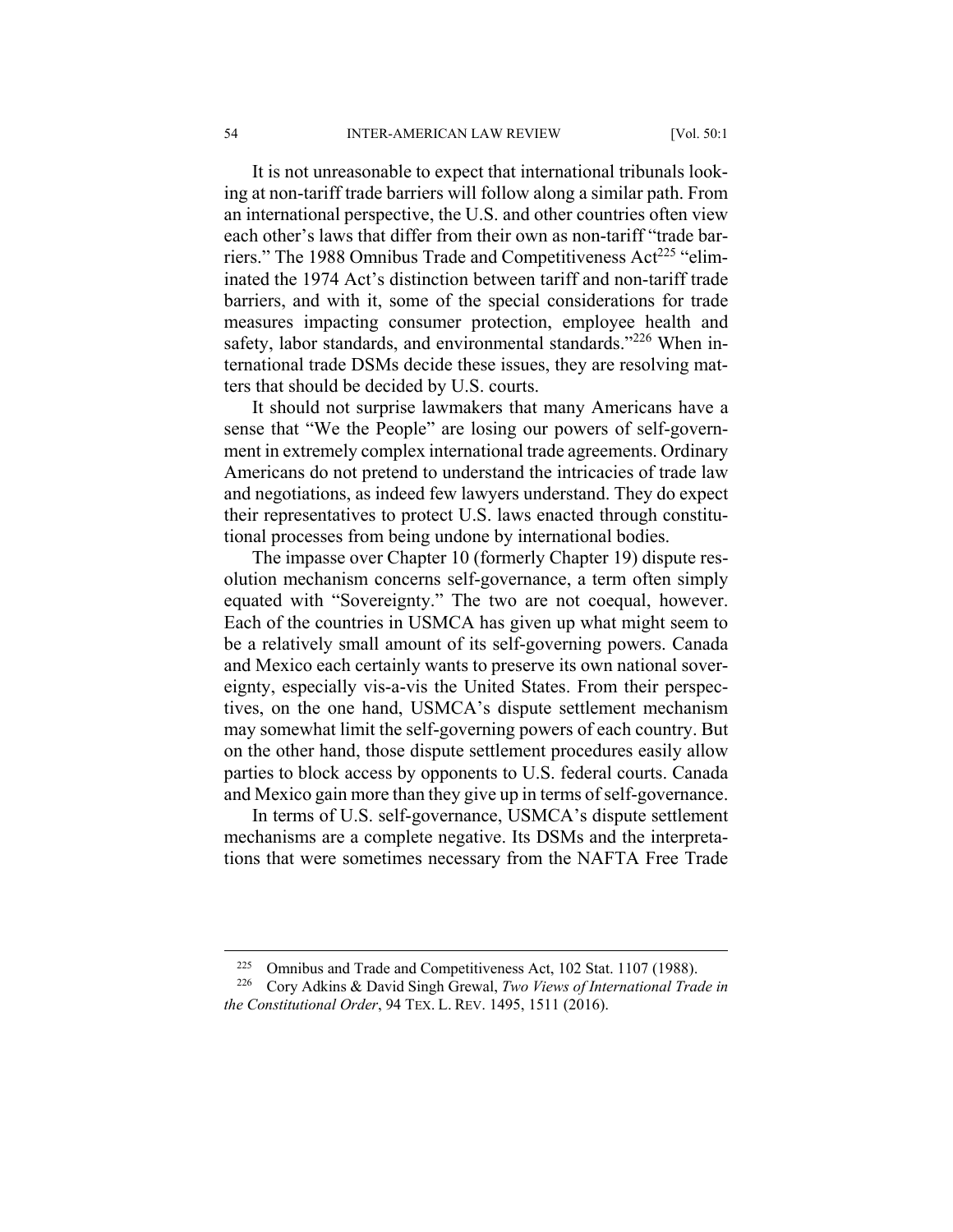It is not unreasonable to expect that international tribunals looking at non-tariff trade barriers will follow along a similar path. From an international perspective, the U.S. and other countries often view each other's laws that differ from their own as non-tariff "trade barriers." The 1988 Omnibus Trade and Competitiveness Act[225] "eliminated the 1974 Act's distinction between tariff and non-tariff trade barriers, and with it, some of the special considerations for trade measures impacting consumer protection, employee health and safety, labor standards, and environmental standards."[226] When international trade DSMs decide these issues, they are resolving matters that should be decided by U.S. courts.

It should not surprise lawmakers that many Americans have a sense that "We the People" are losing our powers of self-government in extremely complex international trade agreements. Ordinary Americans do not pretend to understand the intricacies of trade law and negotiations, as indeed few lawyers understand. They do expect their representatives to protect U.S. laws enacted through constitutional processes from being undone by international bodies.

The impasse over Chapter 10 (formerly Chapter 19) dispute resolution mechanism concerns self-governance, a term often simply equated with "Sovereignty." The two are not coequal, however. Each of the countries in USMCA has given up what might seem to be a relatively small amount of its self-governing powers. Canada and Mexico each certainly wants to preserve its own national sovereignty, especially vis-a-vis the United States. From their perspectives, on the one hand, USMCA's dispute settlement mechanism may somewhat limit the self-governing powers of each country. But on the other hand, those dispute settlement procedures easily allow parties to block access by opponents to U.S. federal courts. Canada and Mexico gain more than they give up in terms of self-governance.

In terms of U.S. self-governance, USMCA's dispute settlement mechanisms are a complete negative. Its DSMs and the interpretations that were sometimes necessary from the NAFTA Free Trade

---

[225] Omnibus and Trade and Competitiveness Act, 102 Stat. 1107 (1988).

[226] Cory Adkins & David Singh Grewal, *Two Views of International Trade in the Constitutional Order*, 94 TEX. L. REV. 1495, 1511 (2016).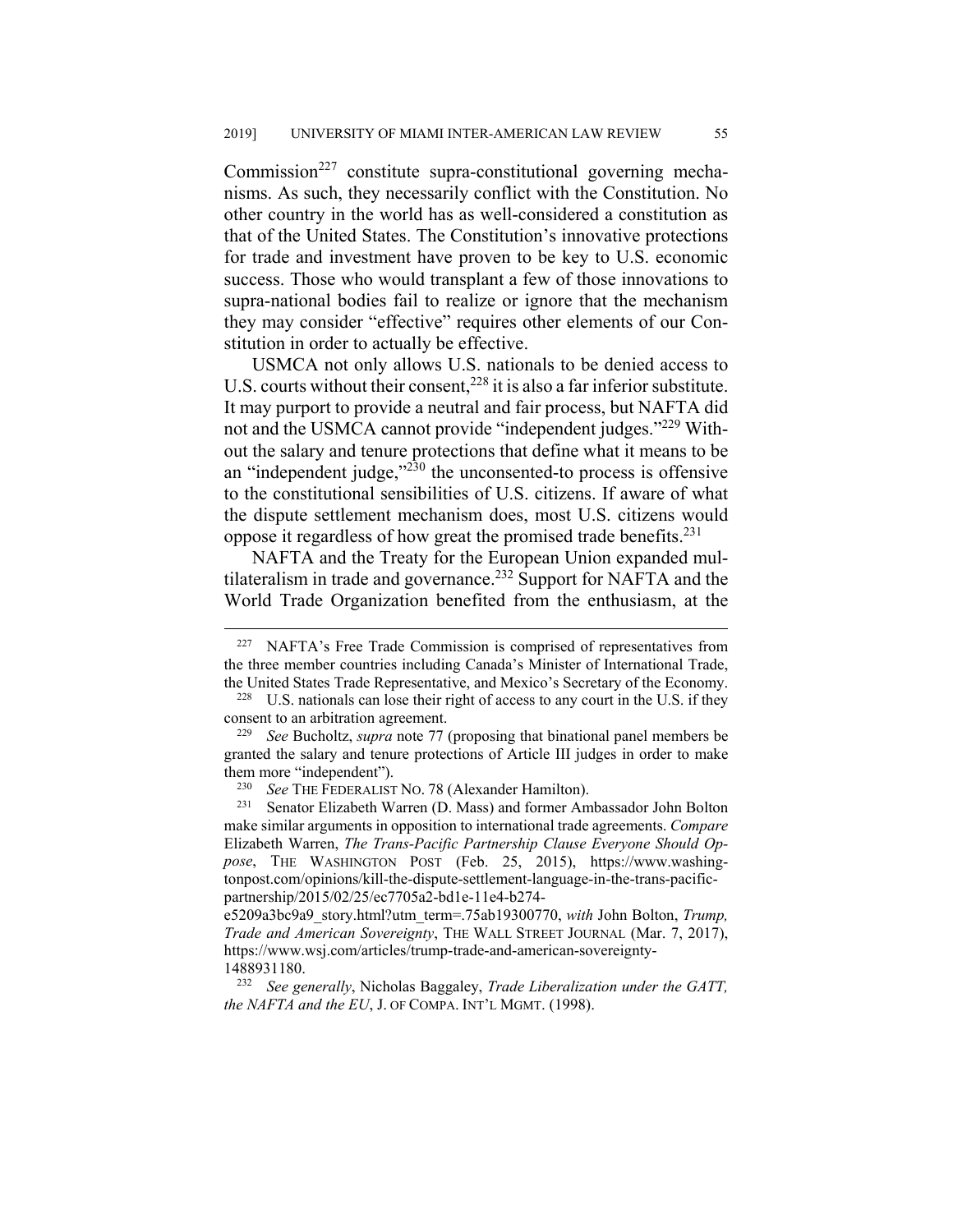Commission[227] constitute supra-constitutional governing mechanisms. As such, they necessarily conflict with the Constitution. No other country in the world has as well-considered a constitution as that of the United States. The Constitution's innovative protections for trade and investment have proven to be key to U.S. economic success. Those who would transplant a few of those innovations to supra-national bodies fail to realize or ignore that the mechanism they may consider "effective" requires other elements of our Constitution in order to actually be effective.

USMCA not only allows U.S. nationals to be denied access to U.S. courts without their consent,[228] it is also a far inferior substitute. It may purport to provide a neutral and fair process, but NAFTA did not and the USMCA cannot provide "independent judges."[229] Without the salary and tenure protections that define what it means to be an "independent judge,"[230] the unconsented-to process is offensive to the constitutional sensibilities of U.S. citizens. If aware of what the dispute settlement mechanism does, most U.S. citizens would oppose it regardless of how great the promised trade benefits.[231]

NAFTA and the Treaty for the European Union expanded multilateralism in trade and governance.[232] Support for NAFTA and the World Trade Organization benefited from the enthusiasm, at the

---

[227] NAFTA's Free Trade Commission is comprised of representatives from the three member countries including Canada's Minister of International Trade, the United States Trade Representative, and Mexico's Secretary of the Economy.

[228] U.S. nationals can lose their right of access to any court in the U.S. if they consent to an arbitration agreement.

[229] *See* Bucholtz, *supra* note 77 (proposing that binational panel members be granted the salary and tenure protections of Article III judges in order to make them more "independent").

[230] *See* THE FEDERALIST NO. 78 (Alexander Hamilton).

[231] Senator Elizabeth Warren (D. Mass) and former Ambassador John Bolton make similar arguments in opposition to international trade agreements. *Compare* Elizabeth Warren, *The Trans-Pacific Partnership Clause Everyone Should Oppose*, THE WASHINGTON POST (Feb. 25, 2015), https://www.washingtonpost.com/opinions/kill-the-dispute-settlement-language-in-the-trans-pacific-partnership/2015/02/25/ec7705a2-bd1e-11e4-b274-e5209a3bc9a9_story.html?utm_term=.75ab19300770, *with* John Bolton, *Trump, Trade and American Sovereignty*, THE WALL STREET JOURNAL (Mar. 7, 2017), https://www.wsj.com/articles/trump-trade-and-american-sovereignty-1488931180.

[232] *See generally*, Nicholas Baggaley, *Trade Liberalization under the GATT, the NAFTA and the EU*, J. OF COMPA. INT'L MGMT. (1998).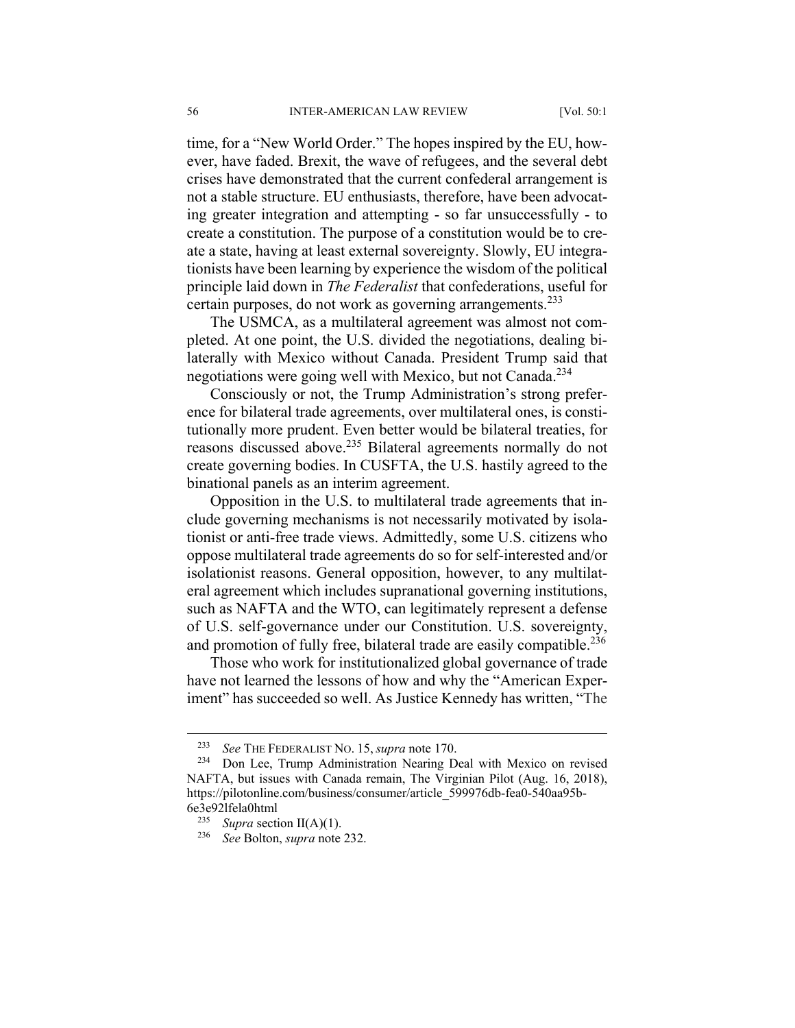time, for a "New World Order." The hopes inspired by the EU, however, have faded. Brexit, the wave of refugees, and the several debt crises have demonstrated that the current confederal arrangement is not a stable structure. EU enthusiasts, therefore, have been advocating greater integration and attempting - so far unsuccessfully - to create a constitution. The purpose of a constitution would be to create a state, having at least external sovereignty. Slowly, EU integrationists have been learning by experience the wisdom of the political principle laid down in *The Federalist* that confederations, useful for certain purposes, do not work as governing arrangements.[233]

The USMCA, as a multilateral agreement was almost not completed. At one point, the U.S. divided the negotiations, dealing bilaterally with Mexico without Canada. President Trump said that negotiations were going well with Mexico, but not Canada.[234]

Consciously or not, the Trump Administration's strong preference for bilateral trade agreements, over multilateral ones, is constitutionally more prudent. Even better would be bilateral treaties, for reasons discussed above.[235] Bilateral agreements normally do not create governing bodies. In CUSFTA, the U.S. hastily agreed to the binational panels as an interim agreement.

Opposition in the U.S. to multilateral trade agreements that include governing mechanisms is not necessarily motivated by isolationist or anti-free trade views. Admittedly, some U.S. citizens who oppose multilateral trade agreements do so for self-interested and/or isolationist reasons. General opposition, however, to any multilateral agreement which includes supranational governing institutions, such as NAFTA and the WTO, can legitimately represent a defense of U.S. self-governance under our Constitution. U.S. sovereignty, and promotion of fully free, bilateral trade are easily compatible.[236]

Those who work for institutionalized global governance of trade have not learned the lessons of how and why the "American Experiment" has succeeded so well. As Justice Kennedy has written, "The

---

[233] *See* THE FEDERALIST NO. 15, *supra* note 170.

[234] Don Lee, Trump Administration Nearing Deal with Mexico on revised NAFTA, but issues with Canada remain, The Virginian Pilot (Aug. 16, 2018), https://pilotonline.com/business/consumer/article_599976db-fea0-540aa95b-6e3e92lfela0html

[235] *Supra* section II(A)(1).

[236] *See* Bolton, *supra* note 232.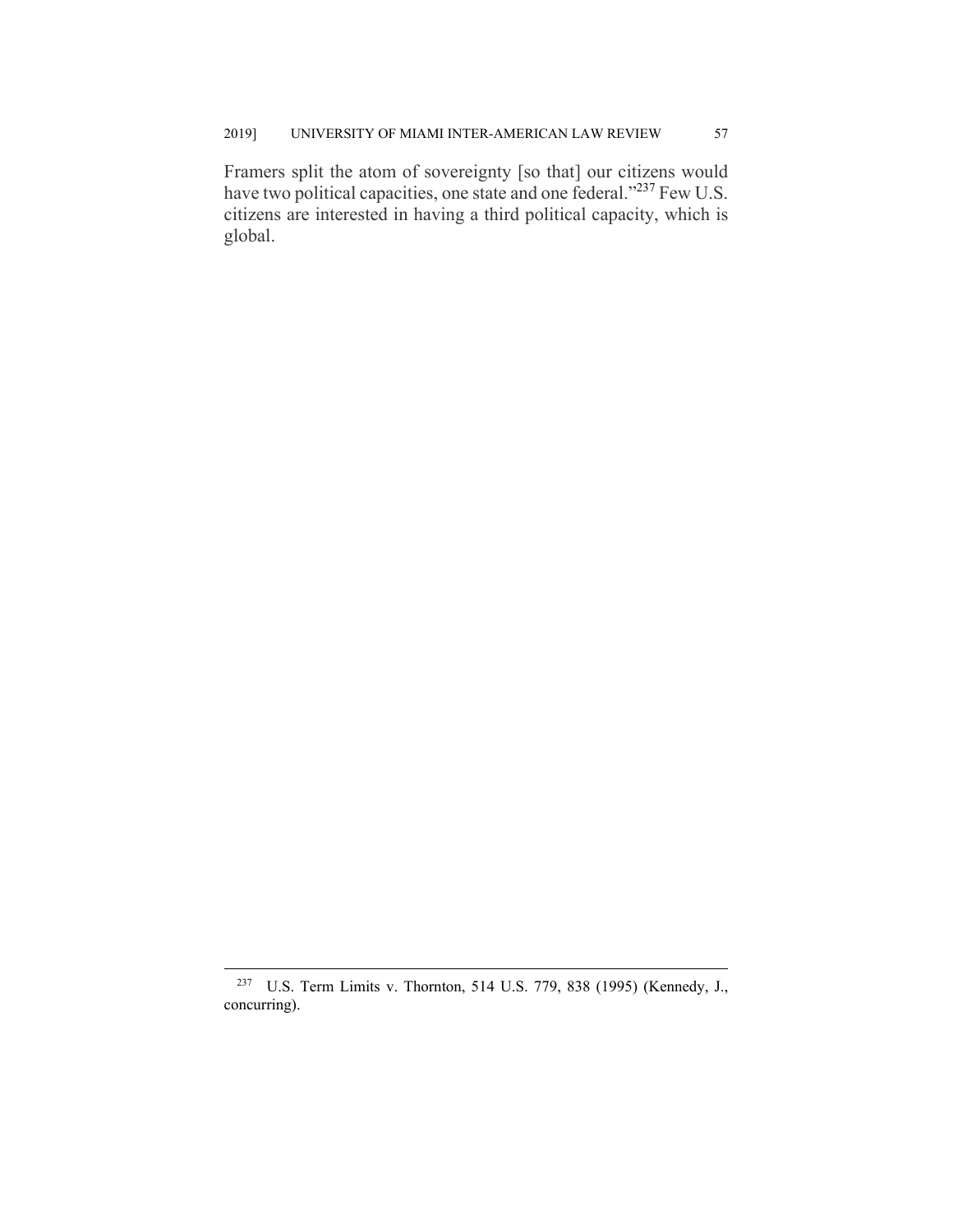Framers split the atom of sovereignty [so that] our citizens would have two political capacities, one state and one federal."[237] Few U.S. citizens are interested in having a third political capacity, which is global.

---

[237] U.S. Term Limits v. Thornton, 514 U.S. 779, 838 (1995) (Kennedy, J., concurring).